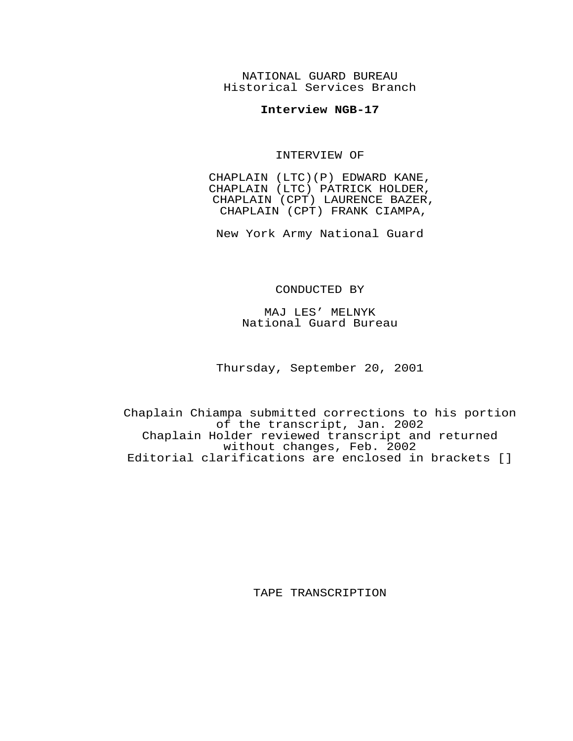NATIONAL GUARD BUREAU
Historical Services Branch

**Interview NGB-17**

INTERVIEW OF

CHAPLAIN (LTC)(P) EDWARD KANE,
CHAPLAIN (LTC) PATRICK HOLDER,
CHAPLAIN (CPT) LAURENCE BAZER,
CHAPLAIN (CPT) FRANK CIAMPA,

New York Army National Guard

CONDUCTED BY

MAJ LES' MELNYK
National Guard Bureau

Thursday, September 20, 2001

Chaplain Chiampa submitted corrections to his portion of the transcript, Jan. 2002
Chaplain Holder reviewed transcript and returned without changes, Feb. 2002
Editorial clarifications are enclosed in brackets []

TAPE TRANSCRIPTION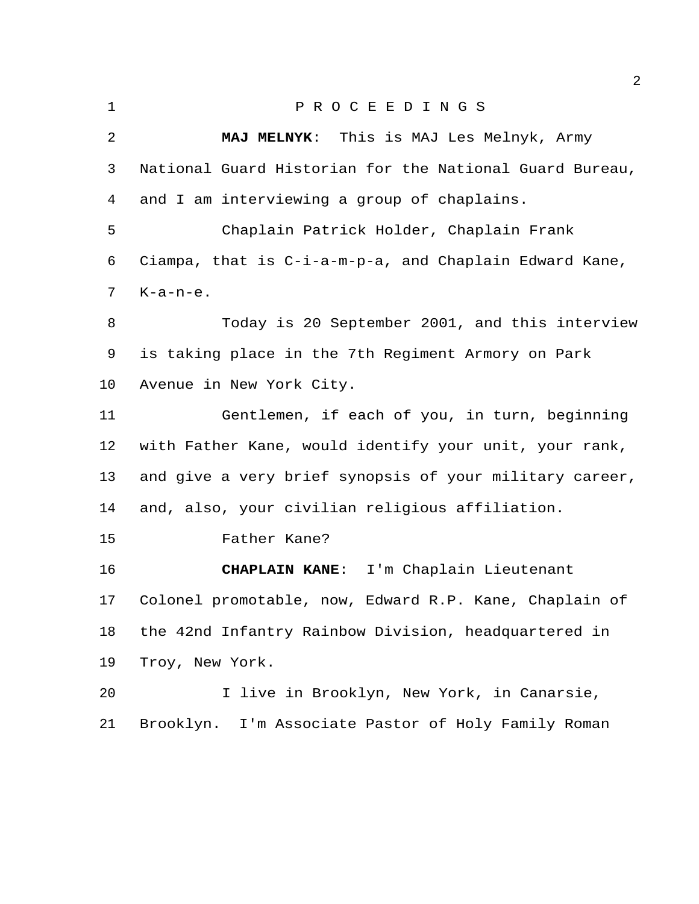P R O C E E D I N G S

**MAJ MELNYK**: This is MAJ Les Melnyk, Army National Guard Historian for the National Guard Bureau, and I am interviewing a group of chaplains.

Chaplain Patrick Holder, Chaplain Frank Ciampa, that is C-i-a-m-p-a, and Chaplain Edward Kane, K-a-n-e.

Today is 20 September 2001, and this interview is taking place in the 7th Regiment Armory on Park Avenue in New York City.

Gentlemen, if each of you, in turn, beginning with Father Kane, would identify your unit, your rank, and give a very brief synopsis of your military career, and, also, your civilian religious affiliation.

Father Kane?

**CHAPLAIN KANE**: I'm Chaplain Lieutenant Colonel promotable, now, Edward R.P. Kane, Chaplain of the 42nd Infantry Rainbow Division, headquartered in Troy, New York.

I live in Brooklyn, New York, in Canarsie, Brooklyn. I'm Associate Pastor of Holy Family Roman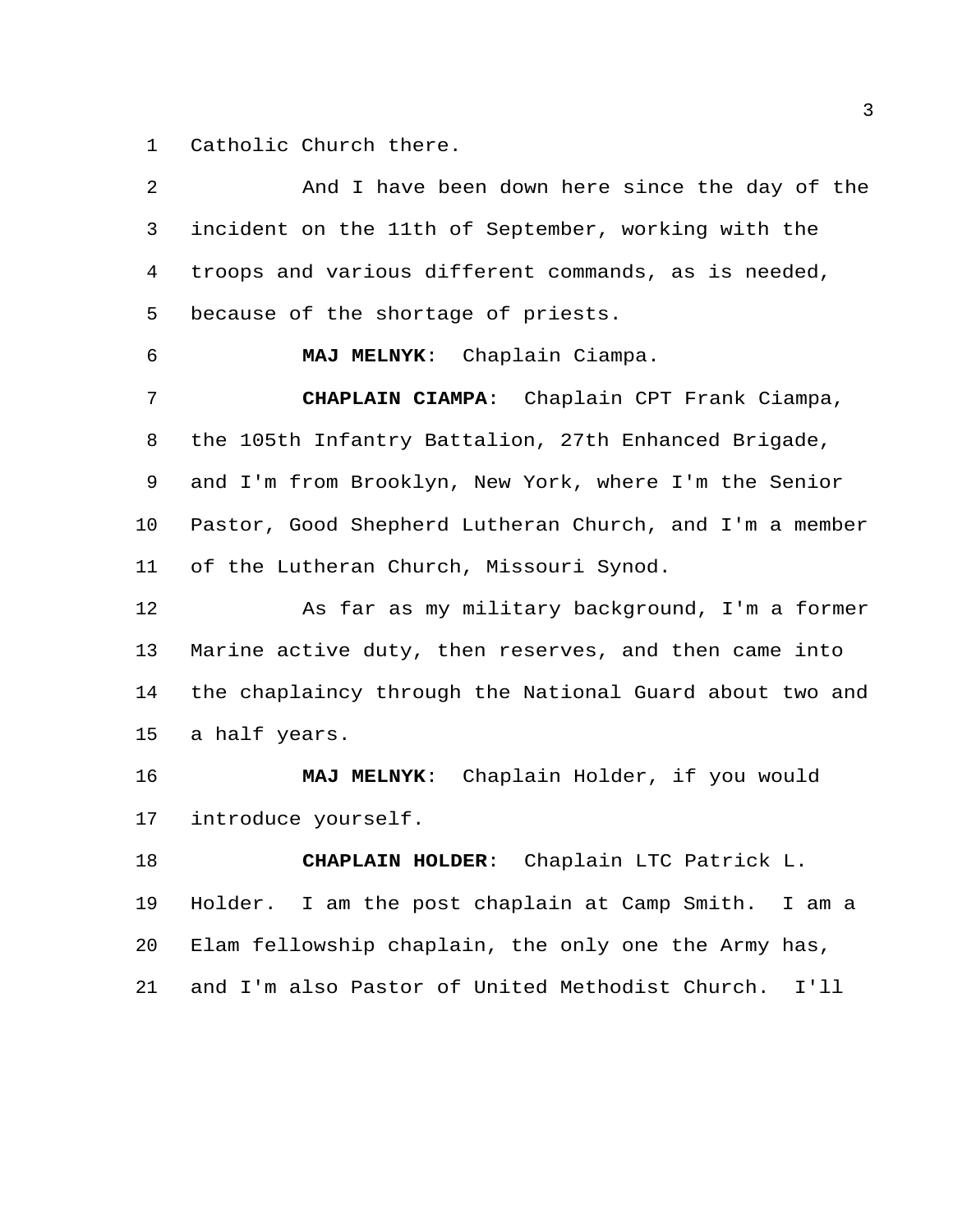Catholic Church there.

And I have been down here since the day of the incident on the 11th of September, working with the troops and various different commands, as is needed, because of the shortage of priests.

**MAJ MELNYK**: Chaplain Ciampa.

**CHAPLAIN CIAMPA**: Chaplain CPT Frank Ciampa, the 105th Infantry Battalion, 27th Enhanced Brigade, and I'm from Brooklyn, New York, where I'm the Senior Pastor, Good Shepherd Lutheran Church, and I'm a member of the Lutheran Church, Missouri Synod.

As far as my military background, I'm a former Marine active duty, then reserves, and then came into the chaplaincy through the National Guard about two and a half years.

**MAJ MELNYK**: Chaplain Holder, if you would introduce yourself.

**CHAPLAIN HOLDER**: Chaplain LTC Patrick L. Holder. I am the post chaplain at Camp Smith. I am a Elam fellowship chaplain, the only one the Army has, and I'm also Pastor of United Methodist Church. I'll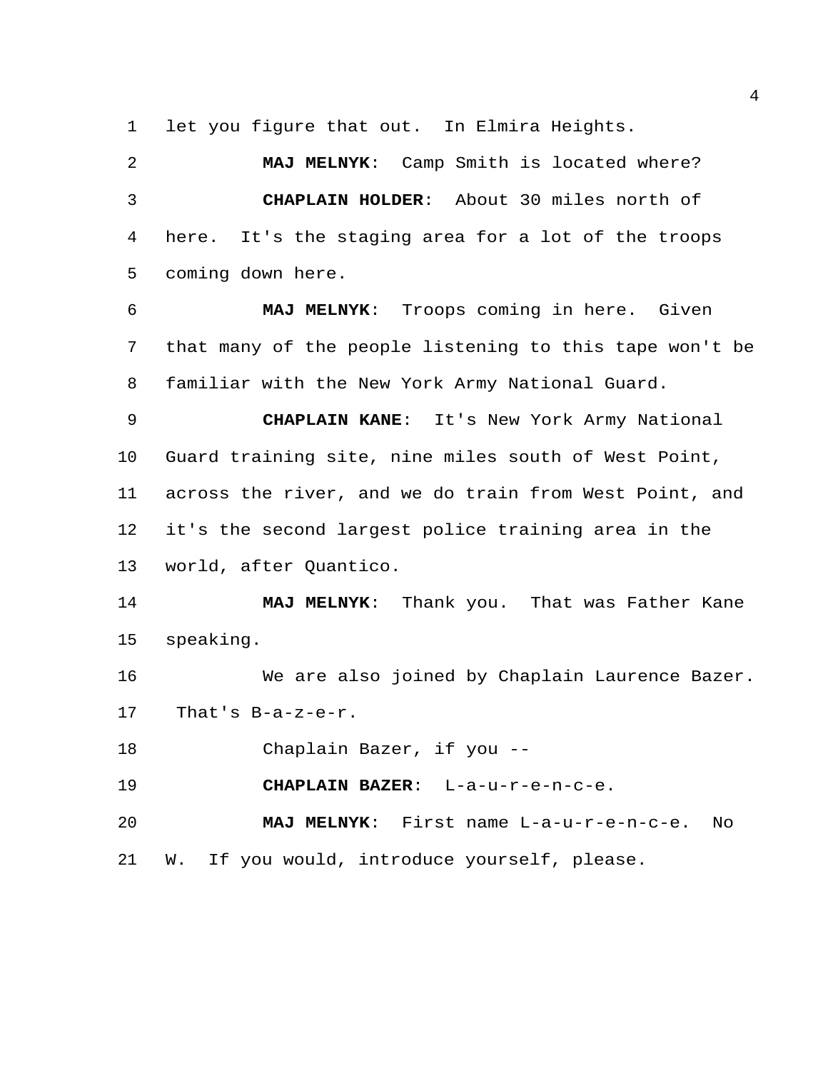let you figure that out. In Elmira Heights.

**MAJ MELNYK**: Camp Smith is located where?

**CHAPLAIN HOLDER**: About 30 miles north of here. It's the staging area for a lot of the troops coming down here.

**MAJ MELNYK**: Troops coming in here. Given that many of the people listening to this tape won't be familiar with the New York Army National Guard.

**CHAPLAIN KANE**: It's New York Army National Guard training site, nine miles south of West Point, across the river, and we do train from West Point, and it's the second largest police training area in the world, after Quantico.

**MAJ MELNYK**: Thank you. That was Father Kane speaking.

We are also joined by Chaplain Laurence Bazer. That's B-a-z-e-r.

Chaplain Bazer, if you --

**CHAPLAIN BAZER**: L-a-u-r-e-n-c-e.

**MAJ MELNYK**: First name L-a-u-r-e-n-c-e. No W. If you would, introduce yourself, please.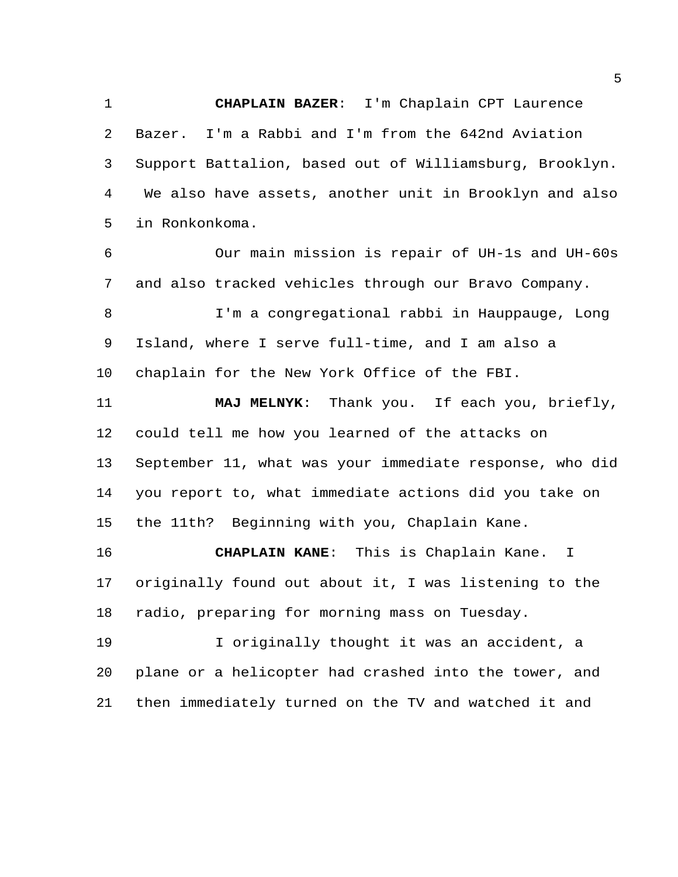**CHAPLAIN BAZER**: I'm Chaplain CPT Laurence Bazer. I'm a Rabbi and I'm from the 642nd Aviation Support Battalion, based out of Williamsburg, Brooklyn. We also have assets, another unit in Brooklyn and also in Ronkonkoma.

Our main mission is repair of UH-1s and UH-60s and also tracked vehicles through our Bravo Company.

I'm a congregational rabbi in Hauppauge, Long Island, where I serve full-time, and I am also a chaplain for the New York Office of the FBI.

**MAJ MELNYK**: Thank you. If each you, briefly, could tell me how you learned of the attacks on September 11, what was your immediate response, who did you report to, what immediate actions did you take on the 11th? Beginning with you, Chaplain Kane.

**CHAPLAIN KANE**: This is Chaplain Kane. I originally found out about it, I was listening to the radio, preparing for morning mass on Tuesday.

I originally thought it was an accident, a plane or a helicopter had crashed into the tower, and then immediately turned on the TV and watched it and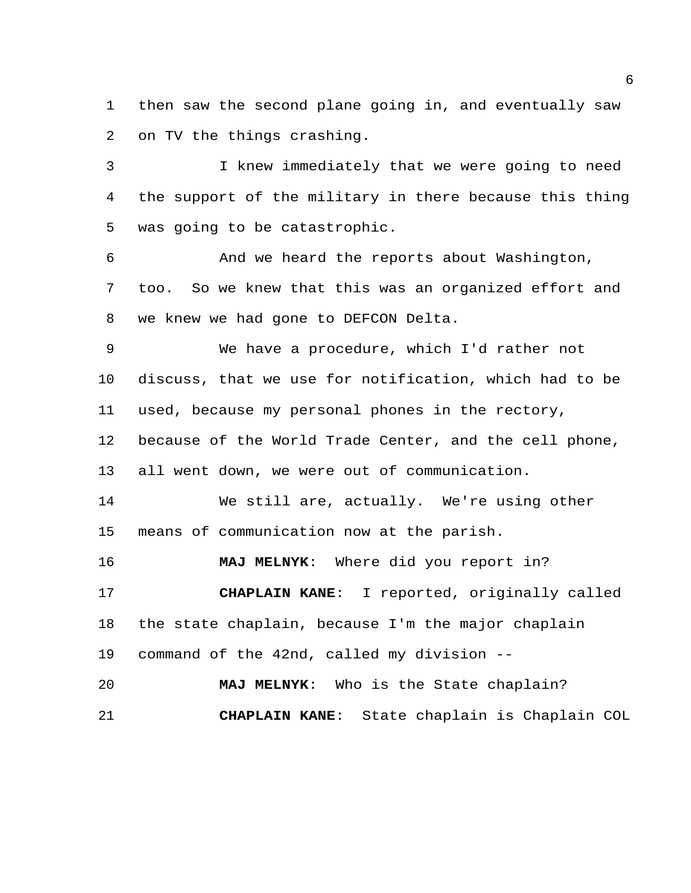then saw the second plane going in, and eventually saw on TV the things crashing.

I knew immediately that we were going to need the support of the military in there because this thing was going to be catastrophic.

And we heard the reports about Washington, too. So we knew that this was an organized effort and we knew we had gone to DEFCON Delta.

We have a procedure, which I'd rather not discuss, that we use for notification, which had to be used, because my personal phones in the rectory, because of the World Trade Center, and the cell phone, all went down, we were out of communication.

We still are, actually. We're using other means of communication now at the parish.

**MAJ MELNYK**: Where did you report in?

**CHAPLAIN KANE**: I reported, originally called the state chaplain, because I'm the major chaplain command of the 42nd, called my division --

**MAJ MELNYK**: Who is the State chaplain?

**CHAPLAIN KANE**: State chaplain is Chaplain COL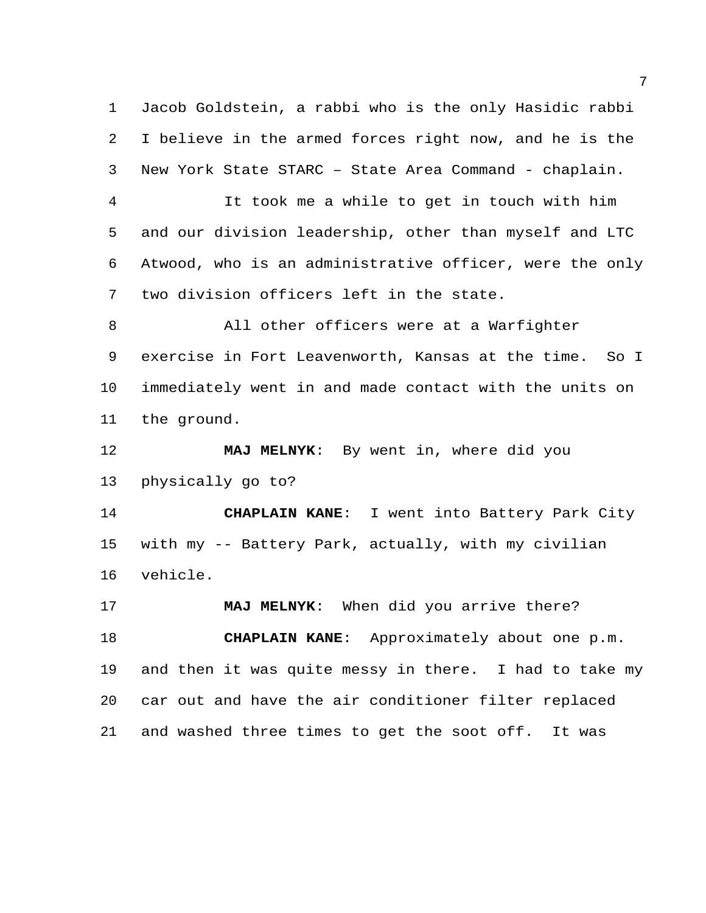Jacob Goldstein, a rabbi who is the only Hasidic rabbi I believe in the armed forces right now, and he is the New York State STARC – State Area Command - chaplain.

It took me a while to get in touch with him and our division leadership, other than myself and LTC Atwood, who is an administrative officer, were the only two division officers left in the state.

All other officers were at a Warfighter exercise in Fort Leavenworth, Kansas at the time. So I immediately went in and made contact with the units on the ground.

**MAJ MELNYK**: By went in, where did you physically go to?

**CHAPLAIN KANE**: I went into Battery Park City with my -- Battery Park, actually, with my civilian vehicle.

**MAJ MELNYK**: When did you arrive there?

**CHAPLAIN KANE**: Approximately about one p.m. and then it was quite messy in there. I had to take my car out and have the air conditioner filter replaced and washed three times to get the soot off. It was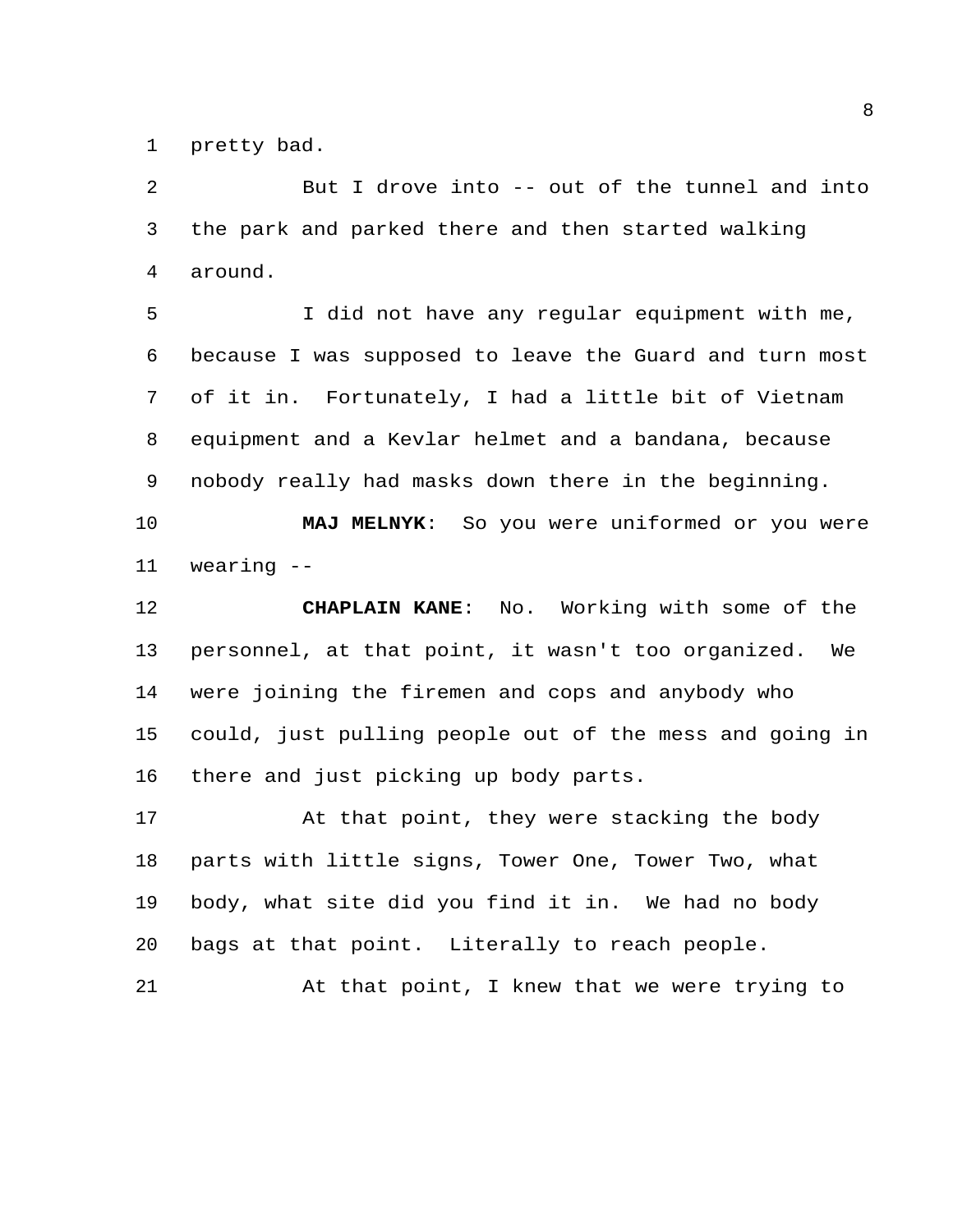pretty bad.

But I drove into -- out of the tunnel and into the park and parked there and then started walking around.

I did not have any regular equipment with me, because I was supposed to leave the Guard and turn most of it in. Fortunately, I had a little bit of Vietnam equipment and a Kevlar helmet and a bandana, because nobody really had masks down there in the beginning.

**MAJ MELNYK**: So you were uniformed or you were wearing --

**CHAPLAIN KANE**: No. Working with some of the personnel, at that point, it wasn't too organized. We were joining the firemen and cops and anybody who could, just pulling people out of the mess and going in there and just picking up body parts.

At that point, they were stacking the body parts with little signs, Tower One, Tower Two, what body, what site did you find it in. We had no body bags at that point. Literally to reach people.

At that point, I knew that we were trying to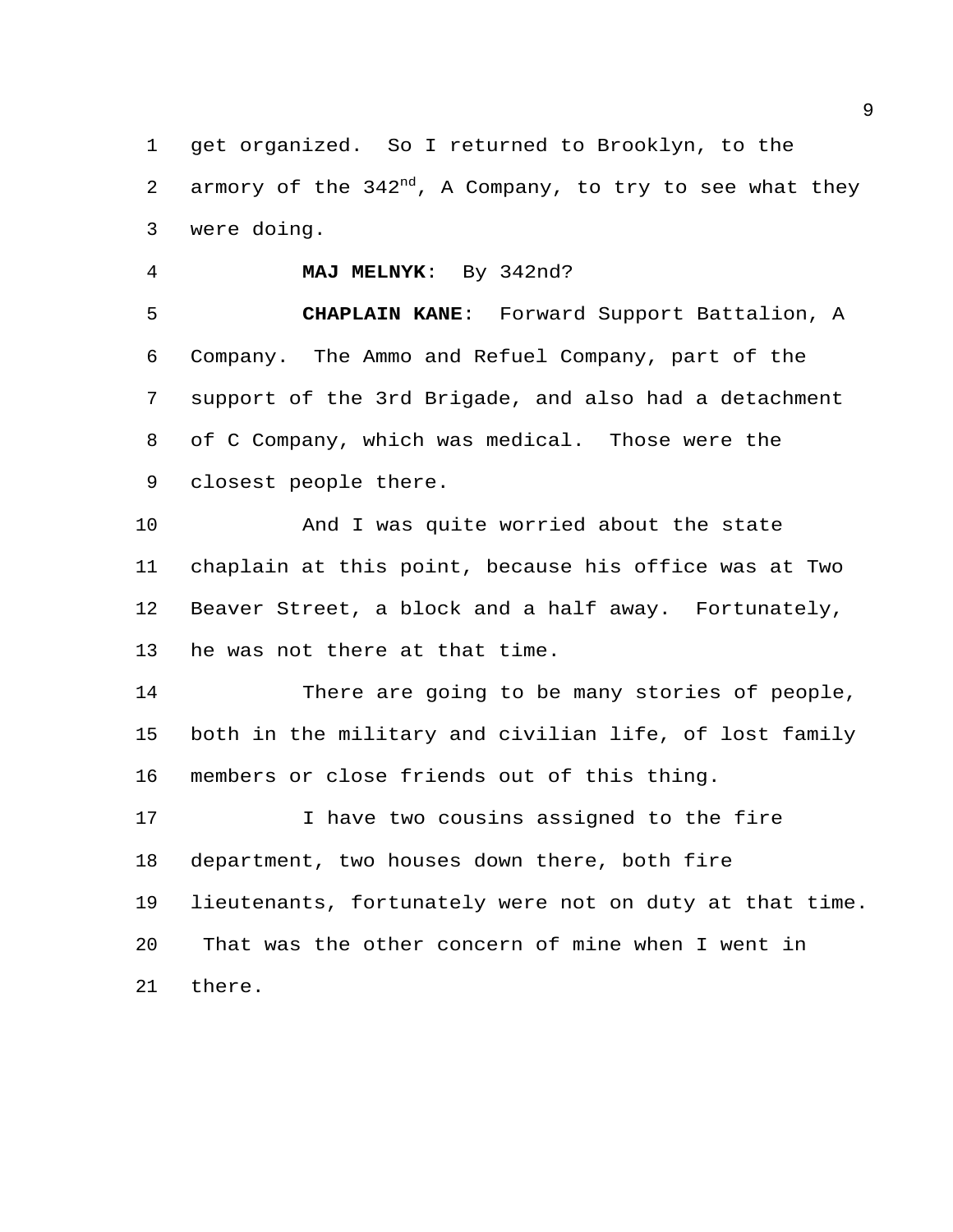get organized. So I returned to Brooklyn, to the armory of the 342nd, A Company, to try to see what they were doing.

**MAJ MELNYK**: By 342nd?

**CHAPLAIN KANE**: Forward Support Battalion, A Company. The Ammo and Refuel Company, part of the support of the 3rd Brigade, and also had a detachment of C Company, which was medical. Those were the closest people there.

And I was quite worried about the state chaplain at this point, because his office was at Two Beaver Street, a block and a half away. Fortunately, he was not there at that time.

There are going to be many stories of people, both in the military and civilian life, of lost family members or close friends out of this thing.

I have two cousins assigned to the fire department, two houses down there, both fire lieutenants, fortunately were not on duty at that time. That was the other concern of mine when I went in there.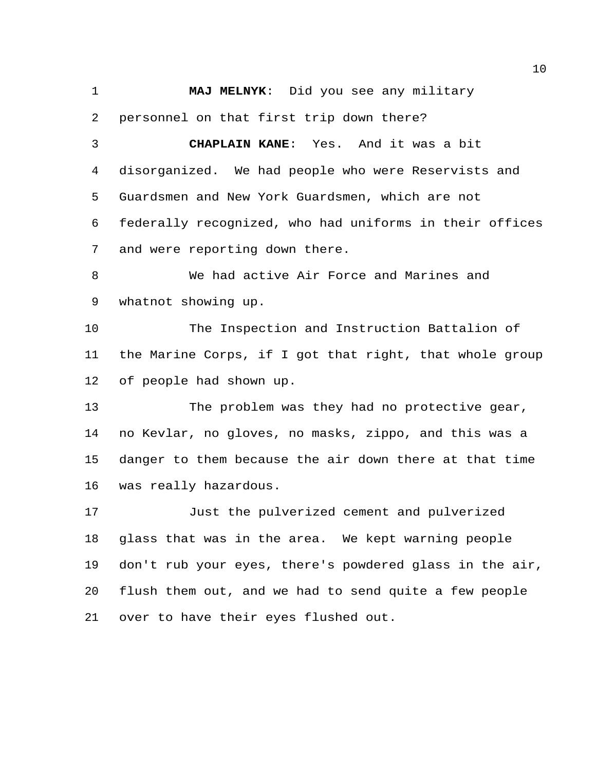**MAJ MELNYK**: Did you see any military personnel on that first trip down there?

**CHAPLAIN KANE**: Yes. And it was a bit disorganized. We had people who were Reservists and Guardsmen and New York Guardsmen, which are not federally recognized, who had uniforms in their offices and were reporting down there.

We had active Air Force and Marines and whatnot showing up.

The Inspection and Instruction Battalion of the Marine Corps, if I got that right, that whole group of people had shown up.

The problem was they had no protective gear, no Kevlar, no gloves, no masks, zippo, and this was a danger to them because the air down there at that time was really hazardous.

Just the pulverized cement and pulverized glass that was in the area. We kept warning people don't rub your eyes, there's powdered glass in the air, flush them out, and we had to send quite a few people over to have their eyes flushed out.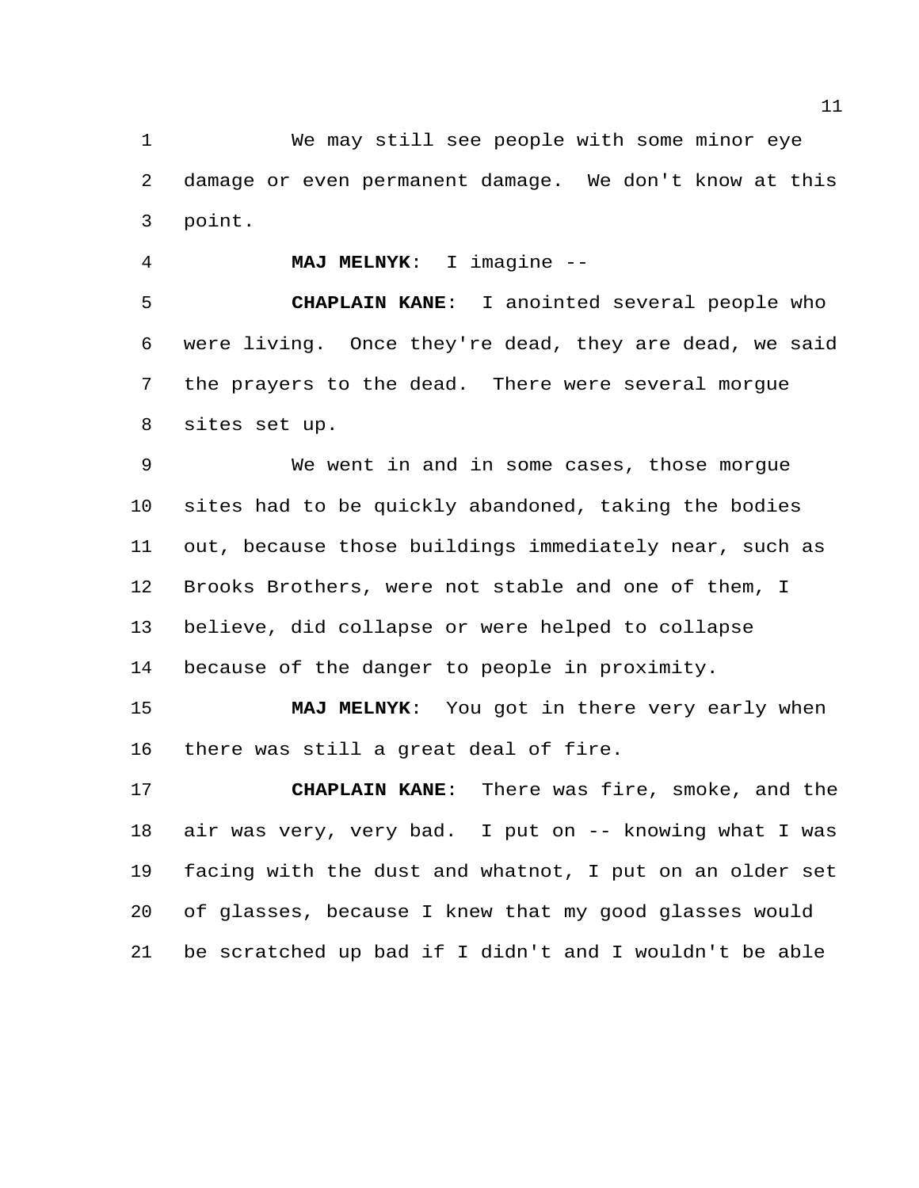We may still see people with some minor eye damage or even permanent damage. We don't know at this point.

**MAJ MELNYK**: I imagine --

**CHAPLAIN KANE**: I anointed several people who were living. Once they're dead, they are dead, we said the prayers to the dead. There were several morgue sites set up.

We went in and in some cases, those morgue sites had to be quickly abandoned, taking the bodies out, because those buildings immediately near, such as Brooks Brothers, were not stable and one of them, I believe, did collapse or were helped to collapse because of the danger to people in proximity.

**MAJ MELNYK**: You got in there very early when there was still a great deal of fire.

**CHAPLAIN KANE**: There was fire, smoke, and the air was very, very bad. I put on -- knowing what I was facing with the dust and whatnot, I put on an older set of glasses, because I knew that my good glasses would be scratched up bad if I didn't and I wouldn't be able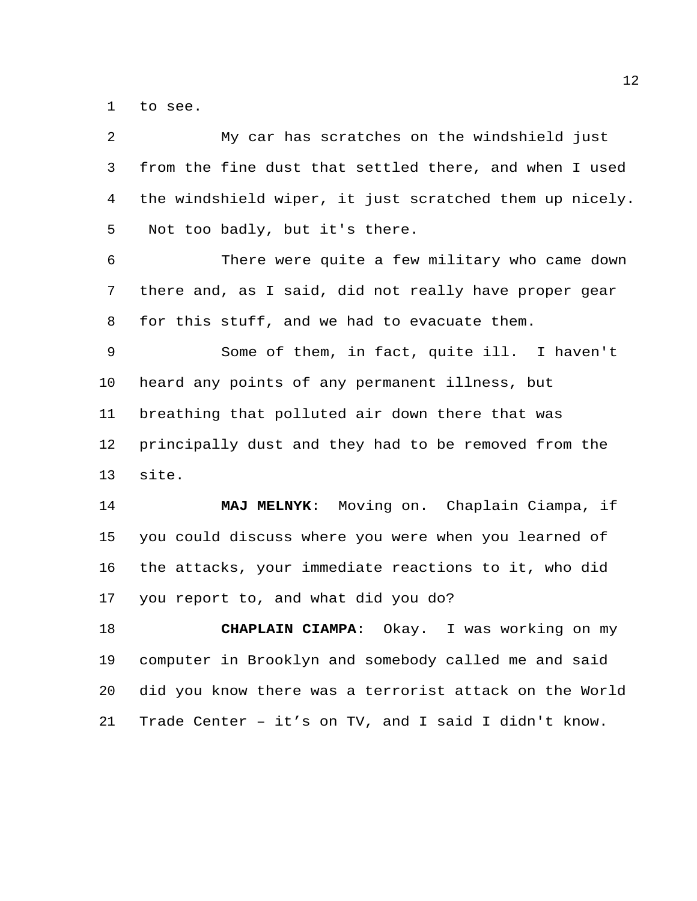to see.

My car has scratches on the windshield just from the fine dust that settled there, and when I used the windshield wiper, it just scratched them up nicely. Not too badly, but it's there.

There were quite a few military who came down there and, as I said, did not really have proper gear for this stuff, and we had to evacuate them.

Some of them, in fact, quite ill. I haven't heard any points of any permanent illness, but breathing that polluted air down there that was principally dust and they had to be removed from the site.

**MAJ MELNYK**: Moving on. Chaplain Ciampa, if you could discuss where you were when you learned of the attacks, your immediate reactions to it, who did you report to, and what did you do?

**CHAPLAIN CIAMPA**: Okay. I was working on my computer in Brooklyn and somebody called me and said did you know there was a terrorist attack on the World Trade Center – it’s on TV, and I said I didn't know.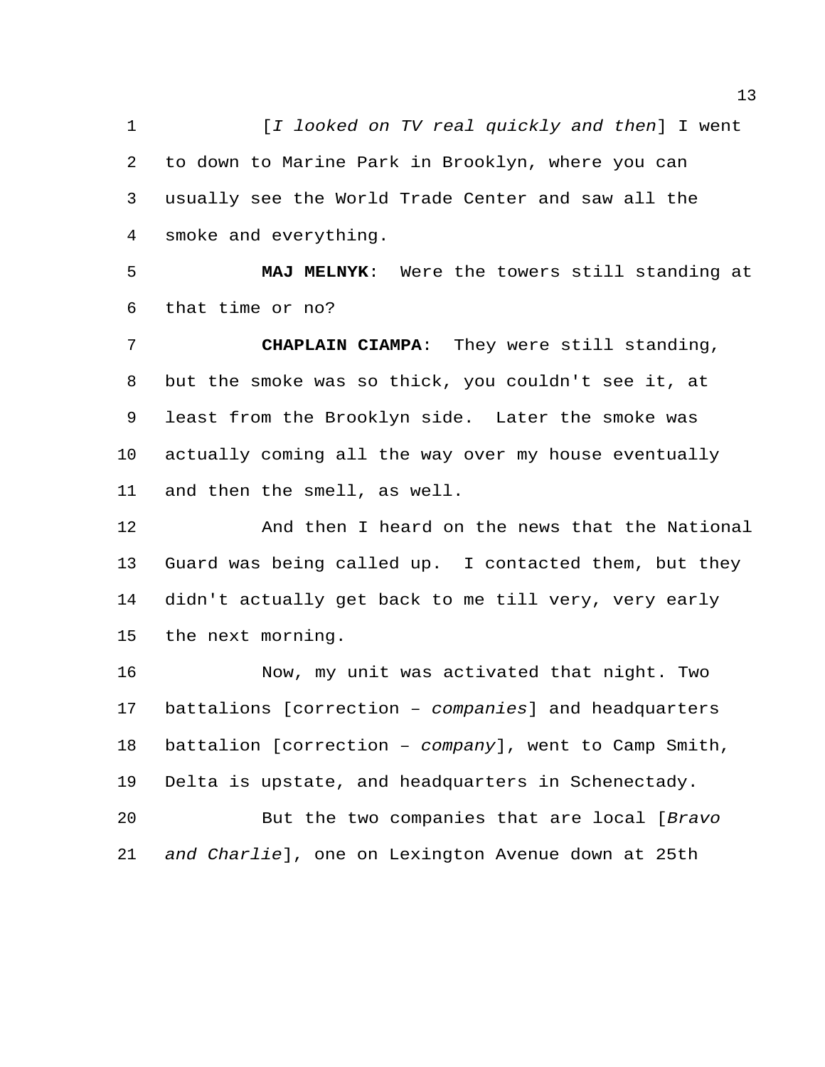[*I looked on TV real quickly and then*] I went to down to Marine Park in Brooklyn, where you can usually see the World Trade Center and saw all the smoke and everything.

**MAJ MELNYK**: Were the towers still standing at that time or no?

**CHAPLAIN CIAMPA**: They were still standing, but the smoke was so thick, you couldn't see it, at least from the Brooklyn side. Later the smoke was actually coming all the way over my house eventually and then the smell, as well.

And then I heard on the news that the National Guard was being called up. I contacted them, but they didn't actually get back to me till very, very early the next morning.

Now, my unit was activated that night. Two battalions [correction – *companies*] and headquarters battalion [correction – *company*], went to Camp Smith, Delta is upstate, and headquarters in Schenectady.

But the two companies that are local [*Bravo and Charlie*], one on Lexington Avenue down at 25th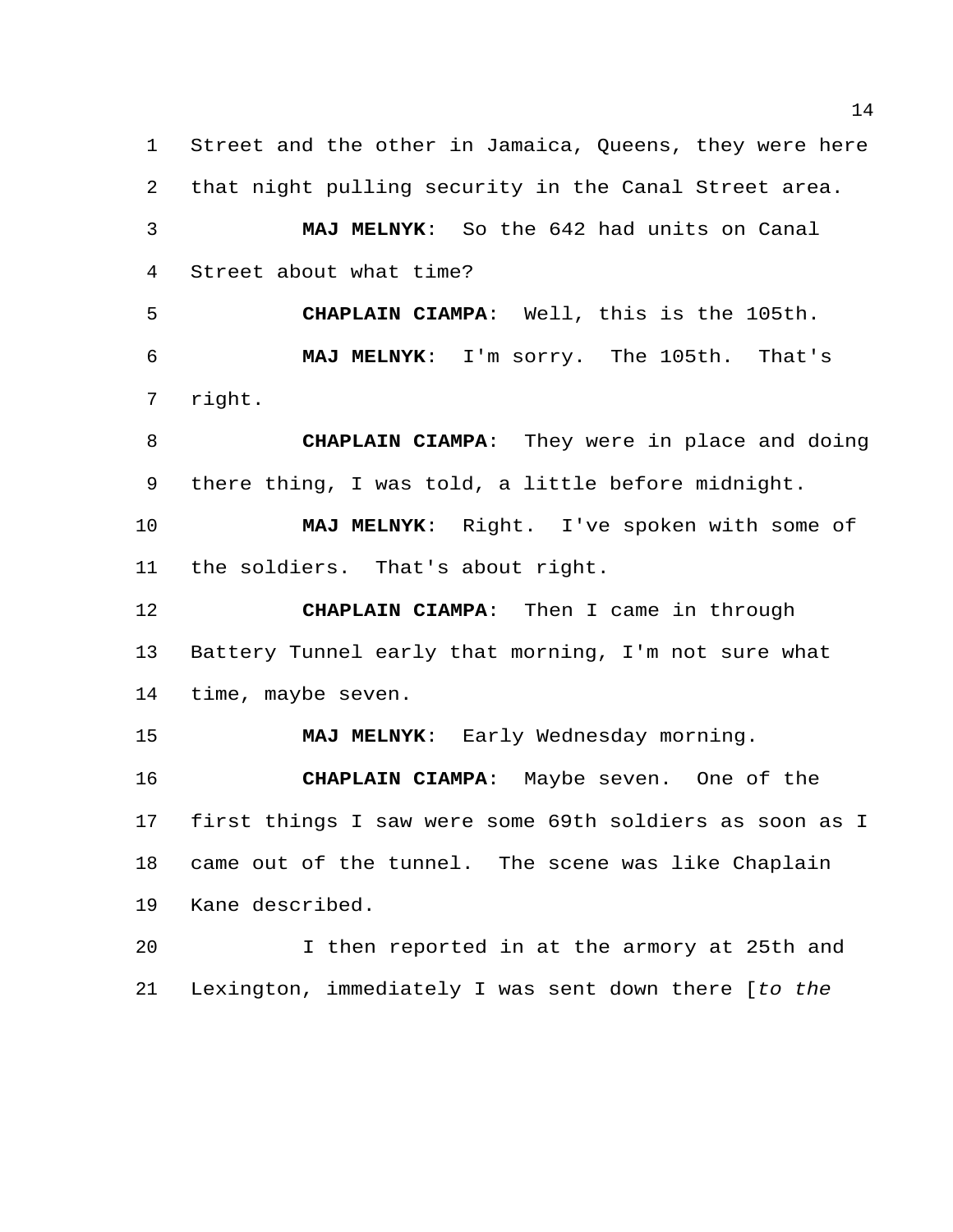Street and the other in Jamaica, Queens, they were here that night pulling security in the Canal Street area.

**MAJ MELNYK**: So the 642 had units on Canal Street about what time?

**CHAPLAIN CIAMPA**: Well, this is the 105th.

**MAJ MELNYK**: I'm sorry. The 105th. That's right.

**CHAPLAIN CIAMPA**: They were in place and doing there thing, I was told, a little before midnight.

**MAJ MELNYK**: Right. I've spoken with some of the soldiers. That's about right.

**CHAPLAIN CIAMPA**: Then I came in through Battery Tunnel early that morning, I'm not sure what time, maybe seven.

**MAJ MELNYK**: Early Wednesday morning.

**CHAPLAIN CIAMPA**: Maybe seven. One of the first things I saw were some 69th soldiers as soon as I came out of the tunnel. The scene was like Chaplain Kane described.

I then reported in at the armory at 25th and Lexington, immediately I was sent down there [*to the*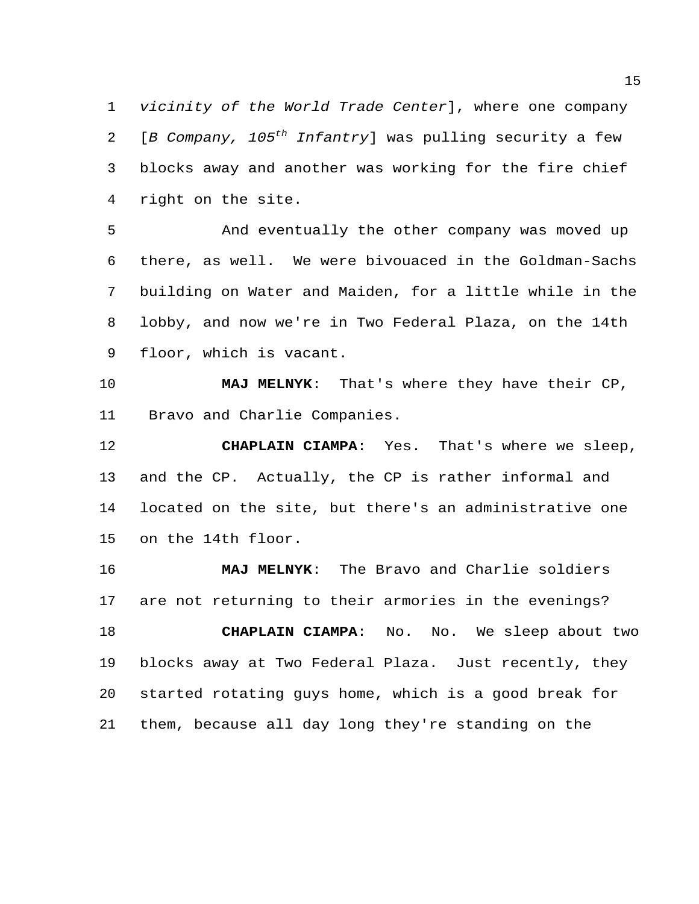*vicinity of the World Trade Center*], where one company [*B Company, 105th Infantry*] was pulling security a few blocks away and another was working for the fire chief right on the site.

And eventually the other company was moved up there, as well. We were bivouaced in the Goldman-Sachs building on Water and Maiden, for a little while in the lobby, and now we're in Two Federal Plaza, on the 14th floor, which is vacant.

**MAJ MELNYK**: That's where they have their CP, Bravo and Charlie Companies.

**CHAPLAIN CIAMPA**: Yes. That's where we sleep, and the CP. Actually, the CP is rather informal and located on the site, but there's an administrative one on the 14th floor.

**MAJ MELNYK**: The Bravo and Charlie soldiers are not returning to their armories in the evenings?

**CHAPLAIN CIAMPA**: No. No. We sleep about two blocks away at Two Federal Plaza. Just recently, they started rotating guys home, which is a good break for them, because all day long they're standing on the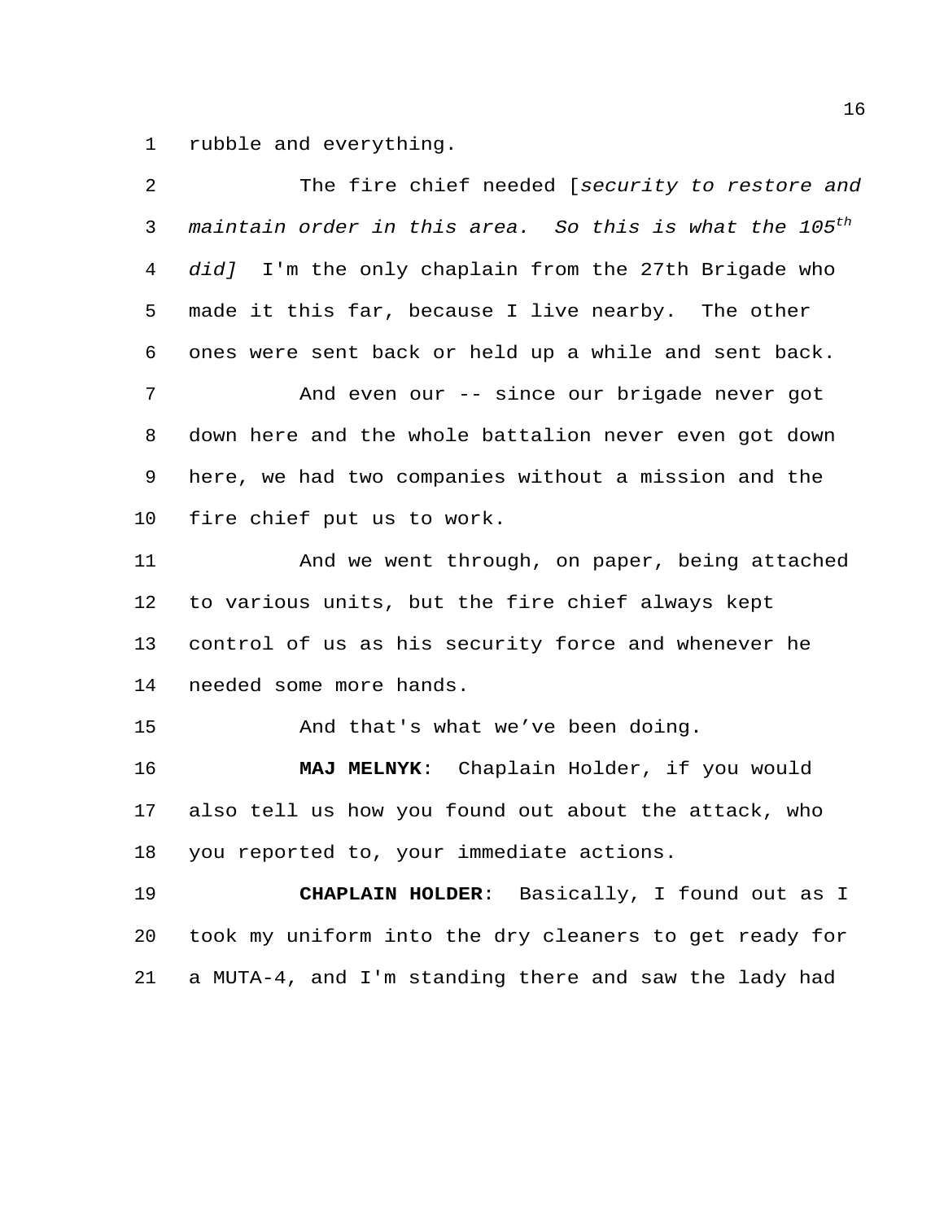rubble and everything.

The fire chief needed [*security to restore and maintain order in this area. So this is what the 105th did]* I'm the only chaplain from the 27th Brigade who made it this far, because I live nearby. The other ones were sent back or held up a while and sent back.

And even our -- since our brigade never got down here and the whole battalion never even got down here, we had two companies without a mission and the fire chief put us to work.

And we went through, on paper, being attached to various units, but the fire chief always kept control of us as his security force and whenever he needed some more hands.

And that's what we've been doing.

**MAJ MELNYK**: Chaplain Holder, if you would also tell us how you found out about the attack, who you reported to, your immediate actions.

**CHAPLAIN HOLDER**: Basically, I found out as I took my uniform into the dry cleaners to get ready for a MUTA-4, and I'm standing there and saw the lady had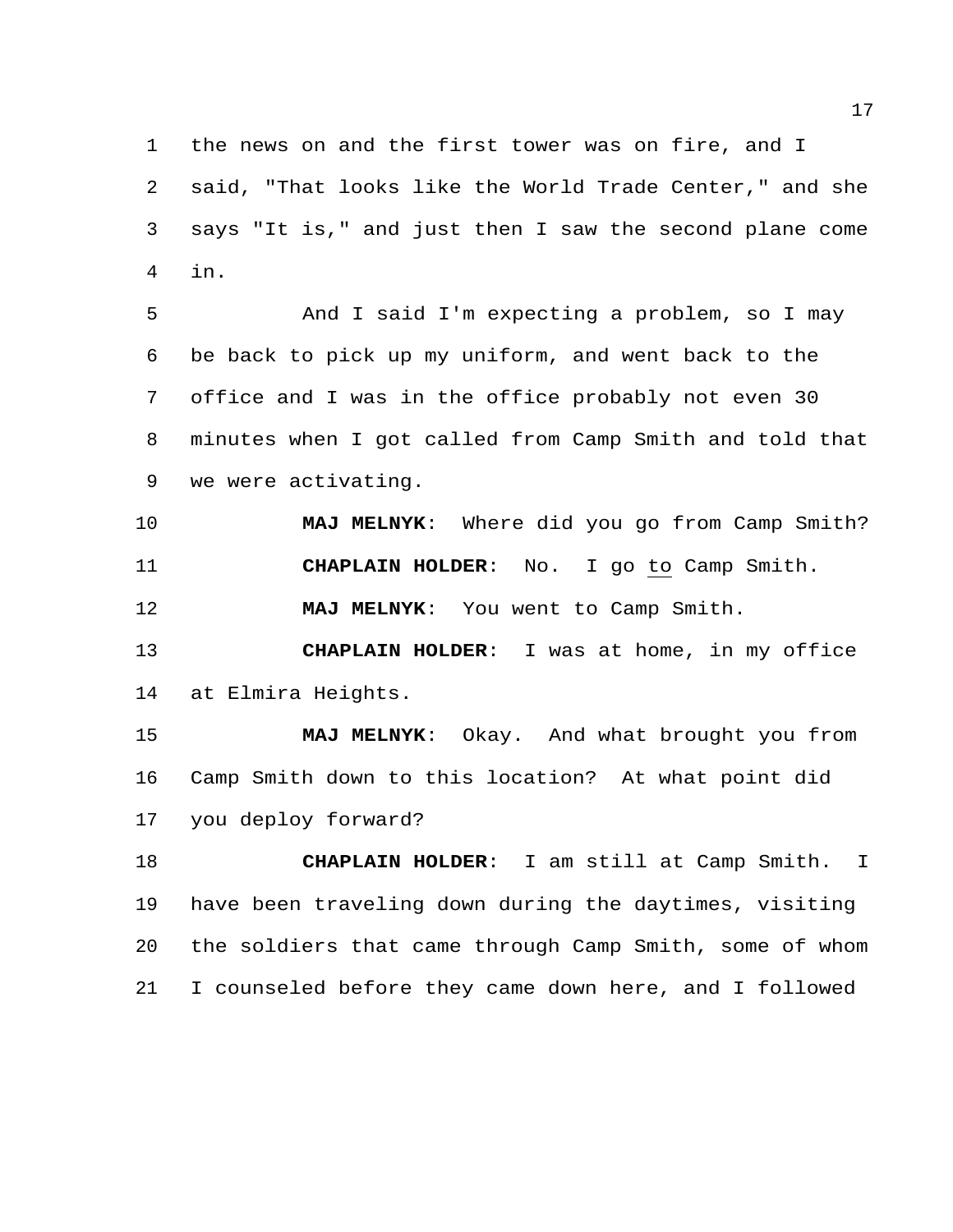the news on and the first tower was on fire, and I said, "That looks like the World Trade Center," and she says "It is," and just then I saw the second plane come in.

And I said I'm expecting a problem, so I may be back to pick up my uniform, and went back to the office and I was in the office probably not even 30 minutes when I got called from Camp Smith and told that we were activating.

**MAJ MELNYK**: Where did you go from Camp Smith?

**CHAPLAIN HOLDER**: No. I go to Camp Smith.

**MAJ MELNYK**: You went to Camp Smith.

**CHAPLAIN HOLDER**: I was at home, in my office at Elmira Heights.

**MAJ MELNYK**: Okay. And what brought you from Camp Smith down to this location? At what point did you deploy forward?

**CHAPLAIN HOLDER**: I am still at Camp Smith. I have been traveling down during the daytimes, visiting the soldiers that came through Camp Smith, some of whom I counseled before they came down here, and I followed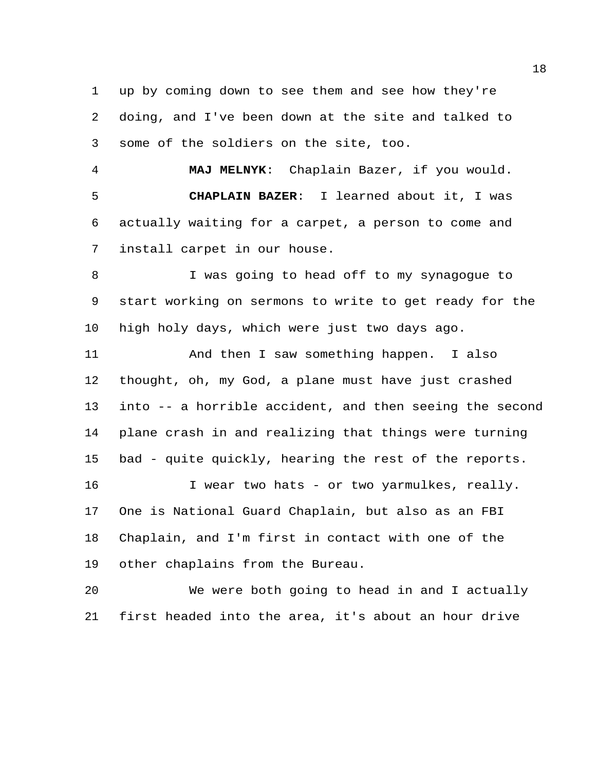up by coming down to see them and see how they're doing, and I've been down at the site and talked to some of the soldiers on the site, too.

**MAJ MELNYK**: Chaplain Bazer, if you would.

**CHAPLAIN BAZER**: I learned about it, I was actually waiting for a carpet, a person to come and install carpet in our house.

I was going to head off to my synagogue to start working on sermons to write to get ready for the high holy days, which were just two days ago.

And then I saw something happen. I also thought, oh, my God, a plane must have just crashed into -- a horrible accident, and then seeing the second plane crash in and realizing that things were turning bad - quite quickly, hearing the rest of the reports.

I wear two hats - or two yarmulkes, really. One is National Guard Chaplain, but also as an FBI Chaplain, and I'm first in contact with one of the other chaplains from the Bureau.

We were both going to head in and I actually first headed into the area, it's about an hour drive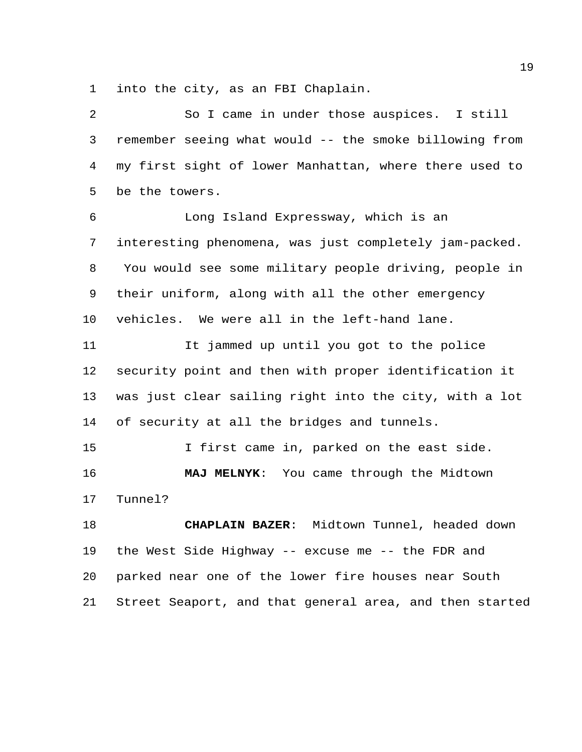into the city, as an FBI Chaplain.

So I came in under those auspices. I still remember seeing what would -- the smoke billowing from my first sight of lower Manhattan, where there used to be the towers.

Long Island Expressway, which is an interesting phenomena, was just completely jam-packed. You would see some military people driving, people in their uniform, along with all the other emergency vehicles. We were all in the left-hand lane.

It jammed up until you got to the police security point and then with proper identification it was just clear sailing right into the city, with a lot of security at all the bridges and tunnels.

I first came in, parked on the east side.

**MAJ MELNYK**: You came through the Midtown Tunnel?

**CHAPLAIN BAZER**: Midtown Tunnel, headed down the West Side Highway -- excuse me -- the FDR and parked near one of the lower fire houses near South Street Seaport, and that general area, and then started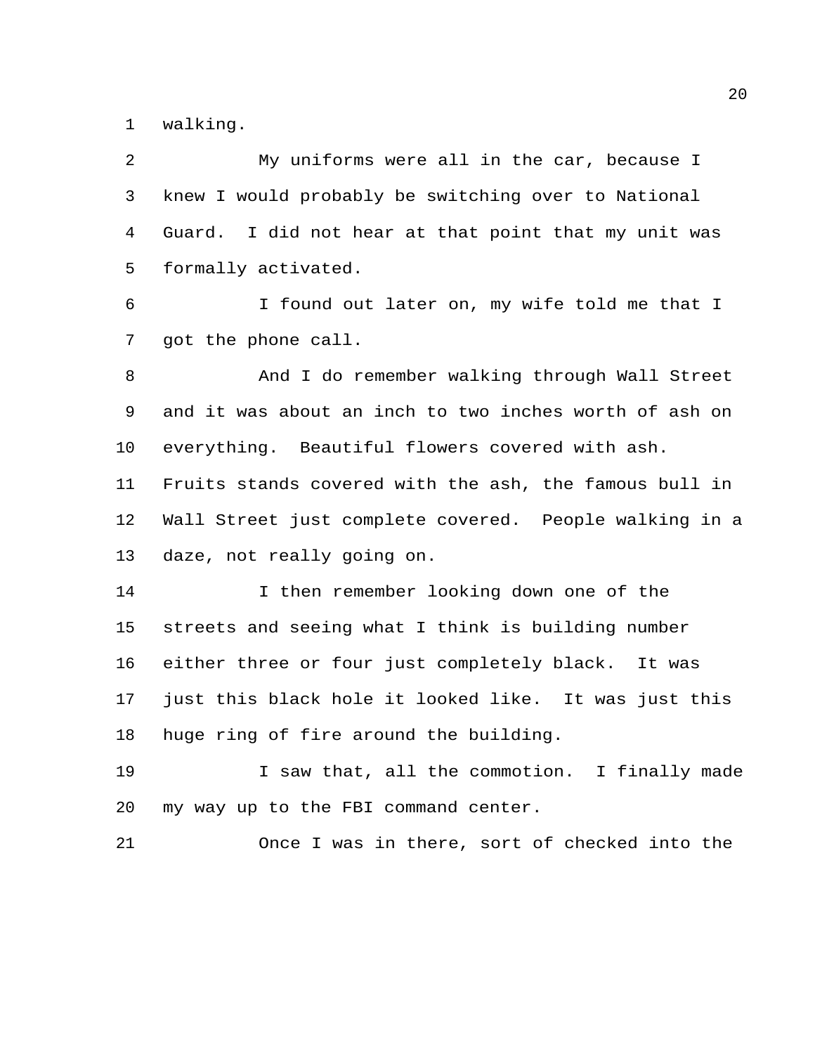walking.

My uniforms were all in the car, because I knew I would probably be switching over to National Guard. I did not hear at that point that my unit was formally activated.

I found out later on, my wife told me that I got the phone call.

And I do remember walking through Wall Street and it was about an inch to two inches worth of ash on everything. Beautiful flowers covered with ash. Fruits stands covered with the ash, the famous bull in Wall Street just complete covered. People walking in a daze, not really going on.

I then remember looking down one of the streets and seeing what I think is building number either three or four just completely black. It was just this black hole it looked like. It was just this huge ring of fire around the building.

I saw that, all the commotion. I finally made my way up to the FBI command center.

Once I was in there, sort of checked into the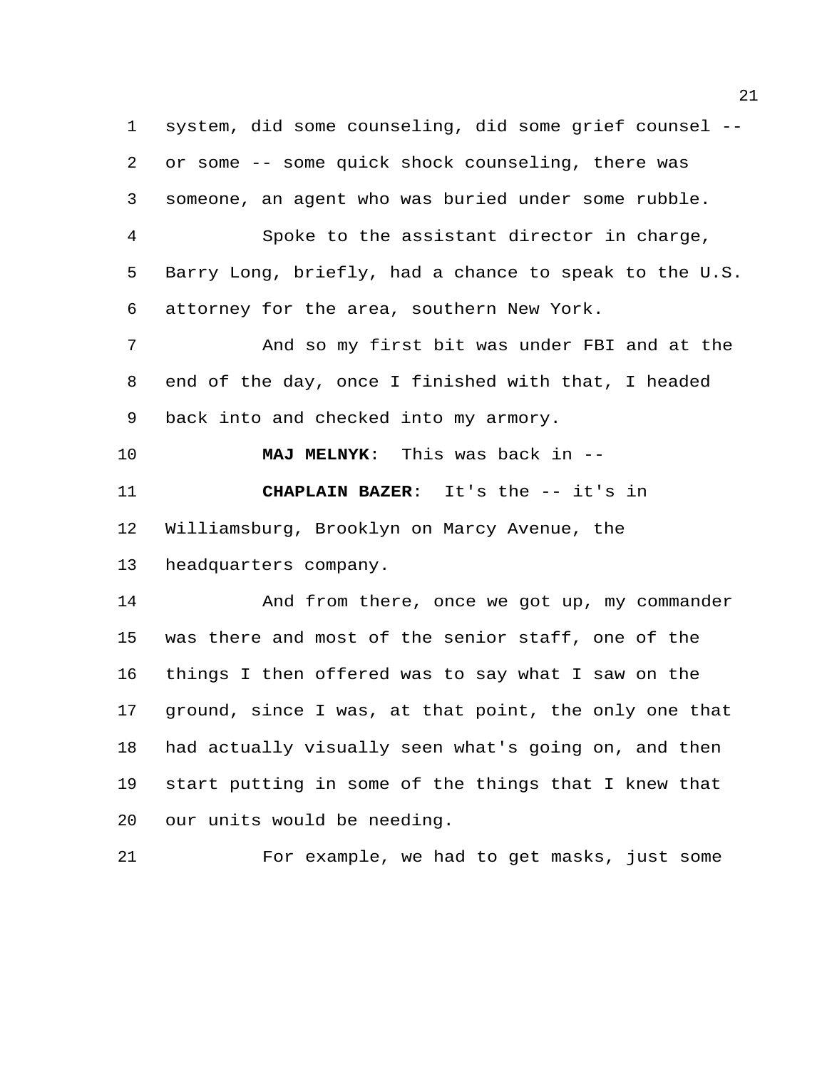system, did some counseling, did some grief counsel -- or some -- some quick shock counseling, there was someone, an agent who was buried under some rubble.

Spoke to the assistant director in charge, Barry Long, briefly, had a chance to speak to the U.S. attorney for the area, southern New York.

And so my first bit was under FBI and at the end of the day, once I finished with that, I headed back into and checked into my armory.

**MAJ MELNYK**: This was back in --

**CHAPLAIN BAZER**: It's the -- it's in Williamsburg, Brooklyn on Marcy Avenue, the headquarters company.

And from there, once we got up, my commander was there and most of the senior staff, one of the things I then offered was to say what I saw on the ground, since I was, at that point, the only one that had actually visually seen what's going on, and then start putting in some of the things that I knew that our units would be needing.

For example, we had to get masks, just some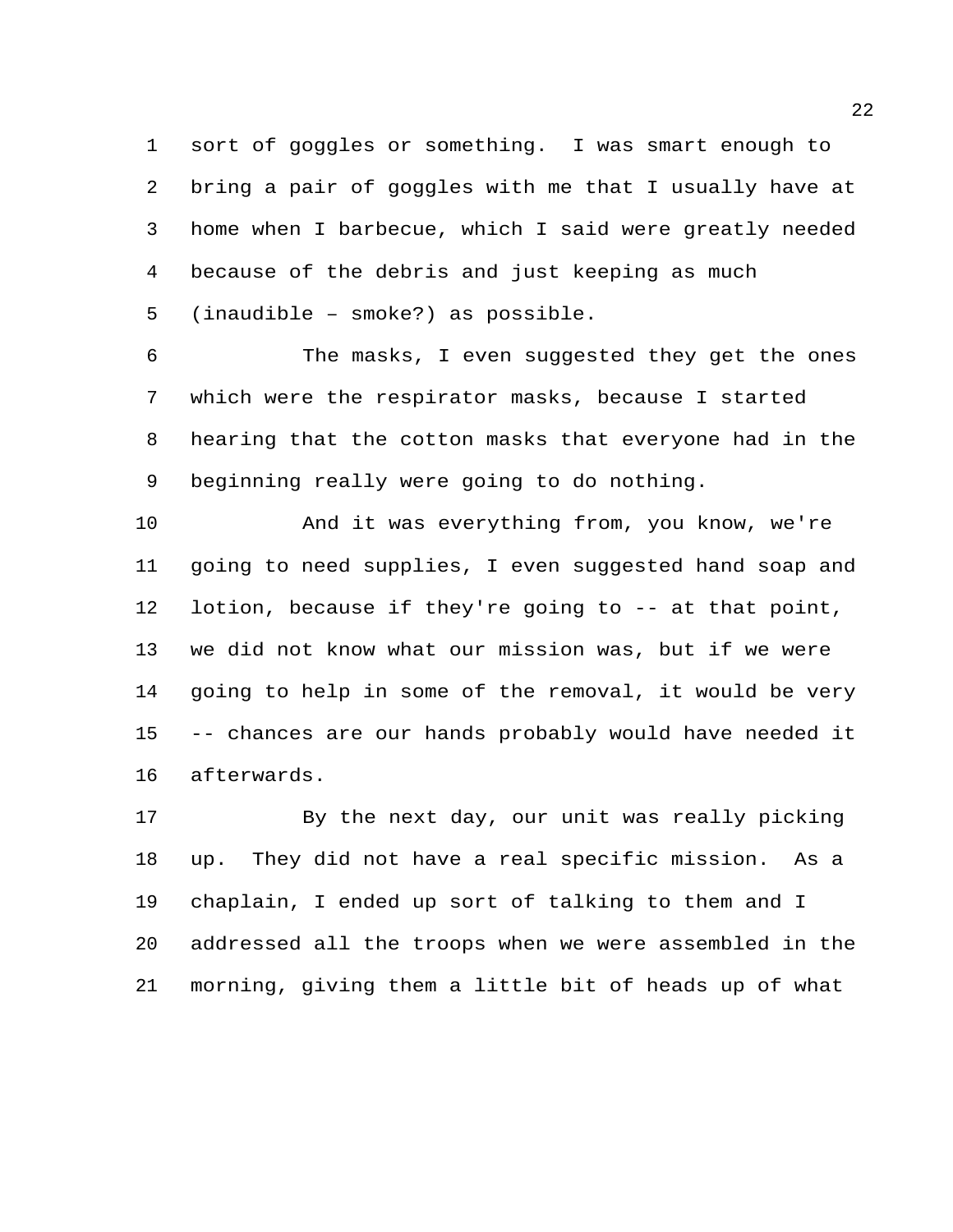sort of goggles or something. I was smart enough to bring a pair of goggles with me that I usually have at home when I barbecue, which I said were greatly needed because of the debris and just keeping as much (inaudible – smoke?) as possible.

The masks, I even suggested they get the ones which were the respirator masks, because I started hearing that the cotton masks that everyone had in the beginning really were going to do nothing.

And it was everything from, you know, we're going to need supplies, I even suggested hand soap and lotion, because if they're going to -- at that point, we did not know what our mission was, but if we were going to help in some of the removal, it would be very -- chances are our hands probably would have needed it afterwards.

By the next day, our unit was really picking up. They did not have a real specific mission. As a chaplain, I ended up sort of talking to them and I addressed all the troops when we were assembled in the morning, giving them a little bit of heads up of what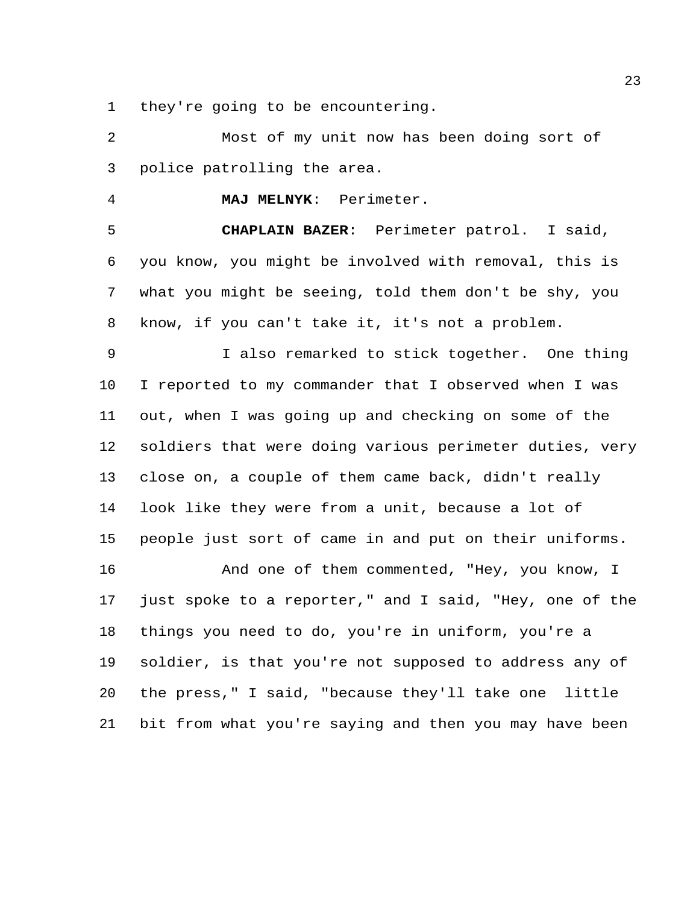they're going to be encountering.

Most of my unit now has been doing sort of police patrolling the area.

**MAJ MELNYK**: Perimeter.

**CHAPLAIN BAZER**: Perimeter patrol. I said, you know, you might be involved with removal, this is what you might be seeing, told them don't be shy, you know, if you can't take it, it's not a problem.

I also remarked to stick together. One thing I reported to my commander that I observed when I was out, when I was going up and checking on some of the soldiers that were doing various perimeter duties, very close on, a couple of them came back, didn't really look like they were from a unit, because a lot of people just sort of came in and put on their uniforms.

And one of them commented, "Hey, you know, I just spoke to a reporter," and I said, "Hey, one of the things you need to do, you're in uniform, you're a soldier, is that you're not supposed to address any of the press," I said, "because they'll take one little bit from what you're saying and then you may have been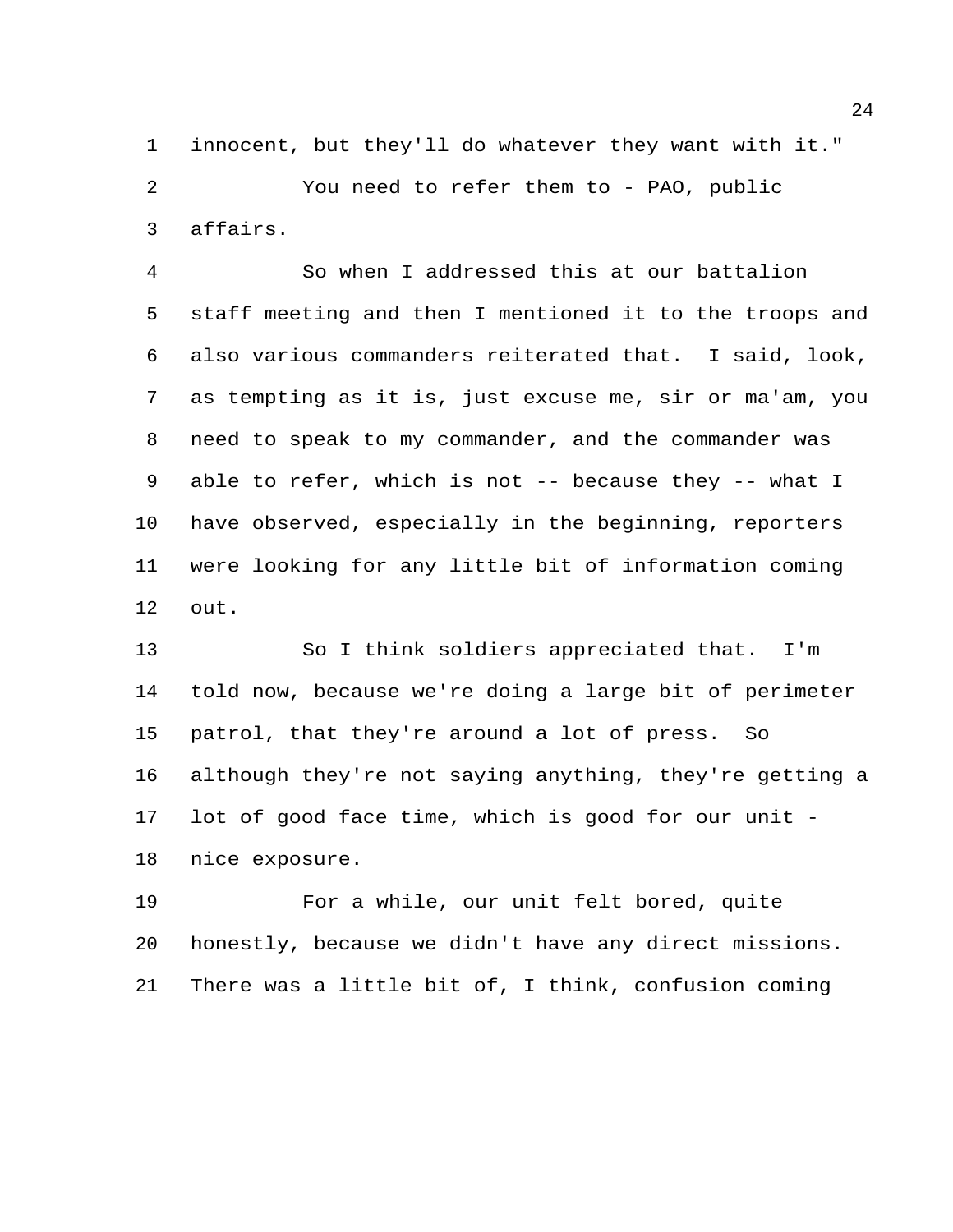innocent, but they'll do whatever they want with it."

You need to refer them to - PAO, public affairs.

So when I addressed this at our battalion staff meeting and then I mentioned it to the troops and also various commanders reiterated that. I said, look, as tempting as it is, just excuse me, sir or ma'am, you need to speak to my commander, and the commander was able to refer, which is not -- because they -- what I have observed, especially in the beginning, reporters were looking for any little bit of information coming out.

So I think soldiers appreciated that. I'm told now, because we're doing a large bit of perimeter patrol, that they're around a lot of press. So although they're not saying anything, they're getting a lot of good face time, which is good for our unit - nice exposure.

For a while, our unit felt bored, quite honestly, because we didn't have any direct missions. There was a little bit of, I think, confusion coming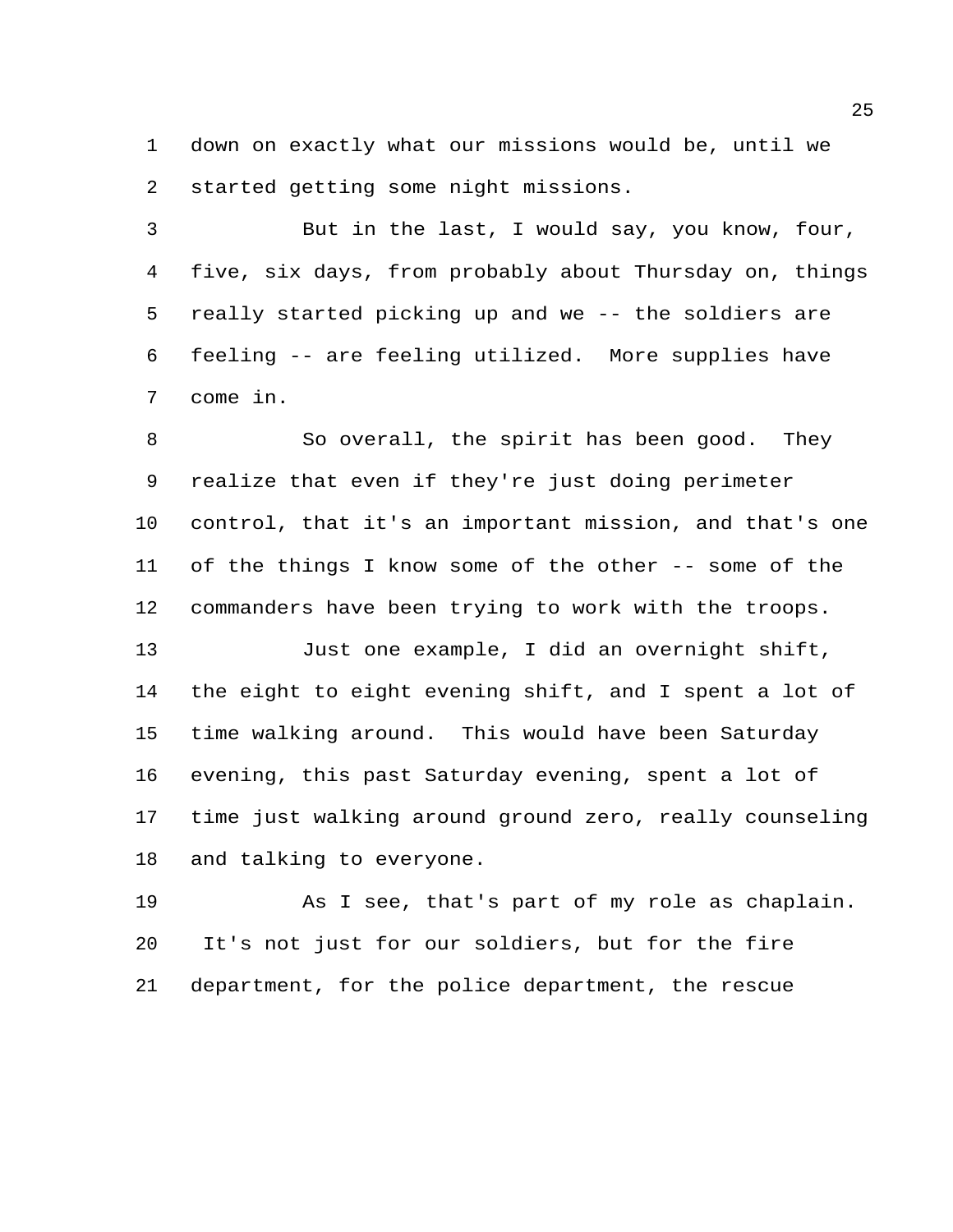down on exactly what our missions would be, until we started getting some night missions.

But in the last, I would say, you know, four, five, six days, from probably about Thursday on, things really started picking up and we -- the soldiers are feeling -- are feeling utilized. More supplies have come in.

So overall, the spirit has been good. They realize that even if they're just doing perimeter control, that it's an important mission, and that's one of the things I know some of the other -- some of the commanders have been trying to work with the troops.

Just one example, I did an overnight shift, the eight to eight evening shift, and I spent a lot of time walking around. This would have been Saturday evening, this past Saturday evening, spent a lot of time just walking around ground zero, really counseling and talking to everyone.

As I see, that's part of my role as chaplain. It's not just for our soldiers, but for the fire department, for the police department, the rescue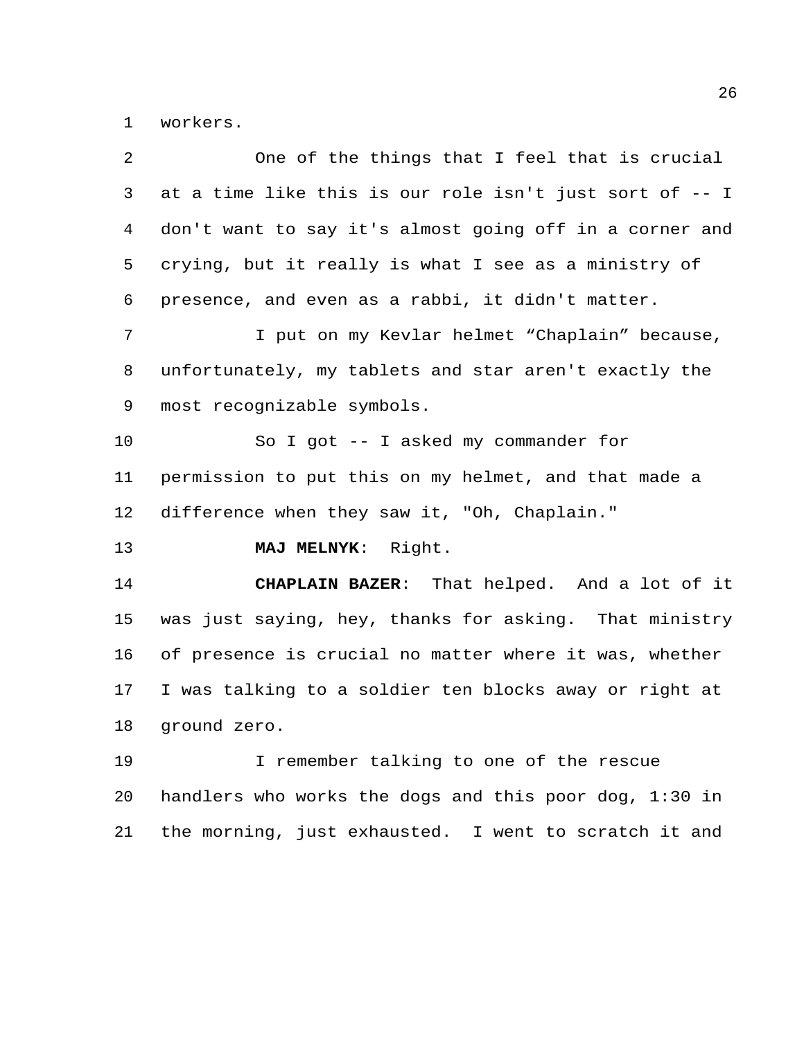workers.

One of the things that I feel that is crucial at a time like this is our role isn't just sort of -- I don't want to say it's almost going off in a corner and crying, but it really is what I see as a ministry of presence, and even as a rabbi, it didn't matter.

I put on my Kevlar helmet “Chaplain” because, unfortunately, my tablets and star aren't exactly the most recognizable symbols.

So I got -- I asked my commander for permission to put this on my helmet, and that made a difference when they saw it, "Oh, Chaplain."

**MAJ MELNYK**: Right.

**CHAPLAIN BAZER**: That helped. And a lot of it was just saying, hey, thanks for asking. That ministry of presence is crucial no matter where it was, whether I was talking to a soldier ten blocks away or right at ground zero.

I remember talking to one of the rescue handlers who works the dogs and this poor dog, 1:30 in the morning, just exhausted. I went to scratch it and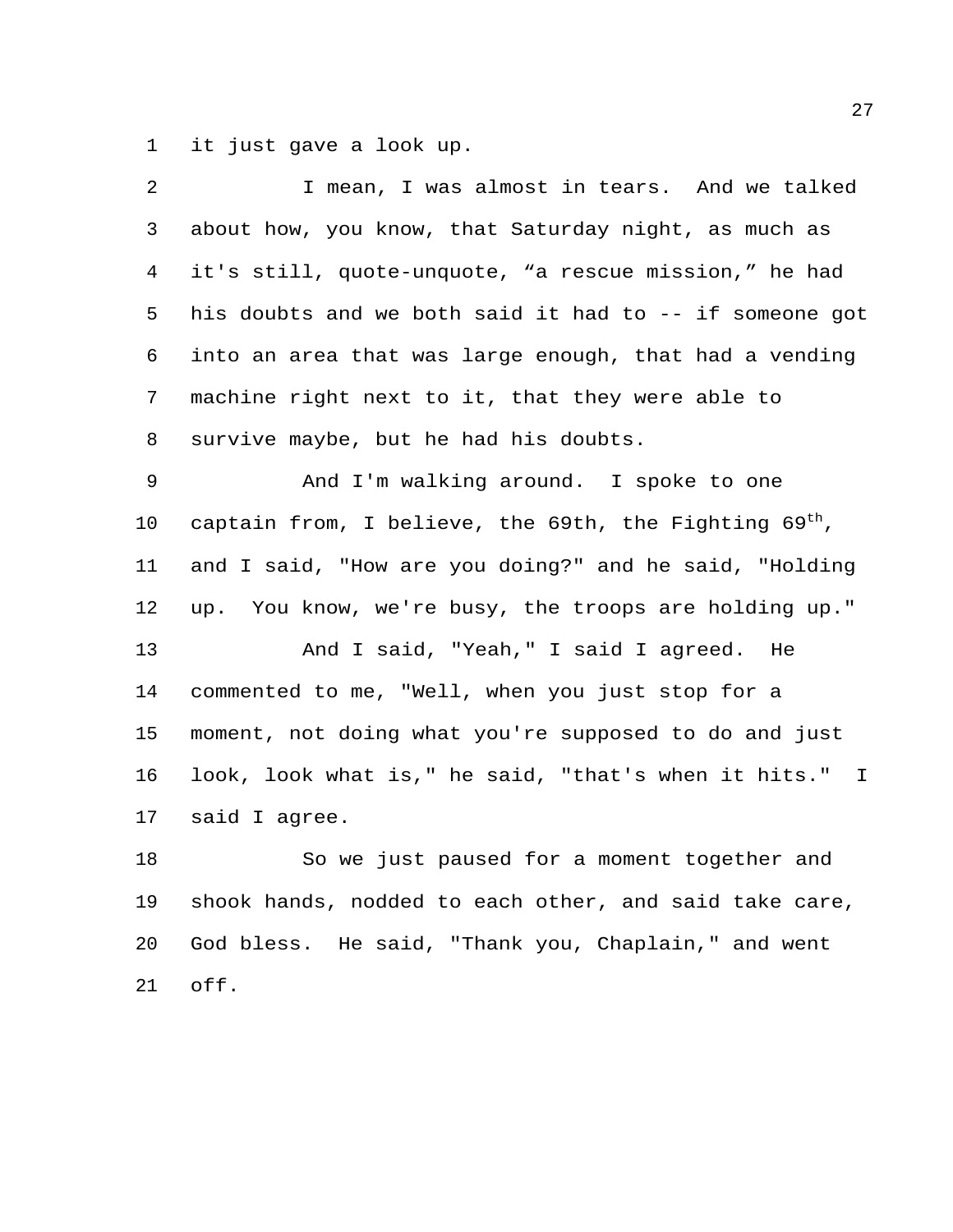it just gave a look up.

I mean, I was almost in tears. And we talked about how, you know, that Saturday night, as much as it's still, quote-unquote, “a rescue mission,” he had his doubts and we both said it had to -- if someone got into an area that was large enough, that had a vending machine right next to it, that they were able to survive maybe, but he had his doubts.

And I'm walking around. I spoke to one captain from, I believe, the 69th, the Fighting 69th, and I said, "How are you doing?" and he said, "Holding up. You know, we're busy, the troops are holding up."

And I said, "Yeah," I said I agreed. He commented to me, "Well, when you just stop for a moment, not doing what you're supposed to do and just look, look what is," he said, "that's when it hits." I said I agree.

So we just paused for a moment together and shook hands, nodded to each other, and said take care, God bless. He said, "Thank you, Chaplain," and went off.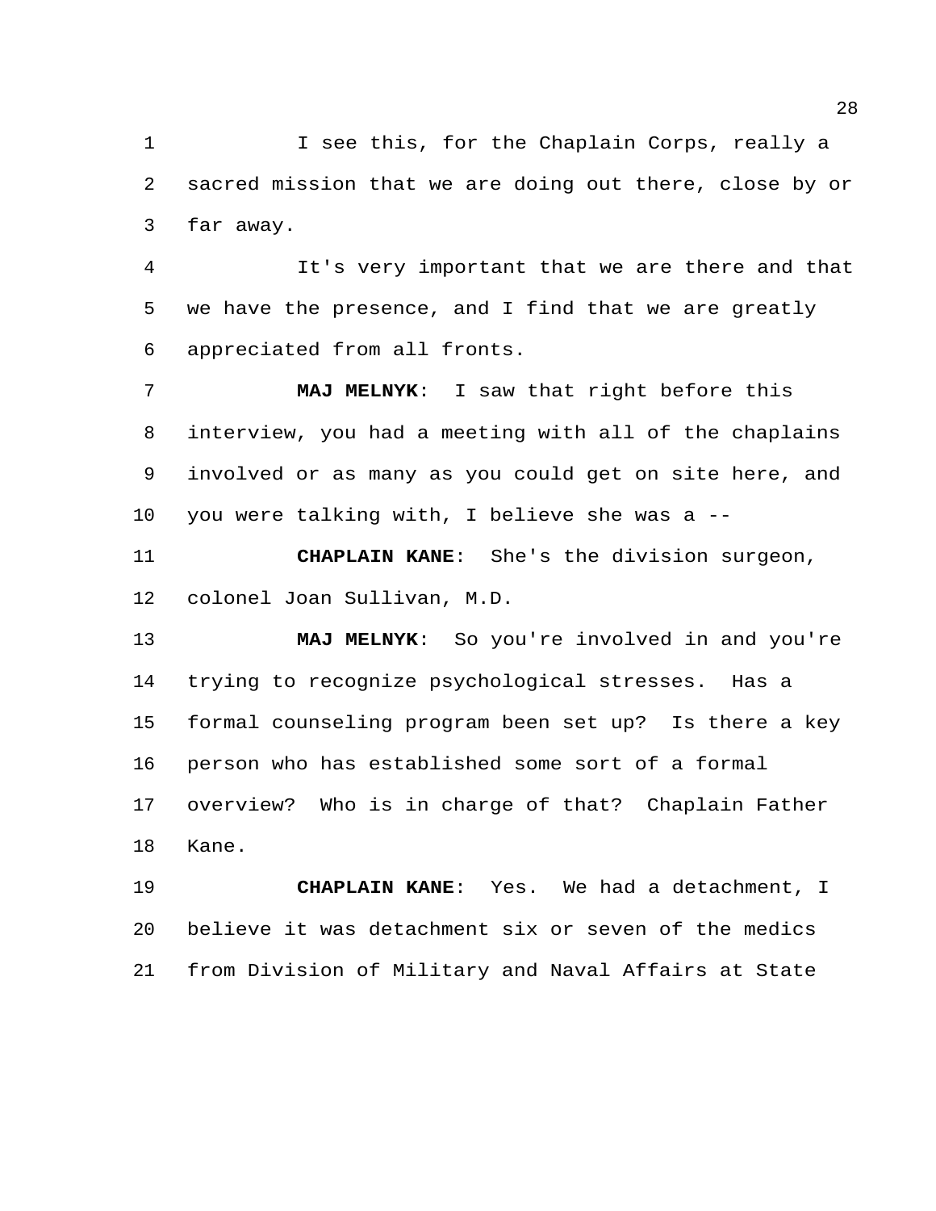I see this, for the Chaplain Corps, really a sacred mission that we are doing out there, close by or far away.

It's very important that we are there and that we have the presence, and I find that we are greatly appreciated from all fronts.

**MAJ MELNYK**: I saw that right before this interview, you had a meeting with all of the chaplains involved or as many as you could get on site here, and you were talking with, I believe she was a --

**CHAPLAIN KANE**: She's the division surgeon, colonel Joan Sullivan, M.D.

**MAJ MELNYK**: So you're involved in and you're trying to recognize psychological stresses. Has a formal counseling program been set up? Is there a key person who has established some sort of a formal overview? Who is in charge of that? Chaplain Father Kane.

**CHAPLAIN KANE**: Yes. We had a detachment, I believe it was detachment six or seven of the medics from Division of Military and Naval Affairs at State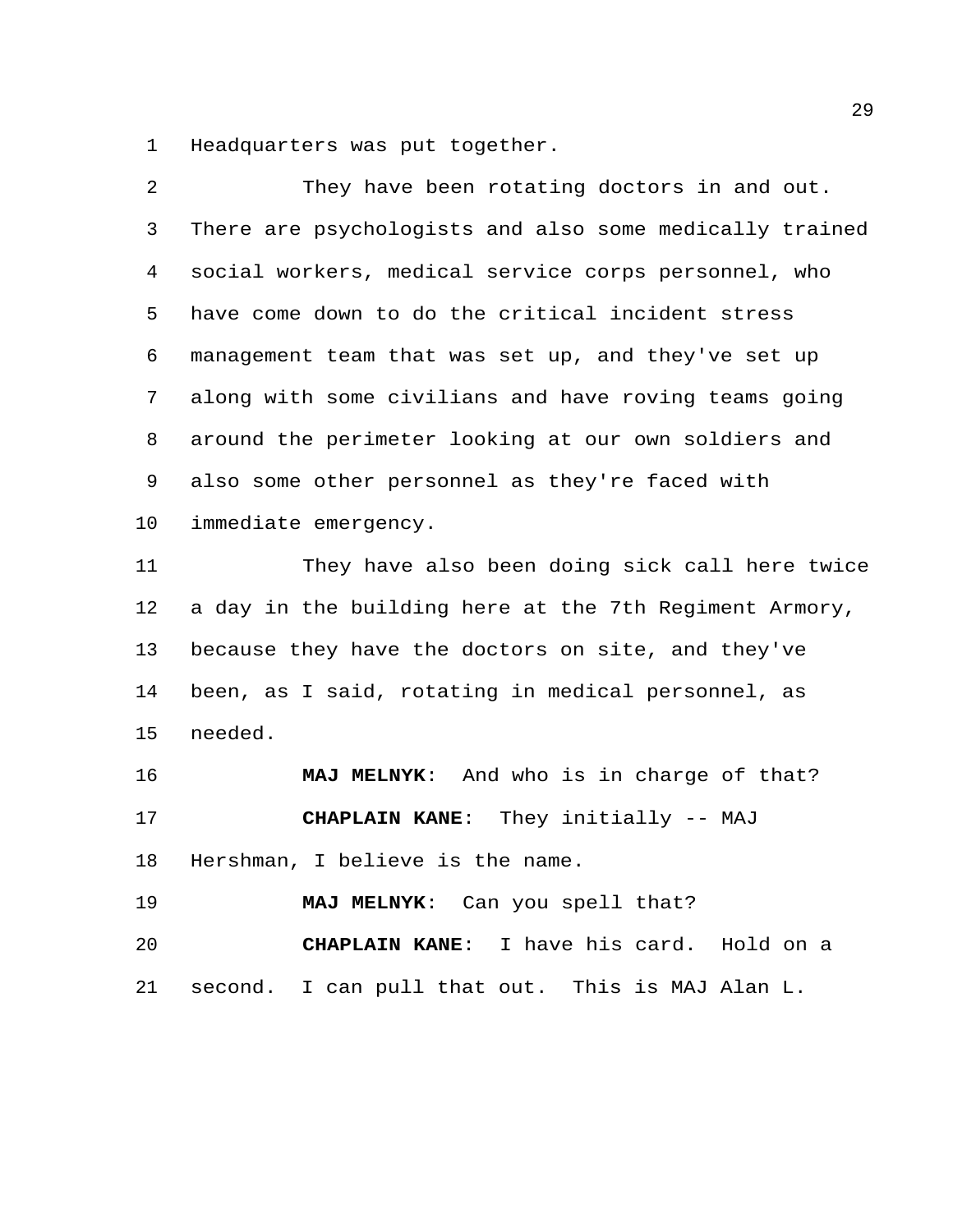Headquarters was put together.

They have been rotating doctors in and out. There are psychologists and also some medically trained social workers, medical service corps personnel, who have come down to do the critical incident stress management team that was set up, and they've set up along with some civilians and have roving teams going around the perimeter looking at our own soldiers and also some other personnel as they're faced with immediate emergency.

They have also been doing sick call here twice a day in the building here at the 7th Regiment Armory, because they have the doctors on site, and they've been, as I said, rotating in medical personnel, as needed.

**MAJ MELNYK**: And who is in charge of that?

**CHAPLAIN KANE**: They initially -- MAJ Hershman, I believe is the name.

**MAJ MELNYK**: Can you spell that?

**CHAPLAIN KANE**: I have his card. Hold on a second. I can pull that out. This is MAJ Alan L.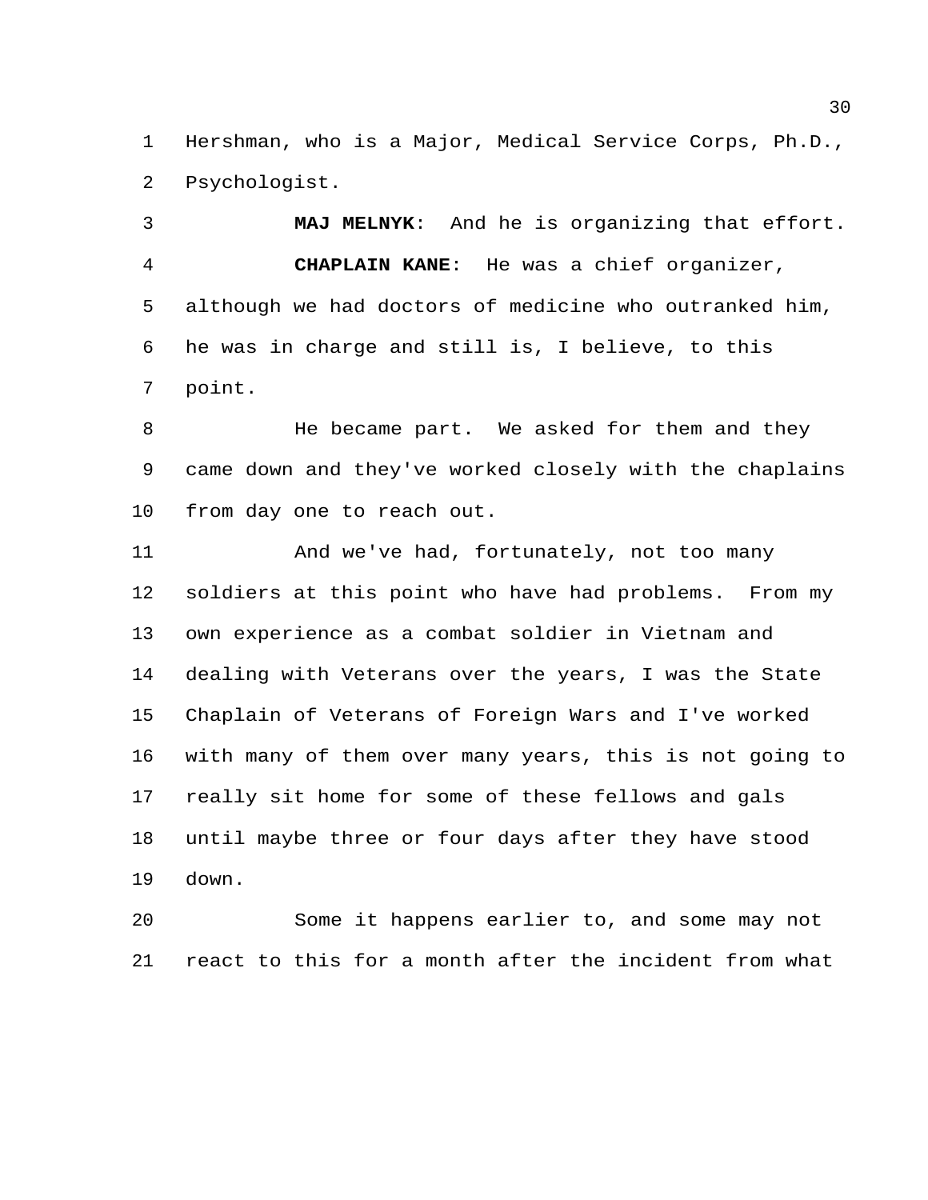Hershman, who is a Major, Medical Service Corps, Ph.D., Psychologist.

**MAJ MELNYK**: And he is organizing that effort.

**CHAPLAIN KANE**: He was a chief organizer, although we had doctors of medicine who outranked him, he was in charge and still is, I believe, to this point.

He became part. We asked for them and they came down and they've worked closely with the chaplains from day one to reach out.

And we've had, fortunately, not too many soldiers at this point who have had problems. From my own experience as a combat soldier in Vietnam and dealing with Veterans over the years, I was the State Chaplain of Veterans of Foreign Wars and I've worked with many of them over many years, this is not going to really sit home for some of these fellows and gals until maybe three or four days after they have stood down.

Some it happens earlier to, and some may not react to this for a month after the incident from what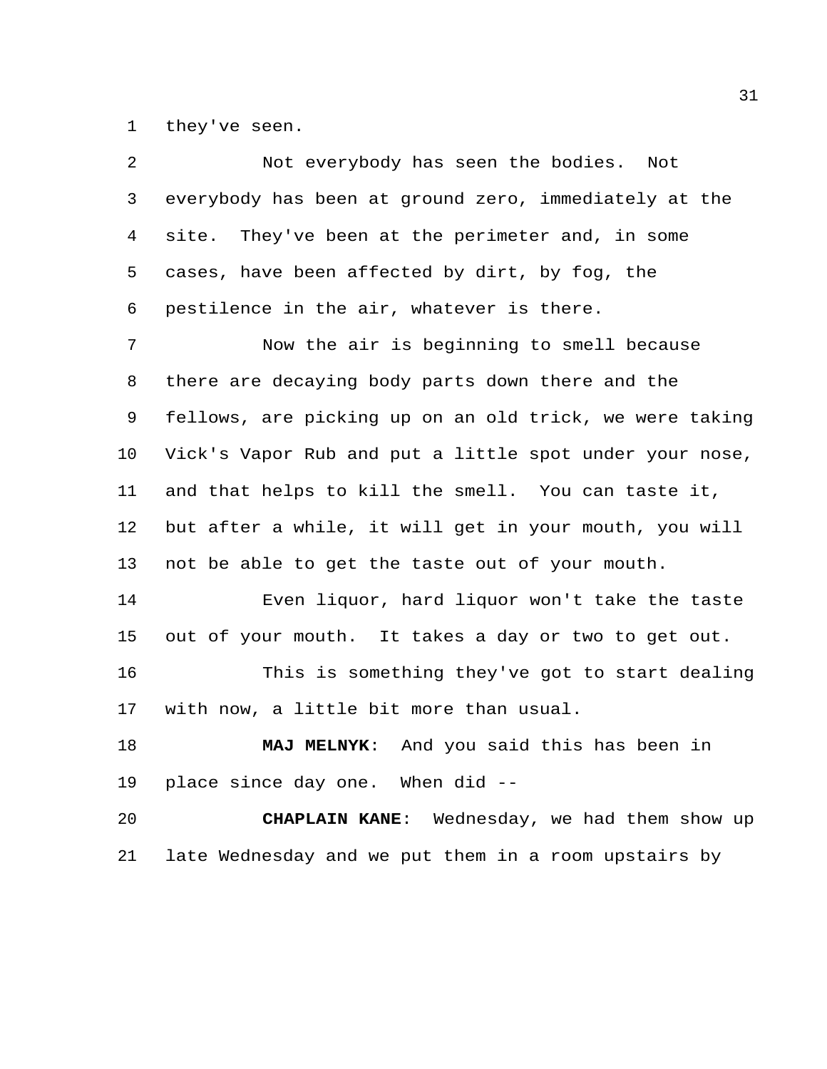they've seen.

Not everybody has seen the bodies. Not everybody has been at ground zero, immediately at the site. They've been at the perimeter and, in some cases, have been affected by dirt, by fog, the pestilence in the air, whatever is there.

Now the air is beginning to smell because there are decaying body parts down there and the fellows, are picking up on an old trick, we were taking Vick's Vapor Rub and put a little spot under your nose, and that helps to kill the smell. You can taste it, but after a while, it will get in your mouth, you will not be able to get the taste out of your mouth.

Even liquor, hard liquor won't take the taste out of your mouth. It takes a day or two to get out.

This is something they've got to start dealing with now, a little bit more than usual.

**MAJ MELNYK**: And you said this has been in place since day one. When did --

**CHAPLAIN KANE**: Wednesday, we had them show up late Wednesday and we put them in a room upstairs by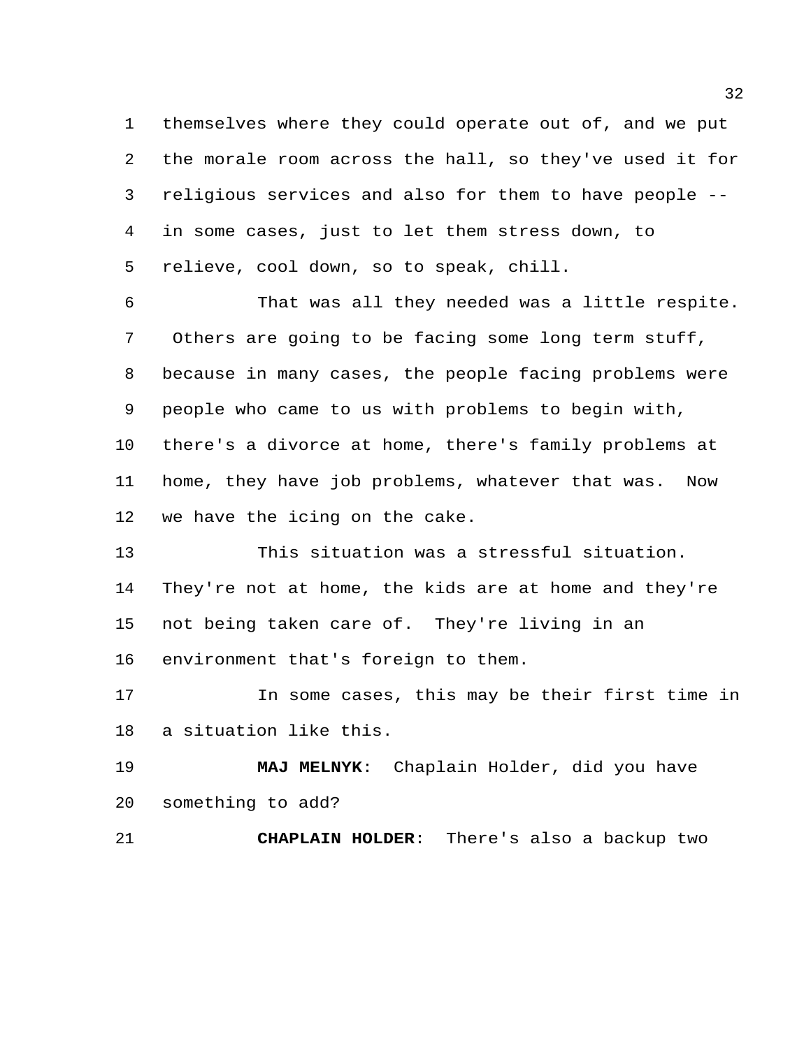themselves where they could operate out of, and we put the morale room across the hall, so they've used it for religious services and also for them to have people -- in some cases, just to let them stress down, to relieve, cool down, so to speak, chill.

That was all they needed was a little respite. Others are going to be facing some long term stuff, because in many cases, the people facing problems were people who came to us with problems to begin with, there's a divorce at home, there's family problems at home, they have job problems, whatever that was. Now we have the icing on the cake.

This situation was a stressful situation. They're not at home, the kids are at home and they're not being taken care of. They're living in an environment that's foreign to them.

In some cases, this may be their first time in a situation like this.

**MAJ MELNYK**: Chaplain Holder, did you have something to add?

**CHAPLAIN HOLDER**: There's also a backup two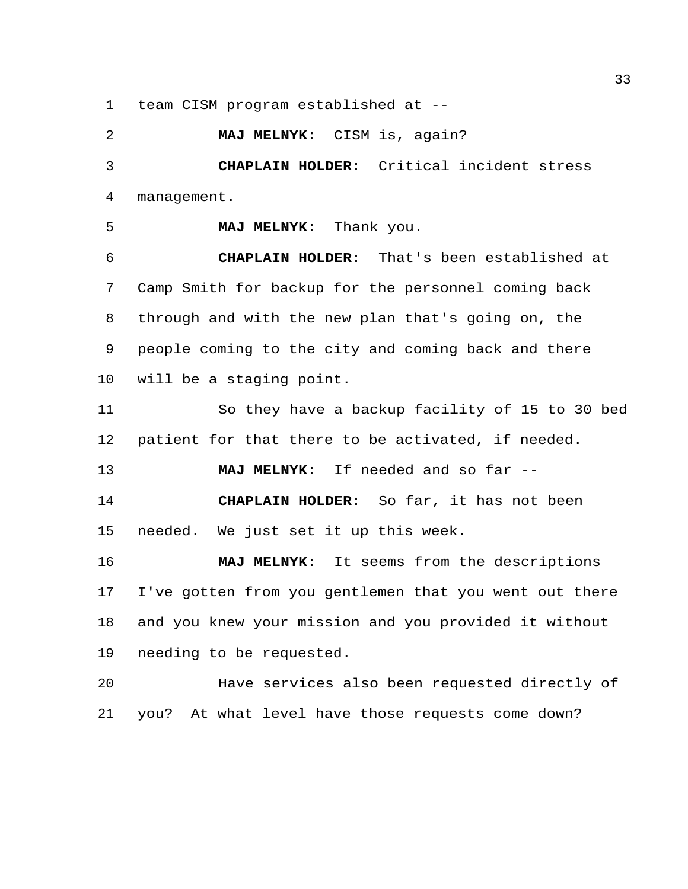team CISM program established at --

**MAJ MELNYK**: CISM is, again?

**CHAPLAIN HOLDER**: Critical incident stress management.

**MAJ MELNYK**: Thank you.

**CHAPLAIN HOLDER**: That's been established at Camp Smith for backup for the personnel coming back through and with the new plan that's going on, the people coming to the city and coming back and there will be a staging point.

So they have a backup facility of 15 to 30 bed patient for that there to be activated, if needed.

**MAJ MELNYK**: If needed and so far --

**CHAPLAIN HOLDER**: So far, it has not been needed. We just set it up this week.

**MAJ MELNYK**: It seems from the descriptions I've gotten from you gentlemen that you went out there and you knew your mission and you provided it without needing to be requested.

Have services also been requested directly of you? At what level have those requests come down?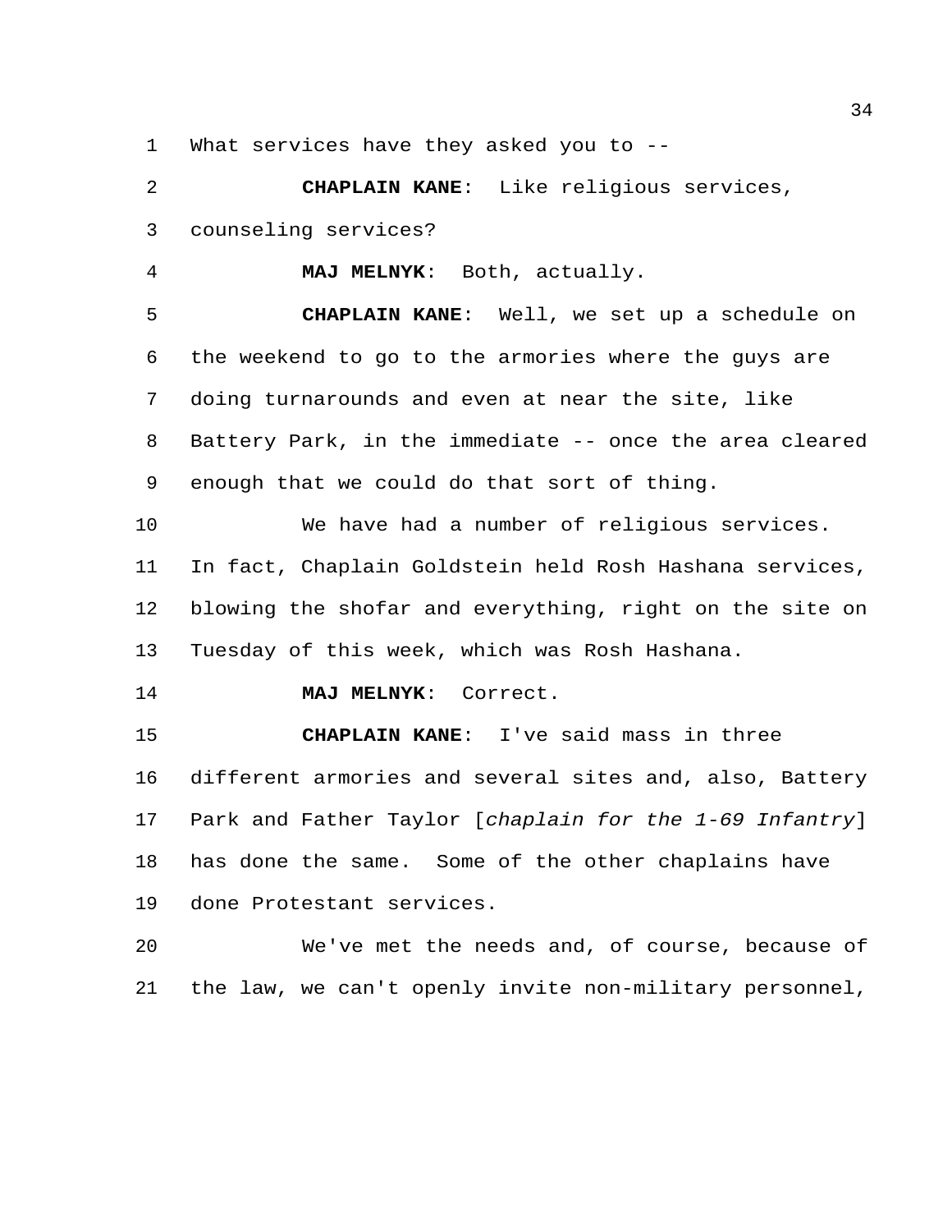What services have they asked you to --

**CHAPLAIN KANE**: Like religious services, counseling services?

**MAJ MELNYK**: Both, actually.

**CHAPLAIN KANE**: Well, we set up a schedule on the weekend to go to the armories where the guys are doing turnarounds and even at near the site, like Battery Park, in the immediate -- once the area cleared enough that we could do that sort of thing.

We have had a number of religious services. In fact, Chaplain Goldstein held Rosh Hashana services, blowing the shofar and everything, right on the site on Tuesday of this week, which was Rosh Hashana.

**MAJ MELNYK**: Correct.

**CHAPLAIN KANE**: I've said mass in three different armories and several sites and, also, Battery Park and Father Taylor [*chaplain for the 1-69 Infantry*] has done the same. Some of the other chaplains have done Protestant services.

We've met the needs and, of course, because of the law, we can't openly invite non-military personnel,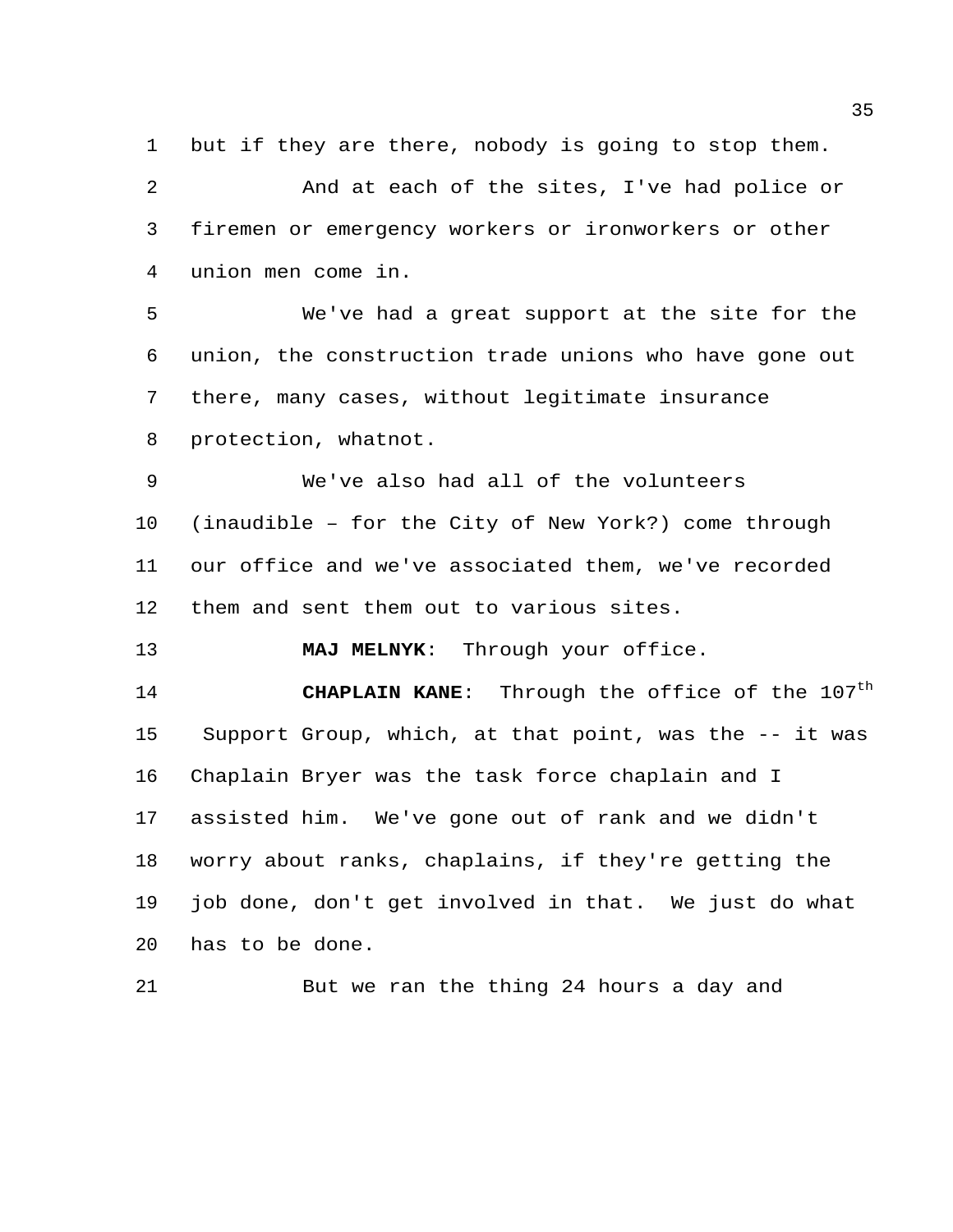but if they are there, nobody is going to stop them.

And at each of the sites, I've had police or firemen or emergency workers or ironworkers or other union men come in.

We've had a great support at the site for the union, the construction trade unions who have gone out there, many cases, without legitimate insurance protection, whatnot.

We've also had all of the volunteers (inaudible – for the City of New York?) come through our office and we've associated them, we've recorded them and sent them out to various sites.

**MAJ MELNYK**: Through your office.

**CHAPLAIN KANE**: Through the office of the 107th Support Group, which, at that point, was the -- it was Chaplain Bryer was the task force chaplain and I assisted him. We've gone out of rank and we didn't worry about ranks, chaplains, if they're getting the job done, don't get involved in that. We just do what has to be done.

But we ran the thing 24 hours a day and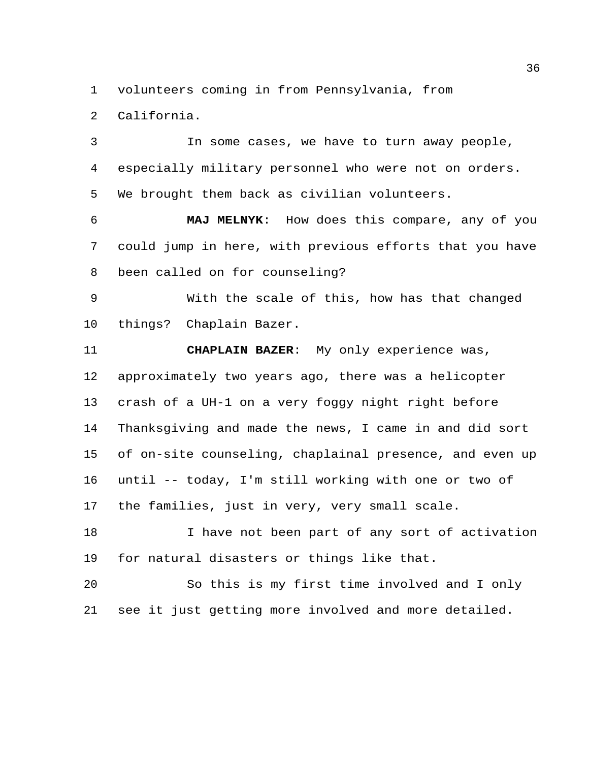volunteers coming in from Pennsylvania, from California.

In some cases, we have to turn away people, especially military personnel who were not on orders. We brought them back as civilian volunteers.

**MAJ MELNYK**: How does this compare, any of you could jump in here, with previous efforts that you have been called on for counseling?

With the scale of this, how has that changed things? Chaplain Bazer.

**CHAPLAIN BAZER**: My only experience was, approximately two years ago, there was a helicopter crash of a UH-1 on a very foggy night right before Thanksgiving and made the news, I came in and did sort of on-site counseling, chaplainal presence, and even up until -- today, I'm still working with one or two of the families, just in very, very small scale.

I have not been part of any sort of activation for natural disasters or things like that.

So this is my first time involved and I only see it just getting more involved and more detailed.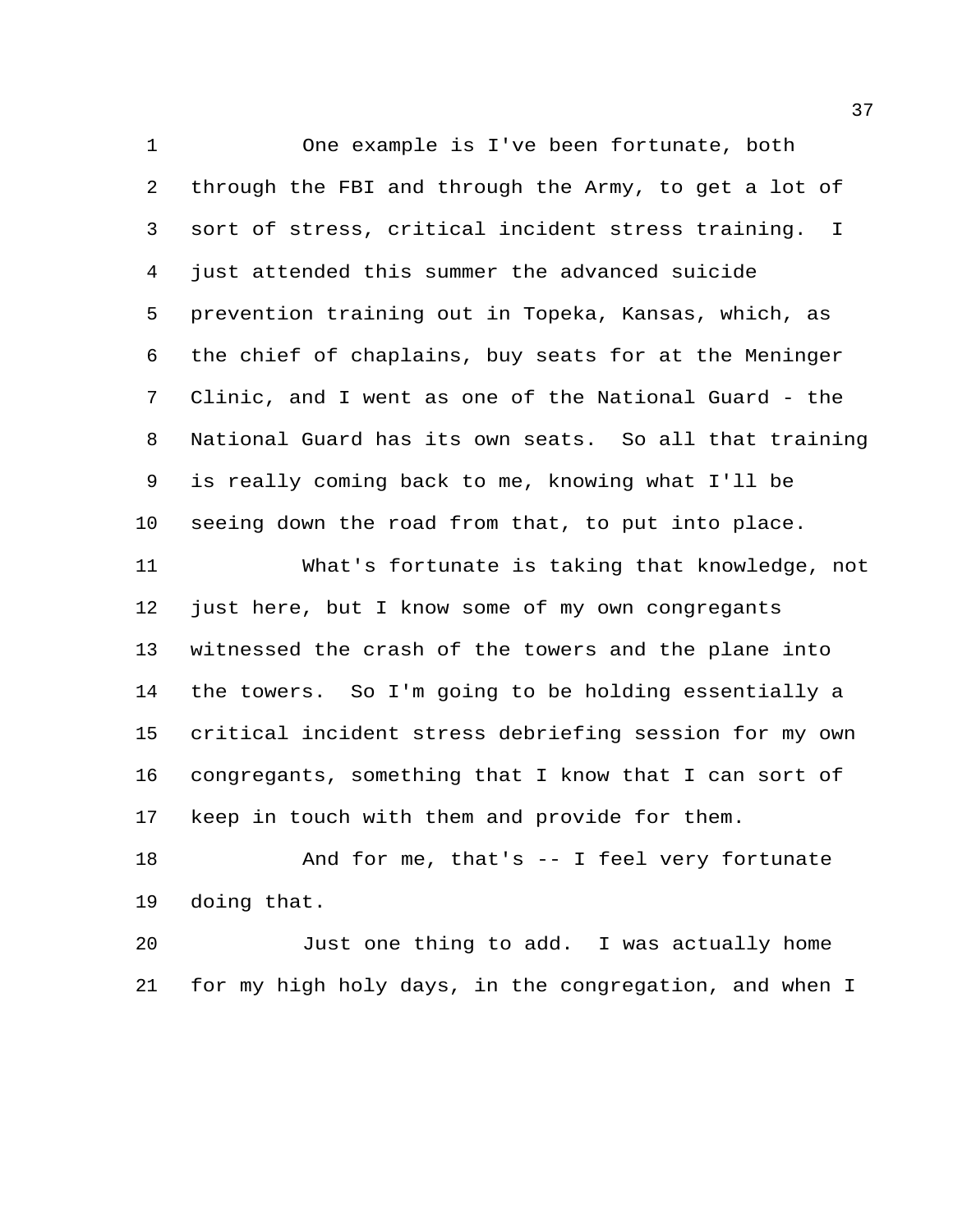One example is I've been fortunate, both through the FBI and through the Army, to get a lot of sort of stress, critical incident stress training. I just attended this summer the advanced suicide prevention training out in Topeka, Kansas, which, as the chief of chaplains, buy seats for at the Meninger Clinic, and I went as one of the National Guard - the National Guard has its own seats. So all that training is really coming back to me, knowing what I'll be seeing down the road from that, to put into place.

What's fortunate is taking that knowledge, not just here, but I know some of my own congregants witnessed the crash of the towers and the plane into the towers. So I'm going to be holding essentially a critical incident stress debriefing session for my own congregants, something that I know that I can sort of keep in touch with them and provide for them.

And for me, that's -- I feel very fortunate doing that.

Just one thing to add. I was actually home for my high holy days, in the congregation, and when I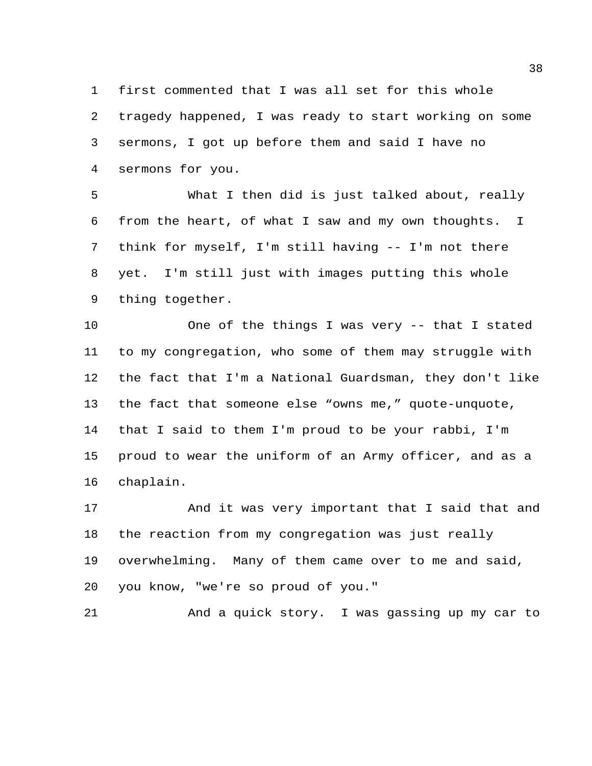first commented that I was all set for this whole tragedy happened, I was ready to start working on some sermons, I got up before them and said I have no sermons for you.

What I then did is just talked about, really from the heart, of what I saw and my own thoughts. I think for myself, I'm still having -- I'm not there yet. I'm still just with images putting this whole thing together.

One of the things I was very -- that I stated to my congregation, who some of them may struggle with the fact that I'm a National Guardsman, they don't like the fact that someone else "owns me," quote-unquote, that I said to them I'm proud to be your rabbi, I'm proud to wear the uniform of an Army officer, and as a chaplain.

And it was very important that I said that and the reaction from my congregation was just really overwhelming. Many of them came over to me and said, you know, "we're so proud of you."

And a quick story. I was gassing up my car to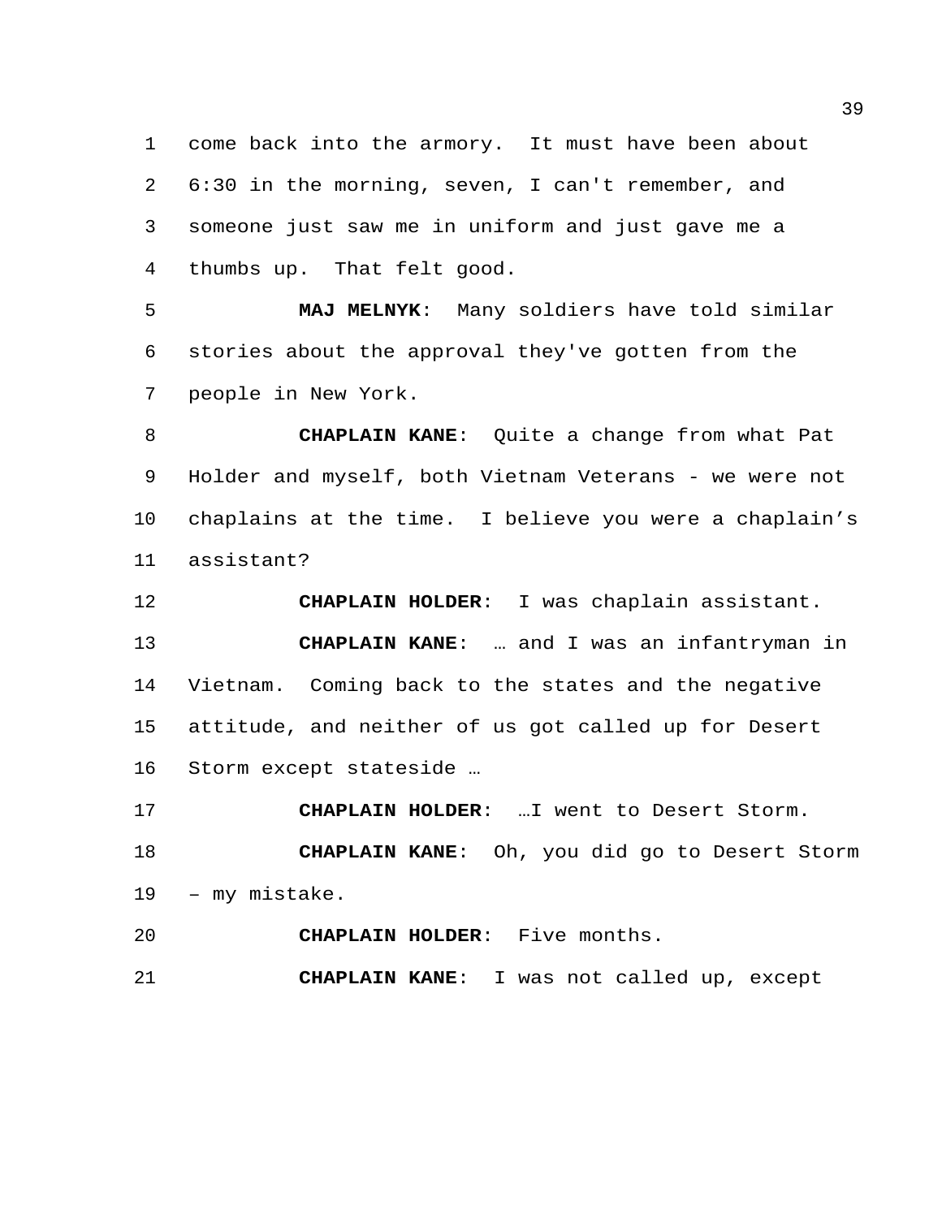come back into the armory. It must have been about 6:30 in the morning, seven, I can't remember, and someone just saw me in uniform and just gave me a thumbs up. That felt good.

**MAJ MELNYK**: Many soldiers have told similar stories about the approval they've gotten from the people in New York.

**CHAPLAIN KANE**: Quite a change from what Pat Holder and myself, both Vietnam Veterans - we were not chaplains at the time. I believe you were a chaplain's assistant?

**CHAPLAIN HOLDER**: I was chaplain assistant.

**CHAPLAIN KANE**: … and I was an infantryman in Vietnam. Coming back to the states and the negative attitude, and neither of us got called up for Desert Storm except stateside …

**CHAPLAIN HOLDER**: …I went to Desert Storm.

**CHAPLAIN KANE**: Oh, you did go to Desert Storm – my mistake.

**CHAPLAIN HOLDER**: Five months.

**CHAPLAIN KANE**: I was not called up, except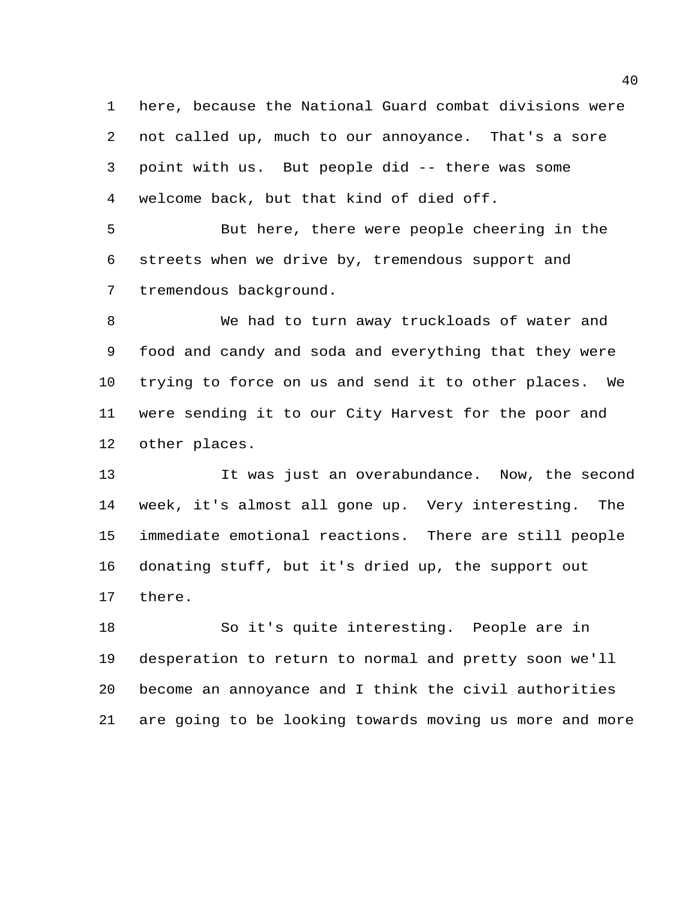here, because the National Guard combat divisions were not called up, much to our annoyance. That's a sore point with us. But people did -- there was some welcome back, but that kind of died off.

But here, there were people cheering in the streets when we drive by, tremendous support and tremendous background.

We had to turn away truckloads of water and food and candy and soda and everything that they were trying to force on us and send it to other places. We were sending it to our City Harvest for the poor and other places.

It was just an overabundance. Now, the second week, it's almost all gone up. Very interesting. The immediate emotional reactions. There are still people donating stuff, but it's dried up, the support out there.

So it's quite interesting. People are in desperation to return to normal and pretty soon we'll become an annoyance and I think the civil authorities are going to be looking towards moving us more and more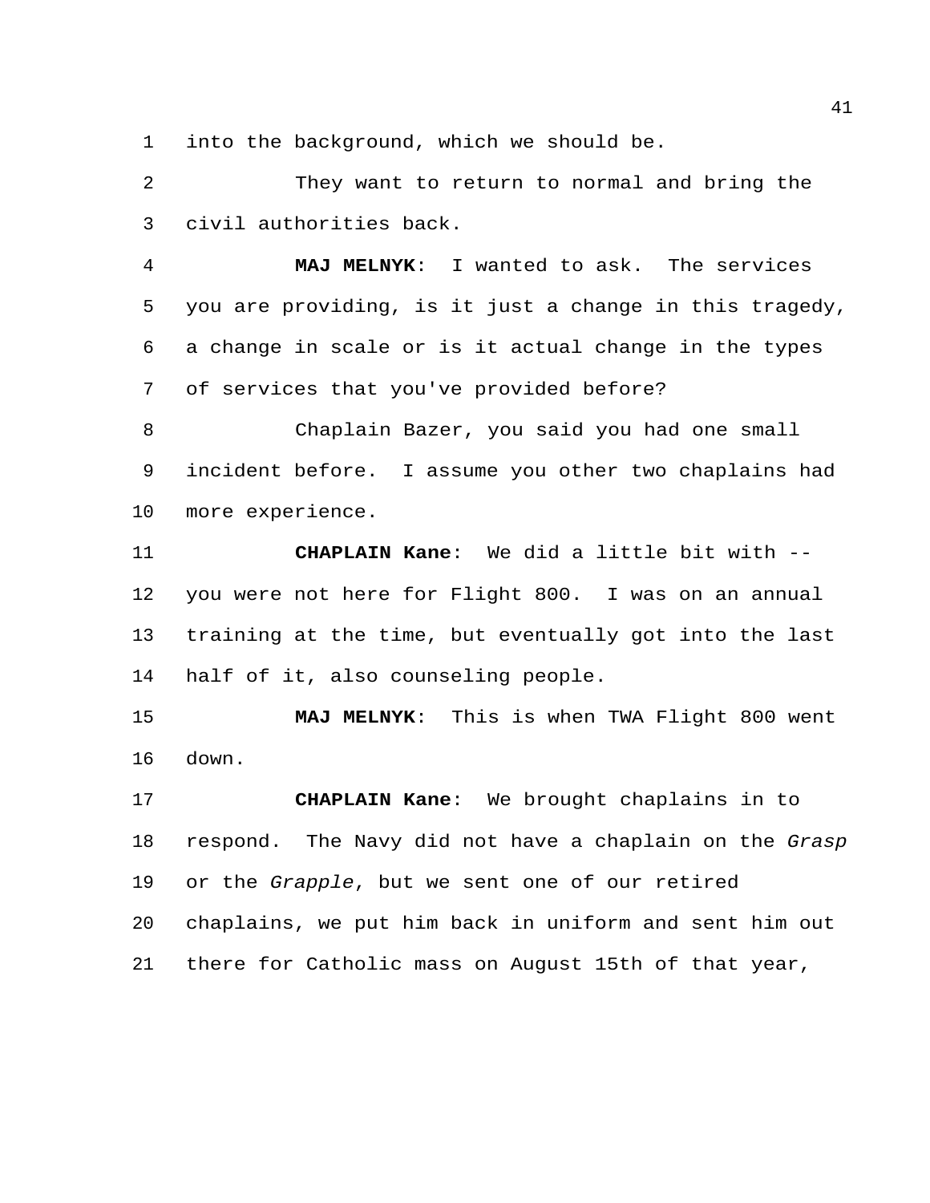into the background, which we should be.

They want to return to normal and bring the civil authorities back.

**MAJ MELNYK**: I wanted to ask. The services you are providing, is it just a change in this tragedy, a change in scale or is it actual change in the types of services that you've provided before?

Chaplain Bazer, you said you had one small incident before. I assume you other two chaplains had more experience.

**CHAPLAIN Kane**: We did a little bit with -- you were not here for Flight 800. I was on an annual training at the time, but eventually got into the last half of it, also counseling people.

**MAJ MELNYK**: This is when TWA Flight 800 went down.

**CHAPLAIN Kane**: We brought chaplains in to respond. The Navy did not have a chaplain on the *Grasp* or the *Grapple*, but we sent one of our retired chaplains, we put him back in uniform and sent him out there for Catholic mass on August 15th of that year,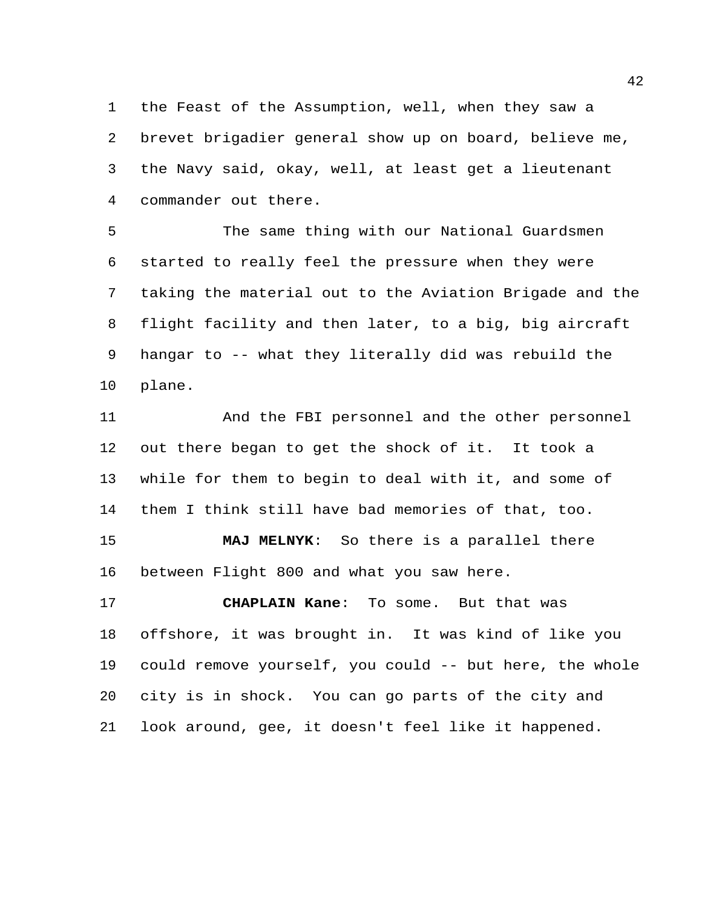the Feast of the Assumption, well, when they saw a brevet brigadier general show up on board, believe me, the Navy said, okay, well, at least get a lieutenant commander out there.

The same thing with our National Guardsmen started to really feel the pressure when they were taking the material out to the Aviation Brigade and the flight facility and then later, to a big, big aircraft hangar to -- what they literally did was rebuild the plane.

And the FBI personnel and the other personnel out there began to get the shock of it. It took a while for them to begin to deal with it, and some of them I think still have bad memories of that, too.

**MAJ MELNYK**: So there is a parallel there between Flight 800 and what you saw here.

**CHAPLAIN Kane**: To some. But that was offshore, it was brought in. It was kind of like you could remove yourself, you could -- but here, the whole city is in shock. You can go parts of the city and look around, gee, it doesn't feel like it happened.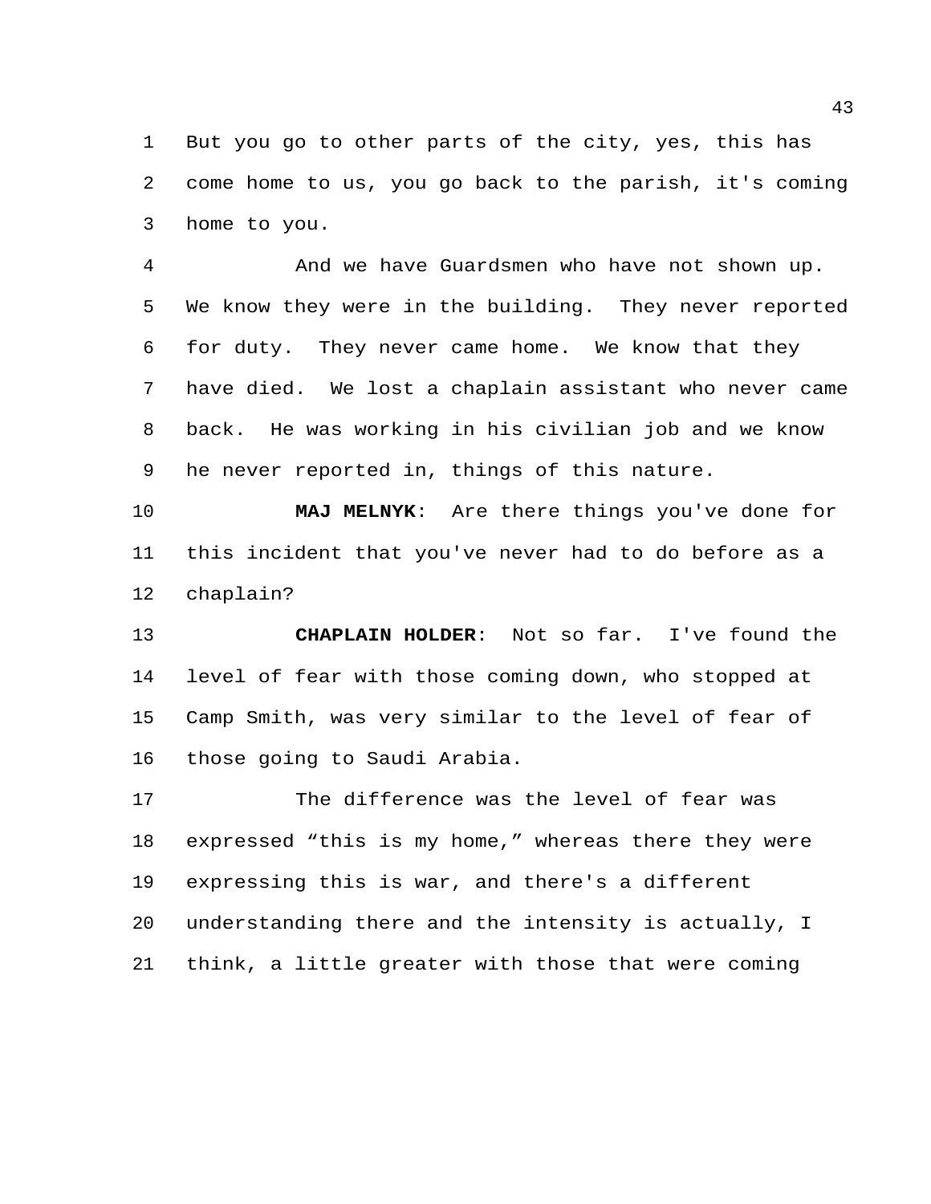But you go to other parts of the city, yes, this has come home to us, you go back to the parish, it's coming home to you.

And we have Guardsmen who have not shown up. We know they were in the building. They never reported for duty. They never came home. We know that they have died. We lost a chaplain assistant who never came back. He was working in his civilian job and we know he never reported in, things of this nature.

**MAJ MELNYK**: Are there things you've done for this incident that you've never had to do before as a chaplain?

**CHAPLAIN HOLDER**: Not so far. I've found the level of fear with those coming down, who stopped at Camp Smith, was very similar to the level of fear of those going to Saudi Arabia.

The difference was the level of fear was expressed “this is my home,” whereas there they were expressing this is war, and there's a different understanding there and the intensity is actually, I think, a little greater with those that were coming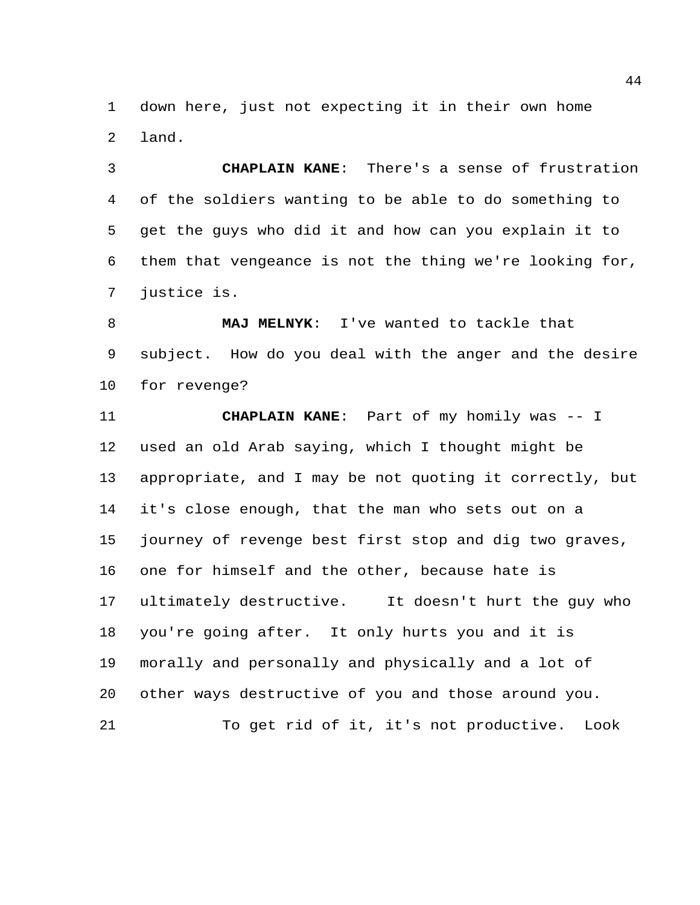down here, just not expecting it in their own home land.

**CHAPLAIN KANE**: There's a sense of frustration of the soldiers wanting to be able to do something to get the guys who did it and how can you explain it to them that vengeance is not the thing we're looking for, justice is.

**MAJ MELNYK**: I've wanted to tackle that subject. How do you deal with the anger and the desire for revenge?

**CHAPLAIN KANE**: Part of my homily was -- I used an old Arab saying, which I thought might be appropriate, and I may be not quoting it correctly, but it's close enough, that the man who sets out on a journey of revenge best first stop and dig two graves, one for himself and the other, because hate is ultimately destructive. It doesn't hurt the guy who you're going after. It only hurts you and it is morally and personally and physically and a lot of other ways destructive of you and those around you.

To get rid of it, it's not productive. Look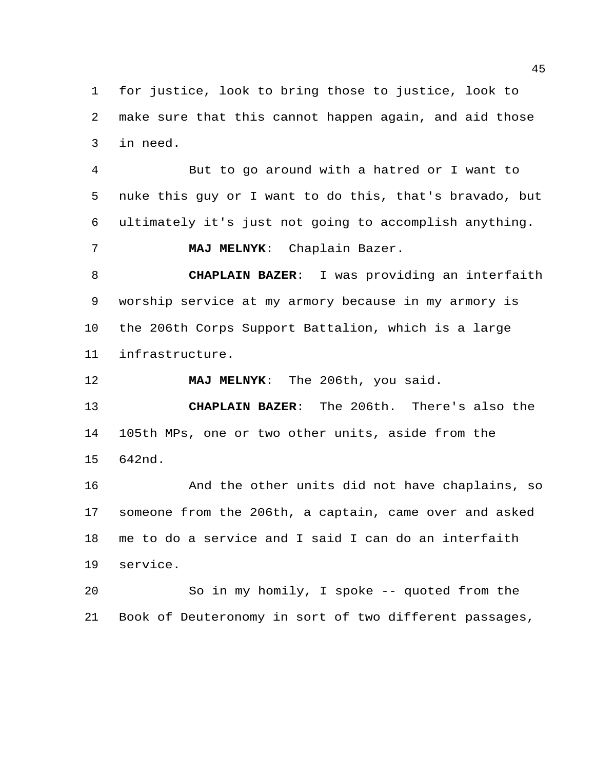for justice, look to bring those to justice, look to make sure that this cannot happen again, and aid those in need.

But to go around with a hatred or I want to nuke this guy or I want to do this, that's bravado, but ultimately it's just not going to accomplish anything.

**MAJ MELNYK**: Chaplain Bazer.

**CHAPLAIN BAZER**: I was providing an interfaith worship service at my armory because in my armory is the 206th Corps Support Battalion, which is a large infrastructure.

**MAJ MELNYK**: The 206th, you said.

**CHAPLAIN BAZER**: The 206th. There's also the 105th MPs, one or two other units, aside from the 642nd.

And the other units did not have chaplains, so someone from the 206th, a captain, came over and asked me to do a service and I said I can do an interfaith service.

So in my homily, I spoke -- quoted from the Book of Deuteronomy in sort of two different passages,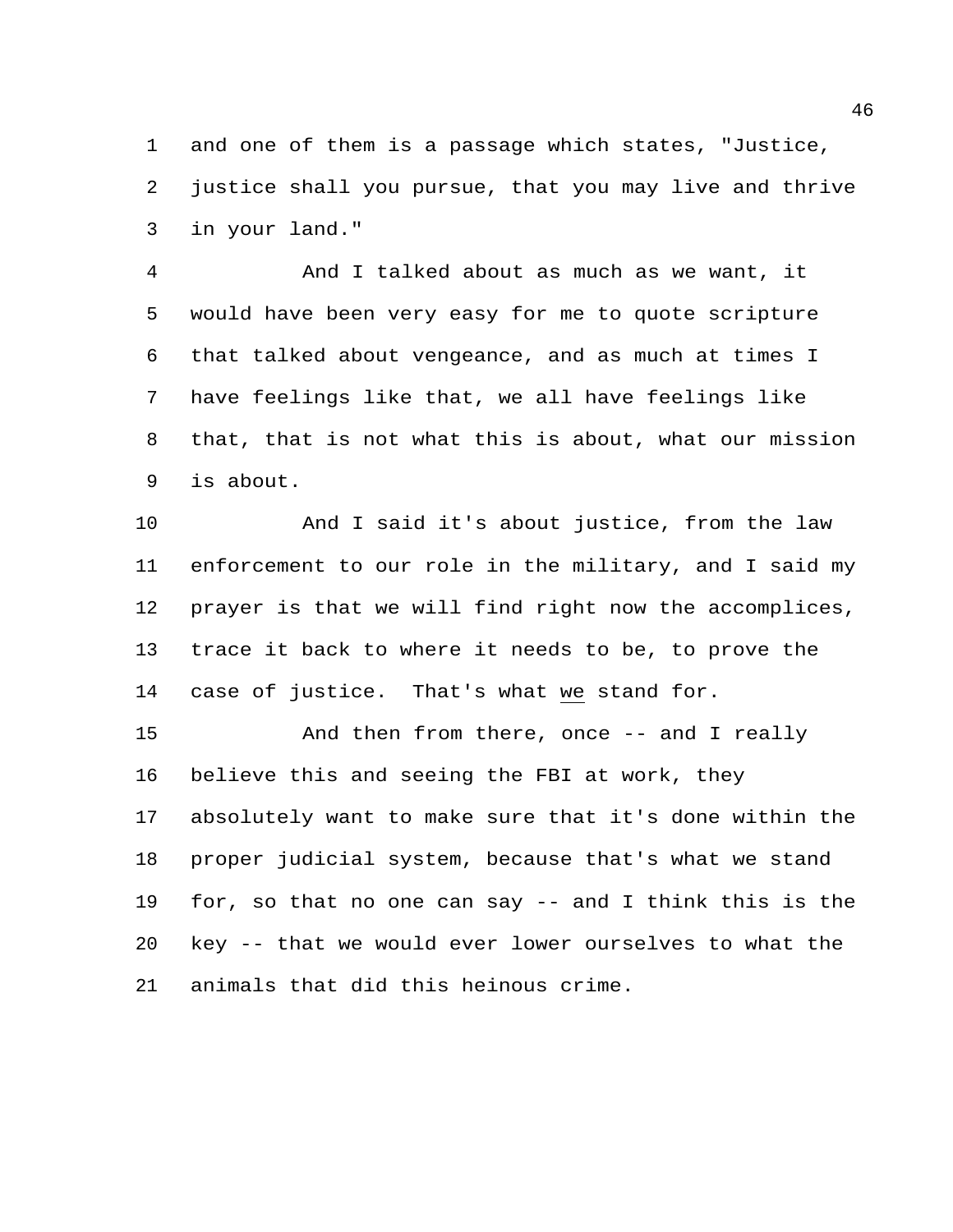1 and one of them is a passage which states, "Justice,
2 justice shall you pursue, that you may live and thrive
3 in your land."

4 And I talked about as much as we want, it
5 would have been very easy for me to quote scripture
6 that talked about vengeance, and as much at times I
7 have feelings like that, we all have feelings like
8 that, that is not what this is about, what our mission
9 is about.

10 And I said it's about justice, from the law
11 enforcement to our role in the military, and I said my
12 prayer is that we will find right now the accomplices,
13 trace it back to where it needs to be, to prove the
14 case of justice. That's what <u>we</u> stand for.

15 And then from there, once -- and I really
16 believe this and seeing the FBI at work, they
17 absolutely want to make sure that it's done within the
18 proper judicial system, because that's what we stand
19 for, so that no one can say -- and I think this is the
20 key -- that we would ever lower ourselves to what the
21 animals that did this heinous crime.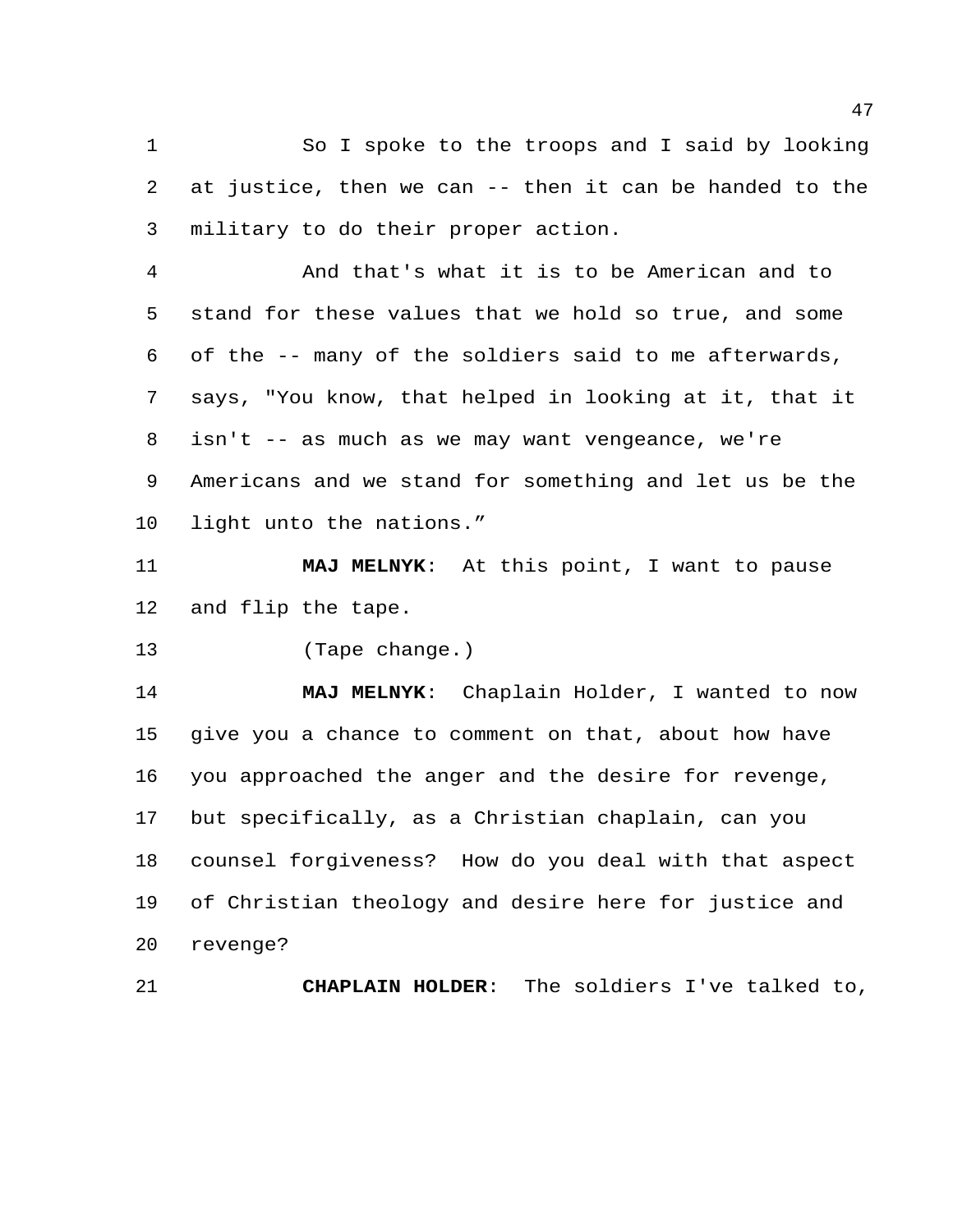So I spoke to the troops and I said by looking at justice, then we can -- then it can be handed to the military to do their proper action.

And that's what it is to be American and to stand for these values that we hold so true, and some of the -- many of the soldiers said to me afterwards, says, "You know, that helped in looking at it, that it isn't -- as much as we may want vengeance, we're Americans and we stand for something and let us be the light unto the nations."

**MAJ MELNYK**: At this point, I want to pause and flip the tape.

(Tape change.)

**MAJ MELNYK**: Chaplain Holder, I wanted to now give you a chance to comment on that, about how have you approached the anger and the desire for revenge, but specifically, as a Christian chaplain, can you counsel forgiveness? How do you deal with that aspect of Christian theology and desire here for justice and revenge?

**CHAPLAIN HOLDER**: The soldiers I've talked to,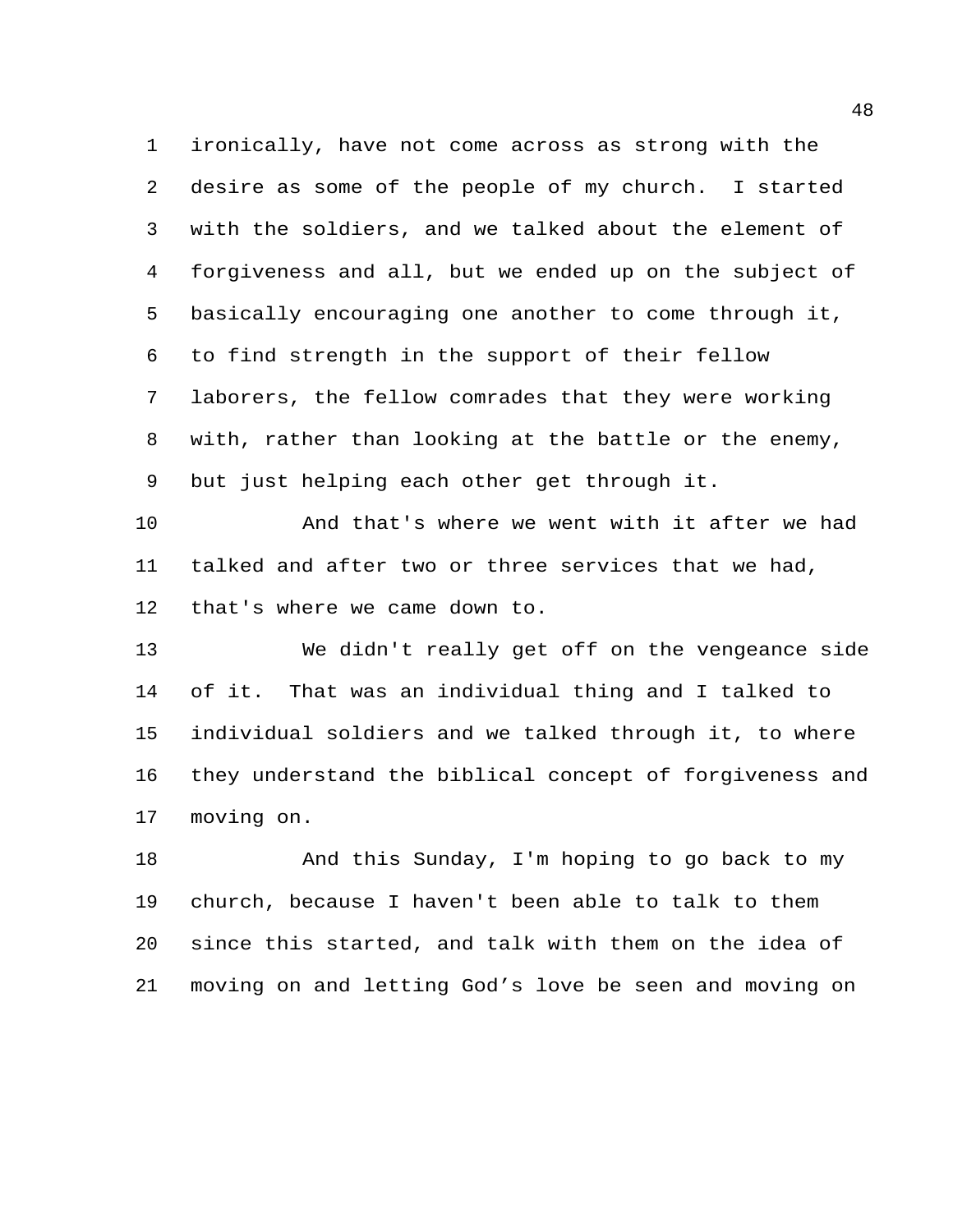ironically, have not come across as strong with the desire as some of the people of my church. I started with the soldiers, and we talked about the element of forgiveness and all, but we ended up on the subject of basically encouraging one another to come through it, to find strength in the support of their fellow laborers, the fellow comrades that they were working with, rather than looking at the battle or the enemy, but just helping each other get through it.

And that's where we went with it after we had talked and after two or three services that we had, that's where we came down to.

We didn't really get off on the vengeance side of it. That was an individual thing and I talked to individual soldiers and we talked through it, to where they understand the biblical concept of forgiveness and moving on.

And this Sunday, I'm hoping to go back to my church, because I haven't been able to talk to them since this started, and talk with them on the idea of moving on and letting God’s love be seen and moving on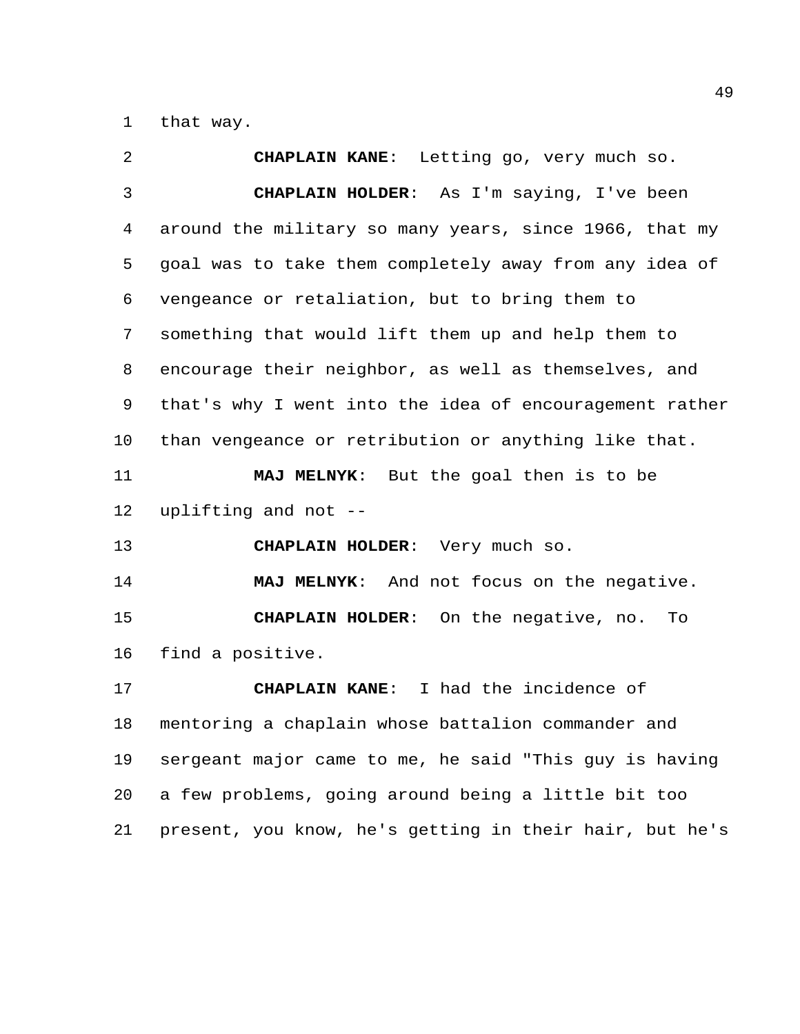that way.

**CHAPLAIN KANE**: Letting go, very much so.

**CHAPLAIN HOLDER**: As I'm saying, I've been around the military so many years, since 1966, that my goal was to take them completely away from any idea of vengeance or retaliation, but to bring them to something that would lift them up and help them to encourage their neighbor, as well as themselves, and that's why I went into the idea of encouragement rather than vengeance or retribution or anything like that.

**MAJ MELNYK**: But the goal then is to be uplifting and not --

**CHAPLAIN HOLDER**: Very much so.

**MAJ MELNYK**: And not focus on the negative.

**CHAPLAIN HOLDER**: On the negative, no. To find a positive.

**CHAPLAIN KANE**: I had the incidence of mentoring a chaplain whose battalion commander and sergeant major came to me, he said "This guy is having a few problems, going around being a little bit too present, you know, he's getting in their hair, but he's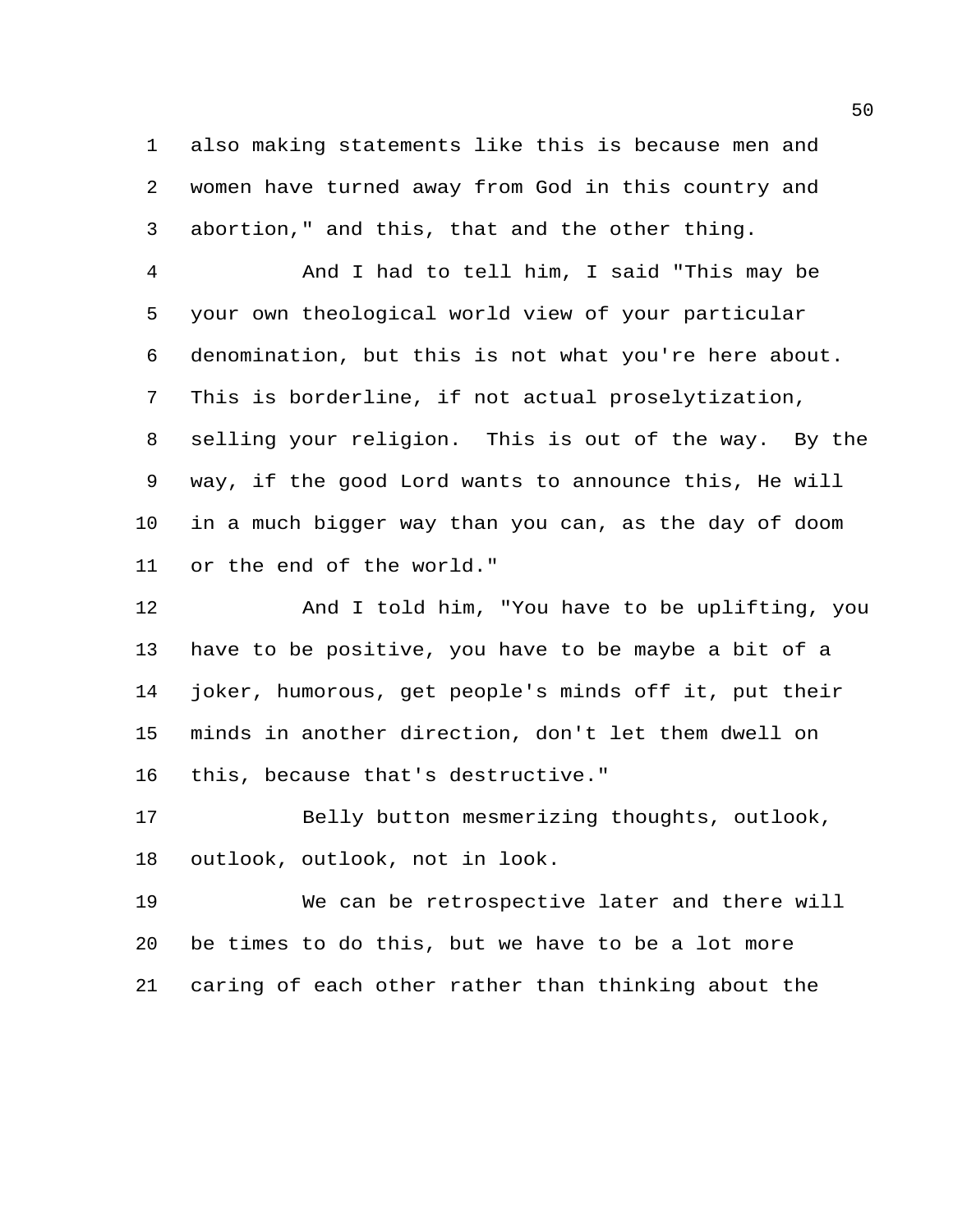also making statements like this is because men and women have turned away from God in this country and abortion," and this, that and the other thing.

And I had to tell him, I said "This may be your own theological world view of your particular denomination, but this is not what you're here about. This is borderline, if not actual proselytization, selling your religion. This is out of the way. By the way, if the good Lord wants to announce this, He will in a much bigger way than you can, as the day of doom or the end of the world."

And I told him, "You have to be uplifting, you have to be positive, you have to be maybe a bit of a joker, humorous, get people's minds off it, put their minds in another direction, don't let them dwell on this, because that's destructive."

Belly button mesmerizing thoughts, outlook, outlook, outlook, not in look.

We can be retrospective later and there will be times to do this, but we have to be a lot more caring of each other rather than thinking about the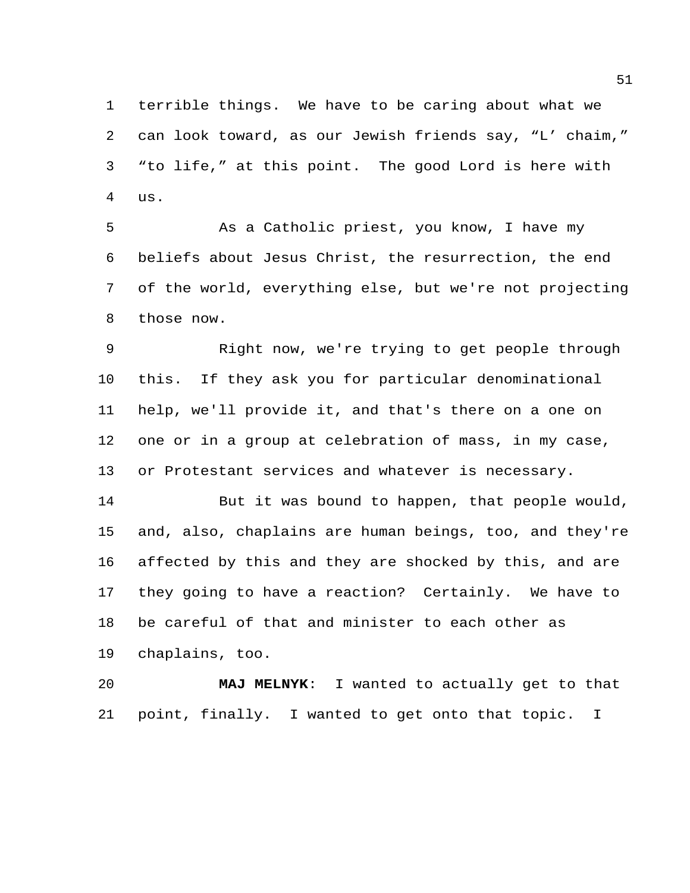terrible things. We have to be caring about what we can look toward, as our Jewish friends say, “L' chaim,” “to life,” at this point. The good Lord is here with us.

As a Catholic priest, you know, I have my beliefs about Jesus Christ, the resurrection, the end of the world, everything else, but we're not projecting those now.

Right now, we're trying to get people through this. If they ask you for particular denominational help, we'll provide it, and that's there on a one on one or in a group at celebration of mass, in my case, or Protestant services and whatever is necessary.

But it was bound to happen, that people would, and, also, chaplains are human beings, too, and they're affected by this and they are shocked by this, and are they going to have a reaction? Certainly. We have to be careful of that and minister to each other as chaplains, too.

**MAJ MELNYK**: I wanted to actually get to that point, finally. I wanted to get onto that topic. I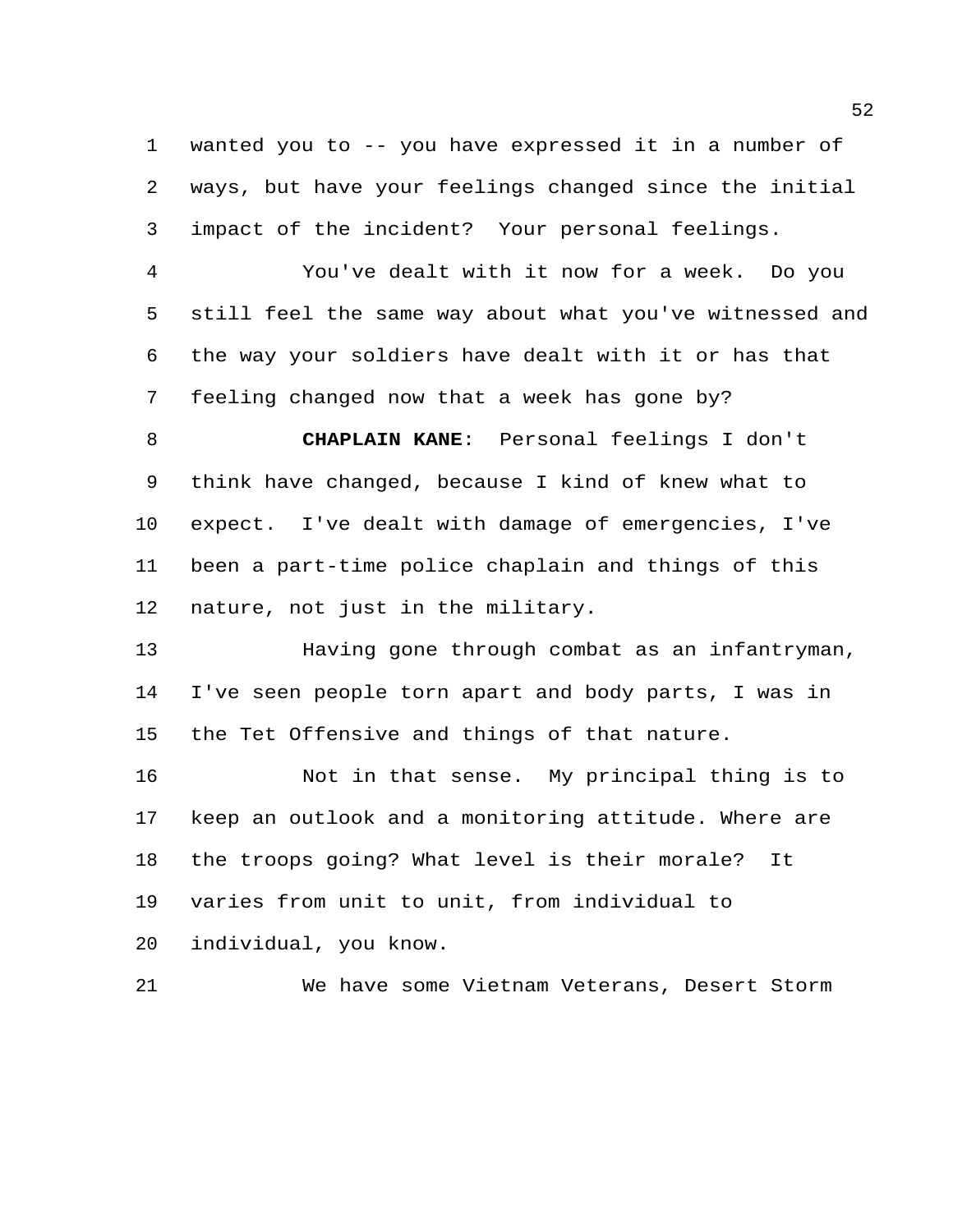wanted you to -- you have expressed it in a number of ways, but have your feelings changed since the initial impact of the incident? Your personal feelings.

You've dealt with it now for a week. Do you still feel the same way about what you've witnessed and the way your soldiers have dealt with it or has that feeling changed now that a week has gone by?

**CHAPLAIN KANE**: Personal feelings I don't think have changed, because I kind of knew what to expect. I've dealt with damage of emergencies, I've been a part-time police chaplain and things of this nature, not just in the military.

Having gone through combat as an infantryman, I've seen people torn apart and body parts, I was in the Tet Offensive and things of that nature.

Not in that sense. My principal thing is to keep an outlook and a monitoring attitude. Where are the troops going? What level is their morale? It varies from unit to unit, from individual to individual, you know.

We have some Vietnam Veterans, Desert Storm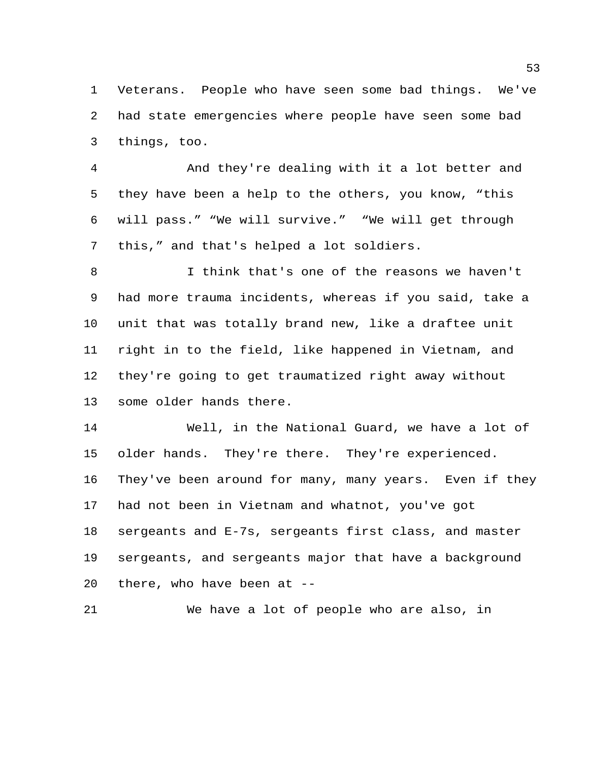Veterans. People who have seen some bad things. We've had state emergencies where people have seen some bad things, too.

And they're dealing with it a lot better and they have been a help to the others, you know, "this will pass." "We will survive." "We will get through this," and that's helped a lot soldiers.

I think that's one of the reasons we haven't had more trauma incidents, whereas if you said, take a unit that was totally brand new, like a draftee unit right in to the field, like happened in Vietnam, and they're going to get traumatized right away without some older hands there.

Well, in the National Guard, we have a lot of older hands. They're there. They're experienced. They've been around for many, many years. Even if they had not been in Vietnam and whatnot, you've got sergeants and E-7s, sergeants first class, and master sergeants, and sergeants major that have a background there, who have been at --

We have a lot of people who are also, in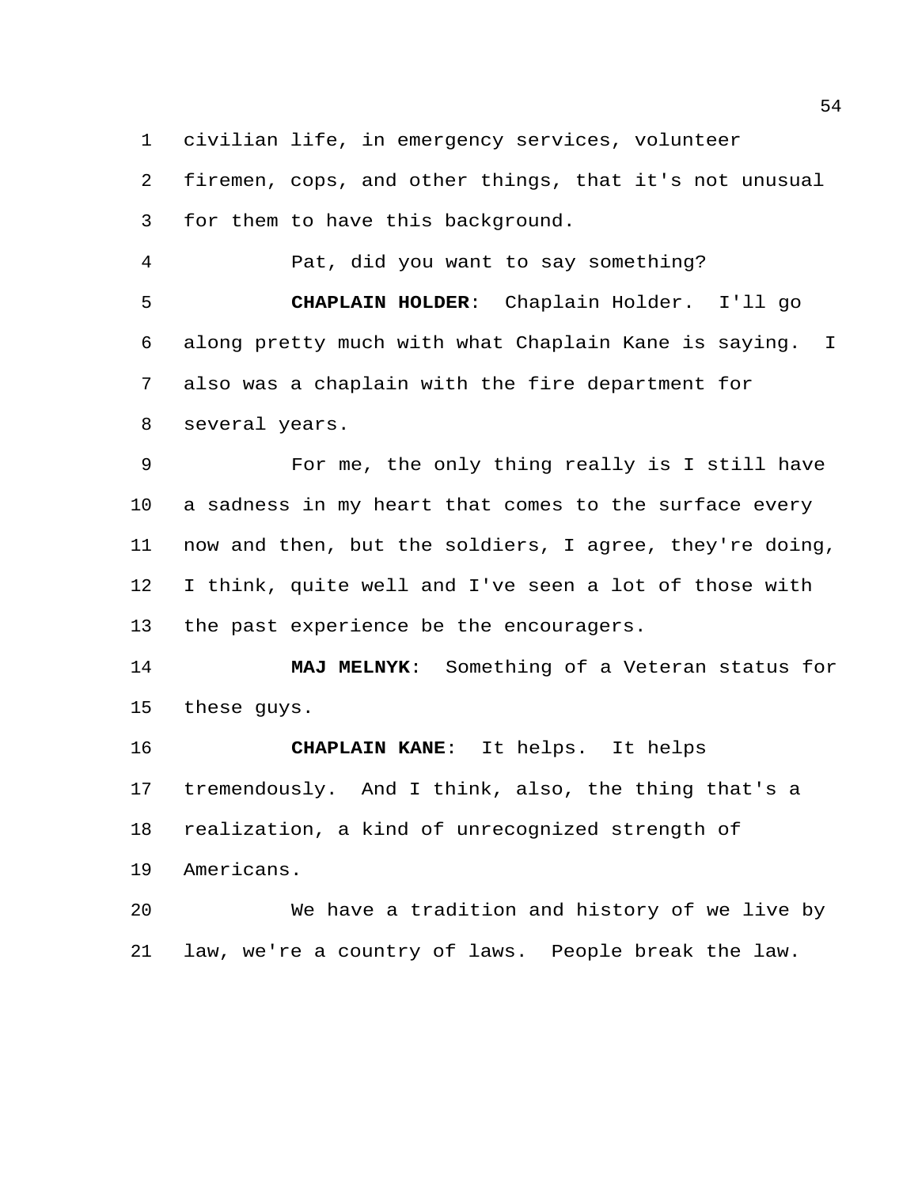civilian life, in emergency services, volunteer firemen, cops, and other things, that it's not unusual for them to have this background.

Pat, did you want to say something?

**CHAPLAIN HOLDER**: Chaplain Holder. I'll go along pretty much with what Chaplain Kane is saying. I also was a chaplain with the fire department for several years.

For me, the only thing really is I still have a sadness in my heart that comes to the surface every now and then, but the soldiers, I agree, they're doing, I think, quite well and I've seen a lot of those with the past experience be the encouragers.

**MAJ MELNYK**: Something of a Veteran status for these guys.

**CHAPLAIN KANE**: It helps. It helps tremendously. And I think, also, the thing that's a realization, a kind of unrecognized strength of Americans.

We have a tradition and history of we live by law, we're a country of laws. People break the law.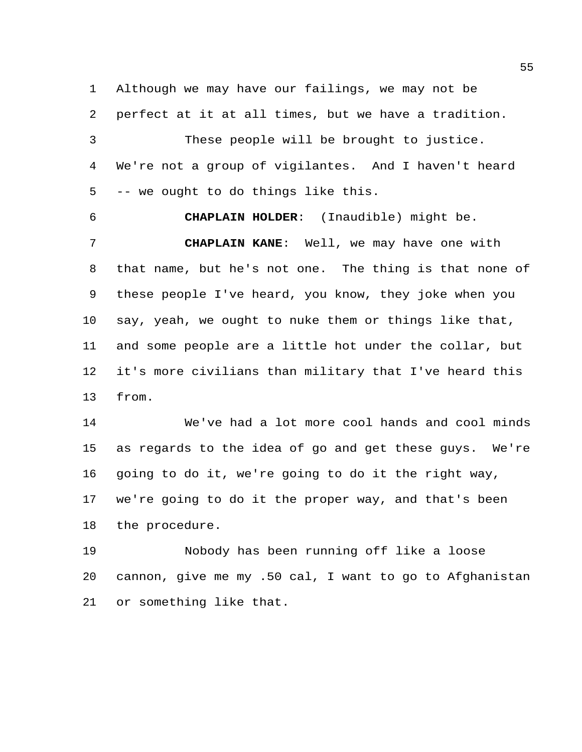Although we may have our failings, we may not be perfect at it at all times, but we have a tradition.

These people will be brought to justice. We're not a group of vigilantes. And I haven't heard -- we ought to do things like this.

**CHAPLAIN HOLDER**: (Inaudible) might be.

**CHAPLAIN KANE**: Well, we may have one with that name, but he's not one. The thing is that none of these people I've heard, you know, they joke when you say, yeah, we ought to nuke them or things like that, and some people are a little hot under the collar, but it's more civilians than military that I've heard this from.

We've had a lot more cool hands and cool minds as regards to the idea of go and get these guys. We're going to do it, we're going to do it the right way, we're going to do it the proper way, and that's been the procedure.

Nobody has been running off like a loose cannon, give me my .50 cal, I want to go to Afghanistan or something like that.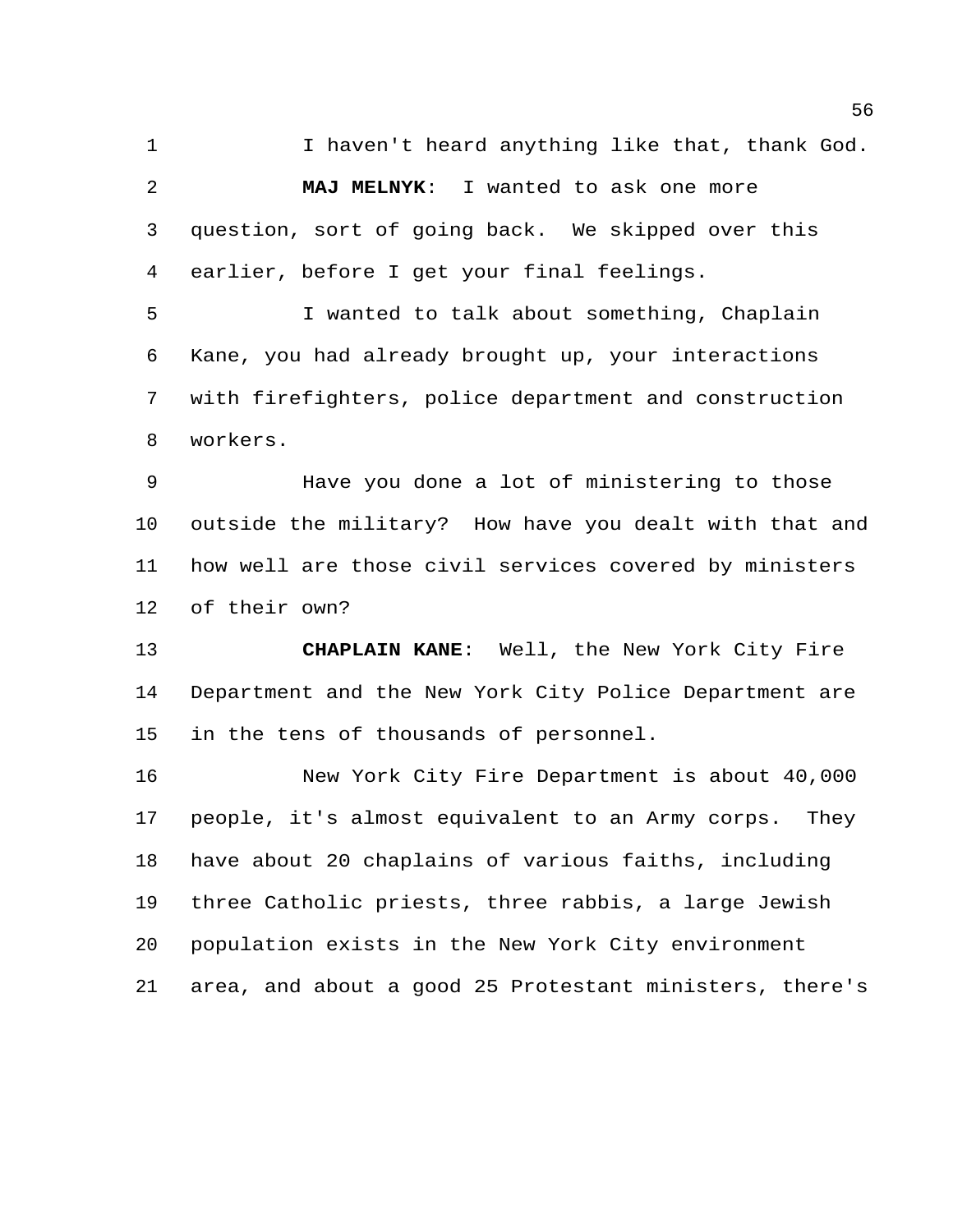I haven't heard anything like that, thank God.

**MAJ MELNYK**: I wanted to ask one more question, sort of going back. We skipped over this earlier, before I get your final feelings.

I wanted to talk about something, Chaplain Kane, you had already brought up, your interactions with firefighters, police department and construction workers.

Have you done a lot of ministering to those outside the military? How have you dealt with that and how well are those civil services covered by ministers of their own?

**CHAPLAIN KANE**: Well, the New York City Fire Department and the New York City Police Department are in the tens of thousands of personnel.

New York City Fire Department is about 40,000 people, it's almost equivalent to an Army corps. They have about 20 chaplains of various faiths, including three Catholic priests, three rabbis, a large Jewish population exists in the New York City environment area, and about a good 25 Protestant ministers, there's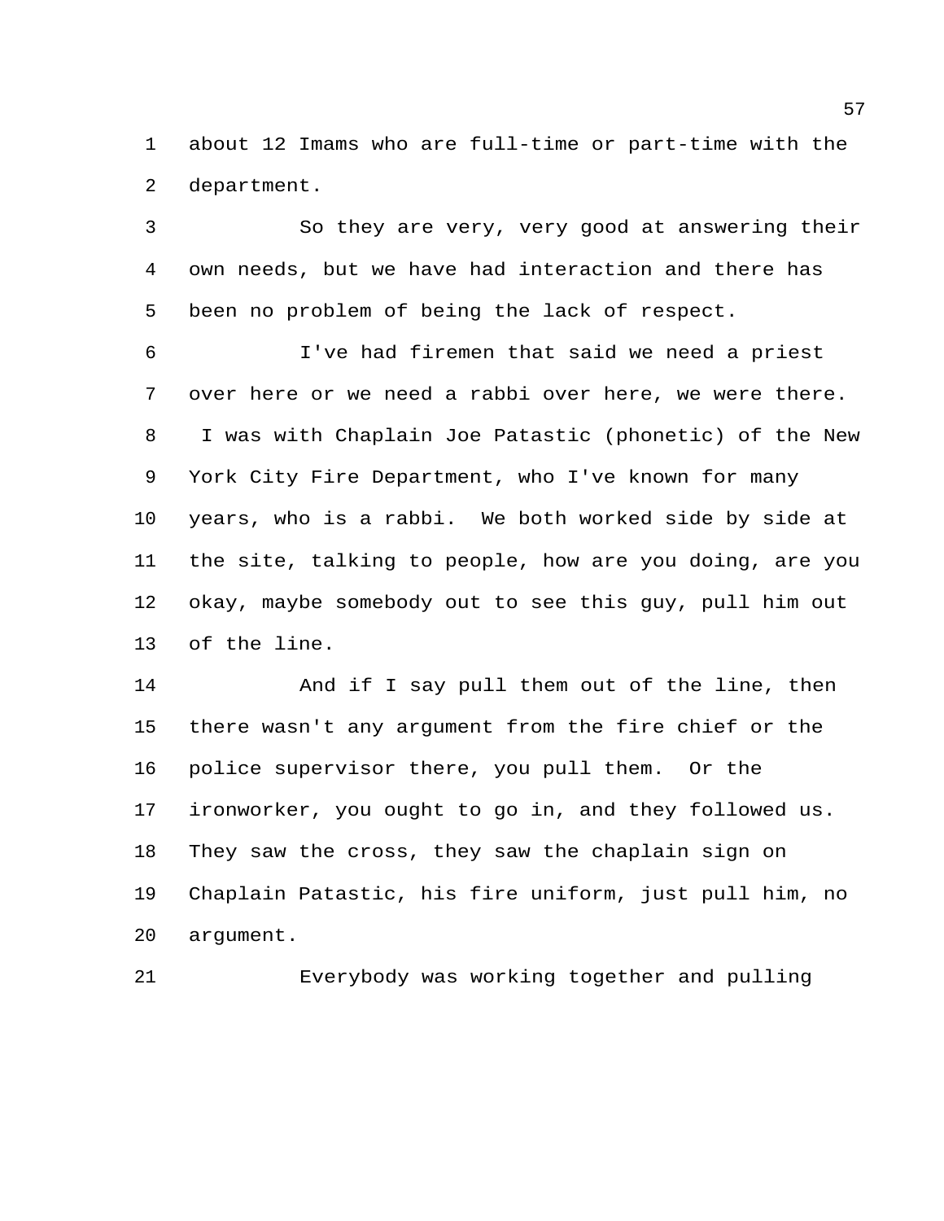about 12 Imams who are full-time or part-time with the department.

So they are very, very good at answering their own needs, but we have had interaction and there has been no problem of being the lack of respect.

I've had firemen that said we need a priest over here or we need a rabbi over here, we were there. I was with Chaplain Joe Patastic (phonetic) of the New York City Fire Department, who I've known for many years, who is a rabbi. We both worked side by side at the site, talking to people, how are you doing, are you okay, maybe somebody out to see this guy, pull him out of the line.

And if I say pull them out of the line, then there wasn't any argument from the fire chief or the police supervisor there, you pull them. Or the ironworker, you ought to go in, and they followed us. They saw the cross, they saw the chaplain sign on Chaplain Patastic, his fire uniform, just pull him, no argument.

Everybody was working together and pulling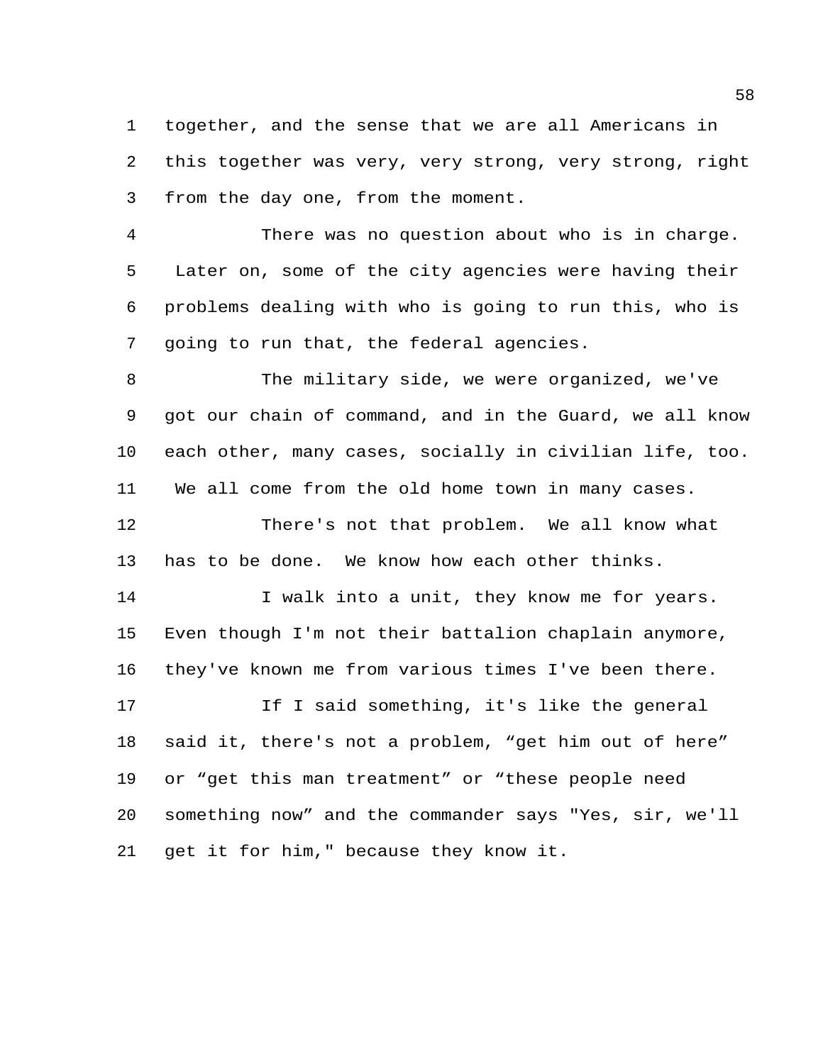together, and the sense that we are all Americans in this together was very, very strong, very strong, right from the day one, from the moment.

There was no question about who is in charge. Later on, some of the city agencies were having their problems dealing with who is going to run this, who is going to run that, the federal agencies.

The military side, we were organized, we've got our chain of command, and in the Guard, we all know each other, many cases, socially in civilian life, too. We all come from the old home town in many cases.

There's not that problem. We all know what has to be done. We know how each other thinks.

I walk into a unit, they know me for years. Even though I'm not their battalion chaplain anymore, they've known me from various times I've been there.

If I said something, it's like the general said it, there's not a problem, “get him out of here” or “get this man treatment” or “these people need something now” and the commander says "Yes, sir, we'll get it for him," because they know it.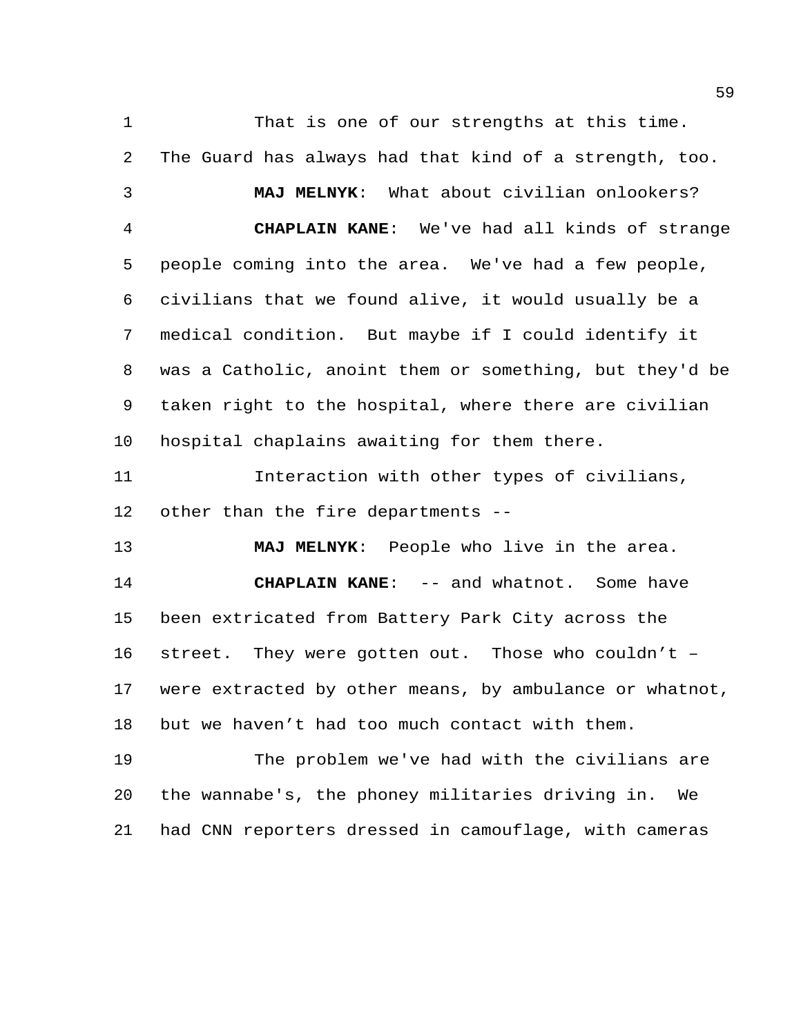That is one of our strengths at this time. The Guard has always had that kind of a strength, too.

**MAJ MELNYK**: What about civilian onlookers?

**CHAPLAIN KANE**: We've had all kinds of strange people coming into the area. We've had a few people, civilians that we found alive, it would usually be a medical condition. But maybe if I could identify it was a Catholic, anoint them or something, but they'd be taken right to the hospital, where there are civilian hospital chaplains awaiting for them there.

Interaction with other types of civilians, other than the fire departments --

**MAJ MELNYK**: People who live in the area.

**CHAPLAIN KANE**: -- and whatnot. Some have been extricated from Battery Park City across the street. They were gotten out. Those who couldn't – were extracted by other means, by ambulance or whatnot, but we haven't had too much contact with them.

The problem we've had with the civilians are the wannabe's, the phoney militaries driving in. We had CNN reporters dressed in camouflage, with cameras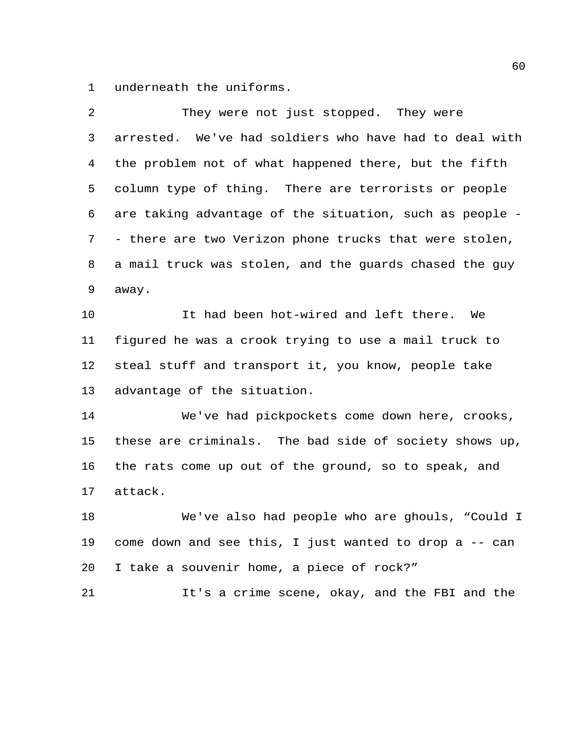underneath the uniforms.

They were not just stopped. They were arrested. We've had soldiers who have had to deal with the problem not of what happened there, but the fifth column type of thing. There are terrorists or people are taking advantage of the situation, such as people -- there are two Verizon phone trucks that were stolen, a mail truck was stolen, and the guards chased the guy away.

It had been hot-wired and left there. We figured he was a crook trying to use a mail truck to steal stuff and transport it, you know, people take advantage of the situation.

We've had pickpockets come down here, crooks, these are criminals. The bad side of society shows up, the rats come up out of the ground, so to speak, and attack.

We've also had people who are ghouls, "Could I come down and see this, I just wanted to drop a -- can I take a souvenir home, a piece of rock?"

It's a crime scene, okay, and the FBI and the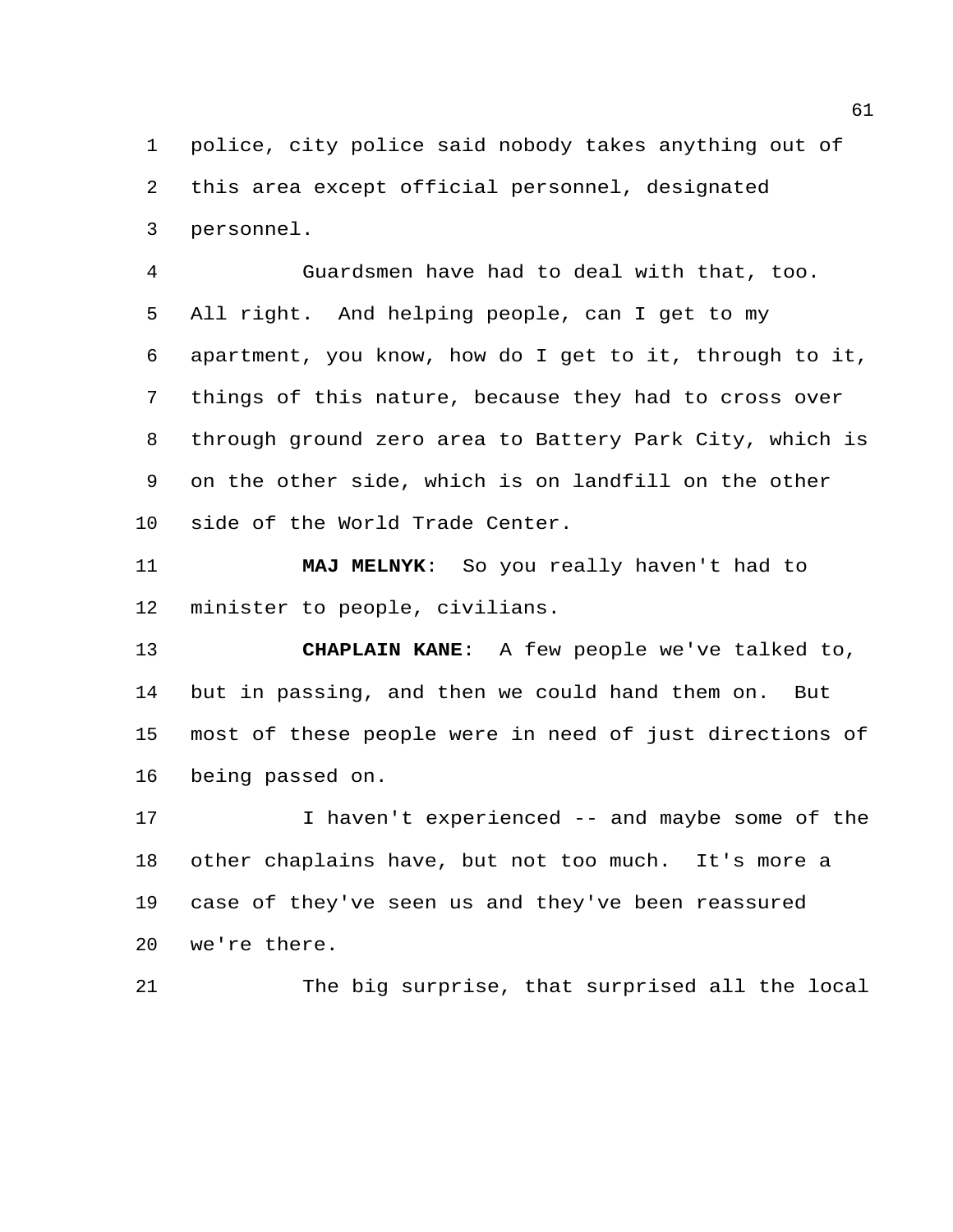police, city police said nobody takes anything out of this area except official personnel, designated personnel.

Guardsmen have had to deal with that, too. All right. And helping people, can I get to my apartment, you know, how do I get to it, through to it, things of this nature, because they had to cross over through ground zero area to Battery Park City, which is on the other side, which is on landfill on the other side of the World Trade Center.

**MAJ MELNYK**: So you really haven't had to minister to people, civilians.

**CHAPLAIN KANE**: A few people we've talked to, but in passing, and then we could hand them on. But most of these people were in need of just directions of being passed on.

I haven't experienced -- and maybe some of the other chaplains have, but not too much. It's more a case of they've seen us and they've been reassured we're there.

The big surprise, that surprised all the local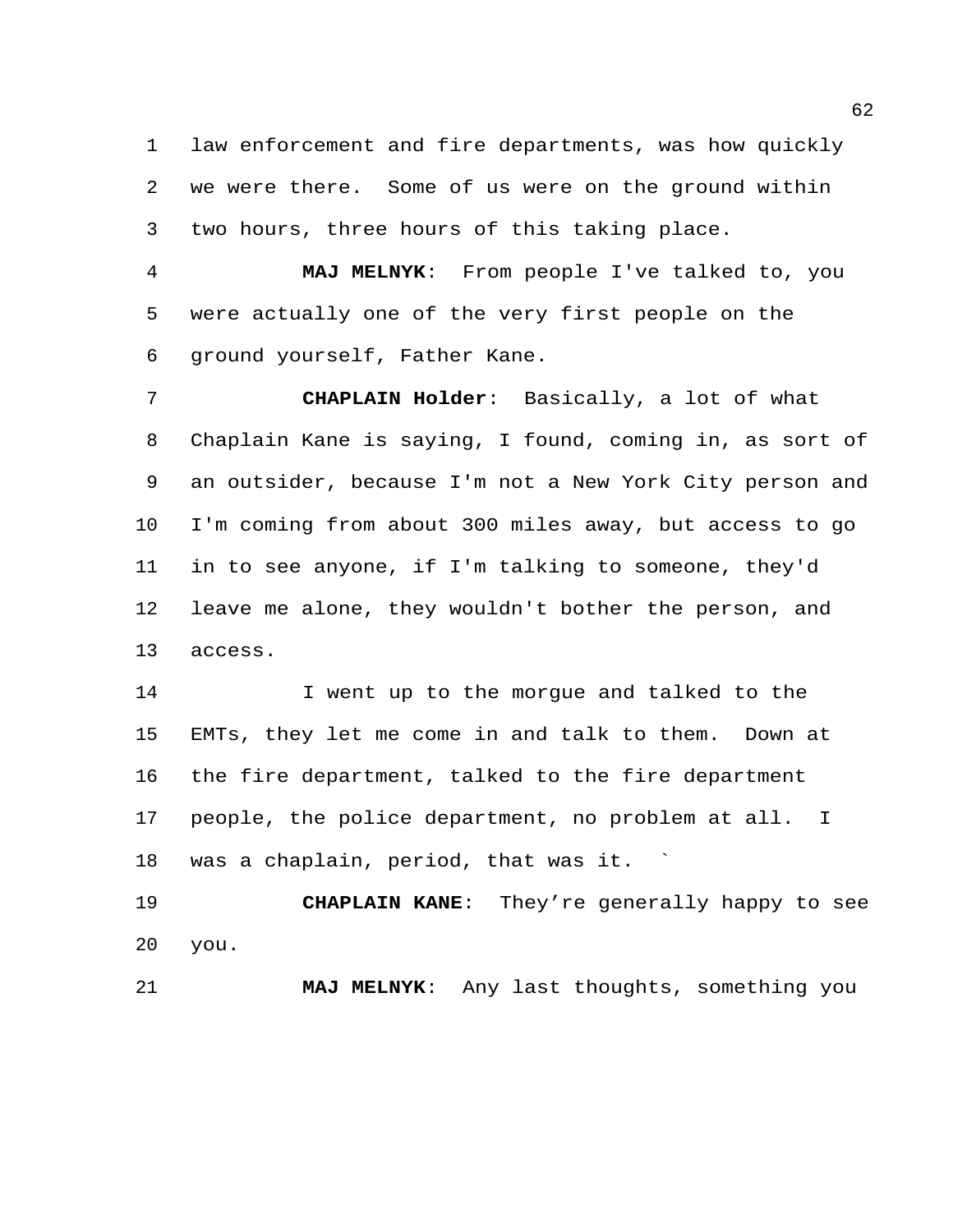law enforcement and fire departments, was how quickly we were there. Some of us were on the ground within two hours, three hours of this taking place.

**MAJ MELNYK**: From people I've talked to, you were actually one of the very first people on the ground yourself, Father Kane.

**CHAPLAIN Holder**: Basically, a lot of what Chaplain Kane is saying, I found, coming in, as sort of an outsider, because I'm not a New York City person and I'm coming from about 300 miles away, but access to go in to see anyone, if I'm talking to someone, they'd leave me alone, they wouldn't bother the person, and access.

I went up to the morgue and talked to the EMTs, they let me come in and talk to them. Down at the fire department, talked to the fire department people, the police department, no problem at all. I was a chaplain, period, that was it. `

**CHAPLAIN KANE**: They're generally happy to see you.

**MAJ MELNYK**: Any last thoughts, something you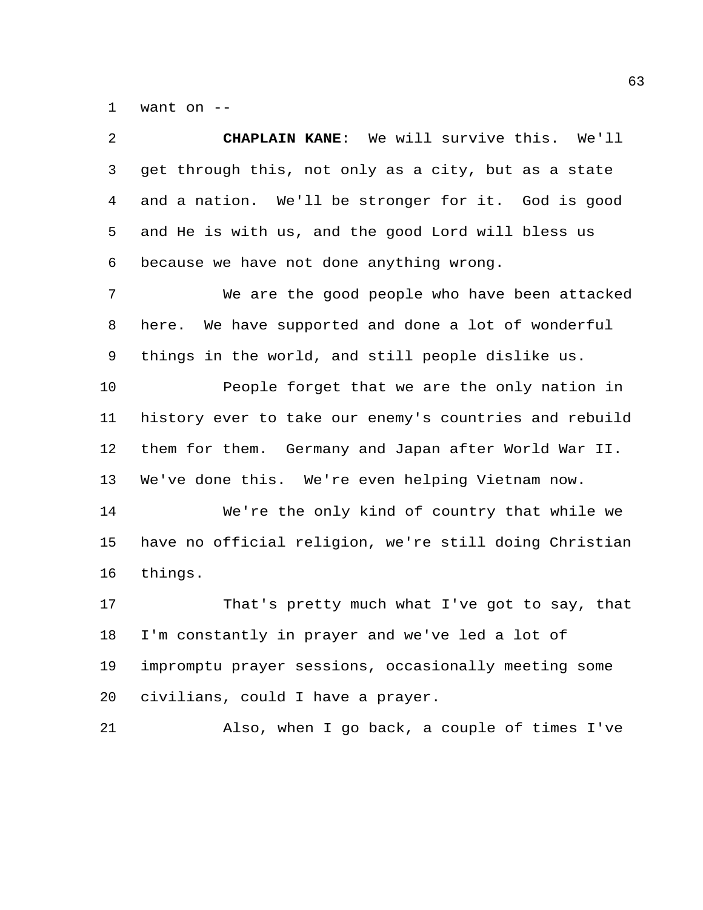want on --

**CHAPLAIN KANE**: We will survive this. We'll get through this, not only as a city, but as a state and a nation. We'll be stronger for it. God is good and He is with us, and the good Lord will bless us because we have not done anything wrong.

We are the good people who have been attacked here. We have supported and done a lot of wonderful things in the world, and still people dislike us.

People forget that we are the only nation in history ever to take our enemy's countries and rebuild them for them. Germany and Japan after World War II. We've done this. We're even helping Vietnam now.

We're the only kind of country that while we have no official religion, we're still doing Christian things.

That's pretty much what I've got to say, that I'm constantly in prayer and we've led a lot of impromptu prayer sessions, occasionally meeting some civilians, could I have a prayer.

Also, when I go back, a couple of times I've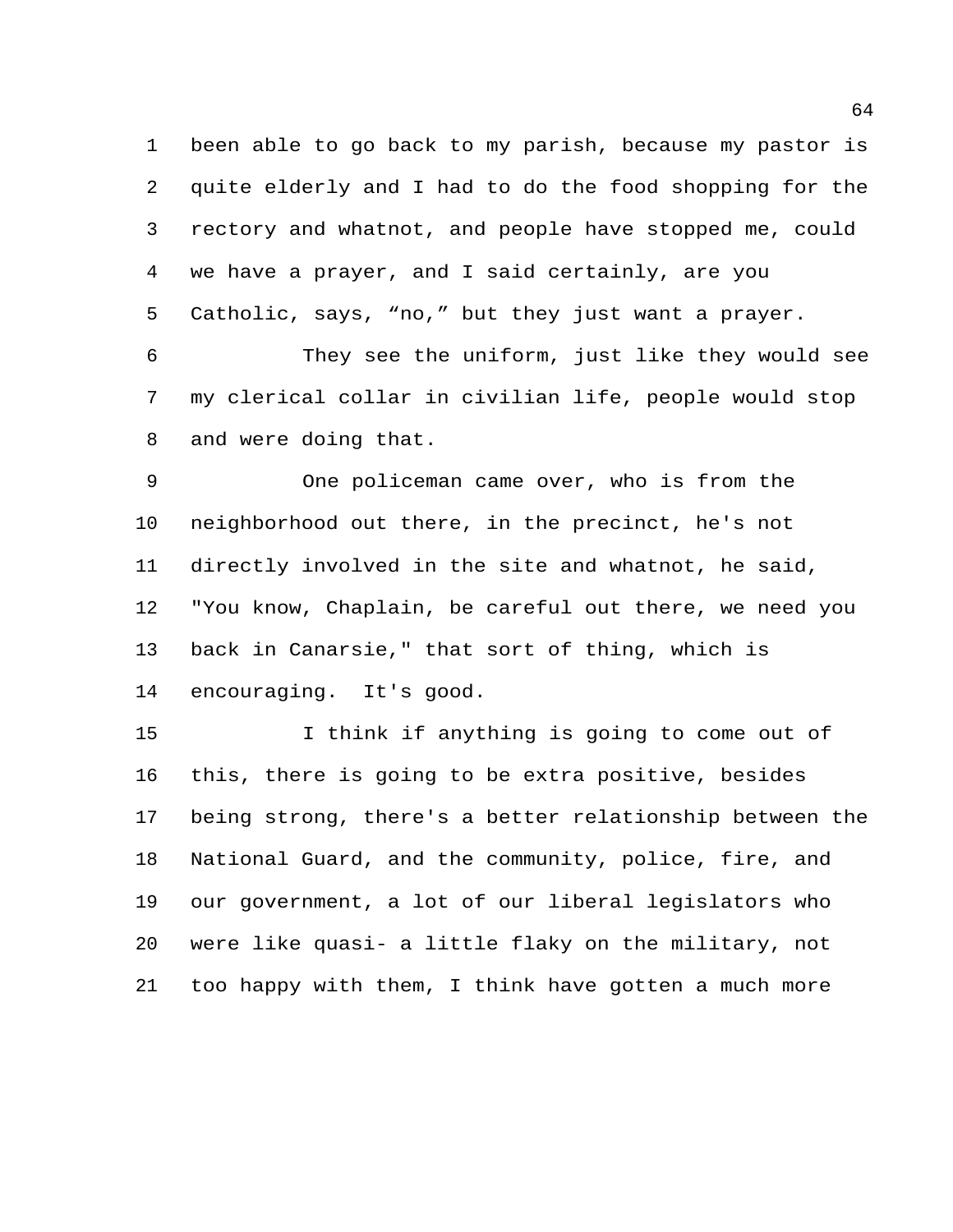been able to go back to my parish, because my pastor is quite elderly and I had to do the food shopping for the rectory and whatnot, and people have stopped me, could we have a prayer, and I said certainly, are you Catholic, says, “no,” but they just want a prayer.

They see the uniform, just like they would see my clerical collar in civilian life, people would stop and were doing that.

One policeman came over, who is from the neighborhood out there, in the precinct, he's not directly involved in the site and whatnot, he said, "You know, Chaplain, be careful out there, we need you back in Canarsie," that sort of thing, which is encouraging. It's good.

I think if anything is going to come out of this, there is going to be extra positive, besides being strong, there's a better relationship between the National Guard, and the community, police, fire, and our government, a lot of our liberal legislators who were like quasi- a little flaky on the military, not too happy with them, I think have gotten a much more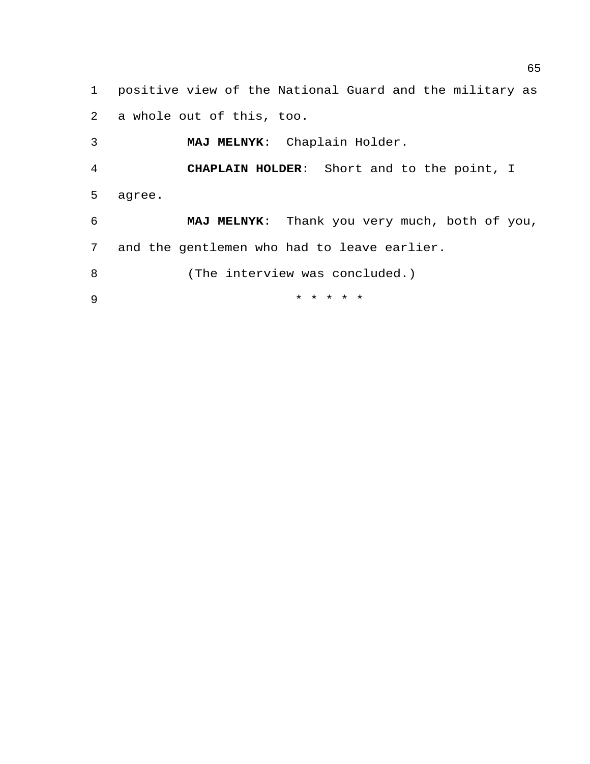positive view of the National Guard and the military as a whole out of this, too.

**MAJ MELNYK**: Chaplain Holder.

**CHAPLAIN HOLDER**: Short and to the point, I agree.

**MAJ MELNYK**: Thank you very much, both of you, and the gentlemen who had to leave earlier.

(The interview was concluded.)

* * * * *